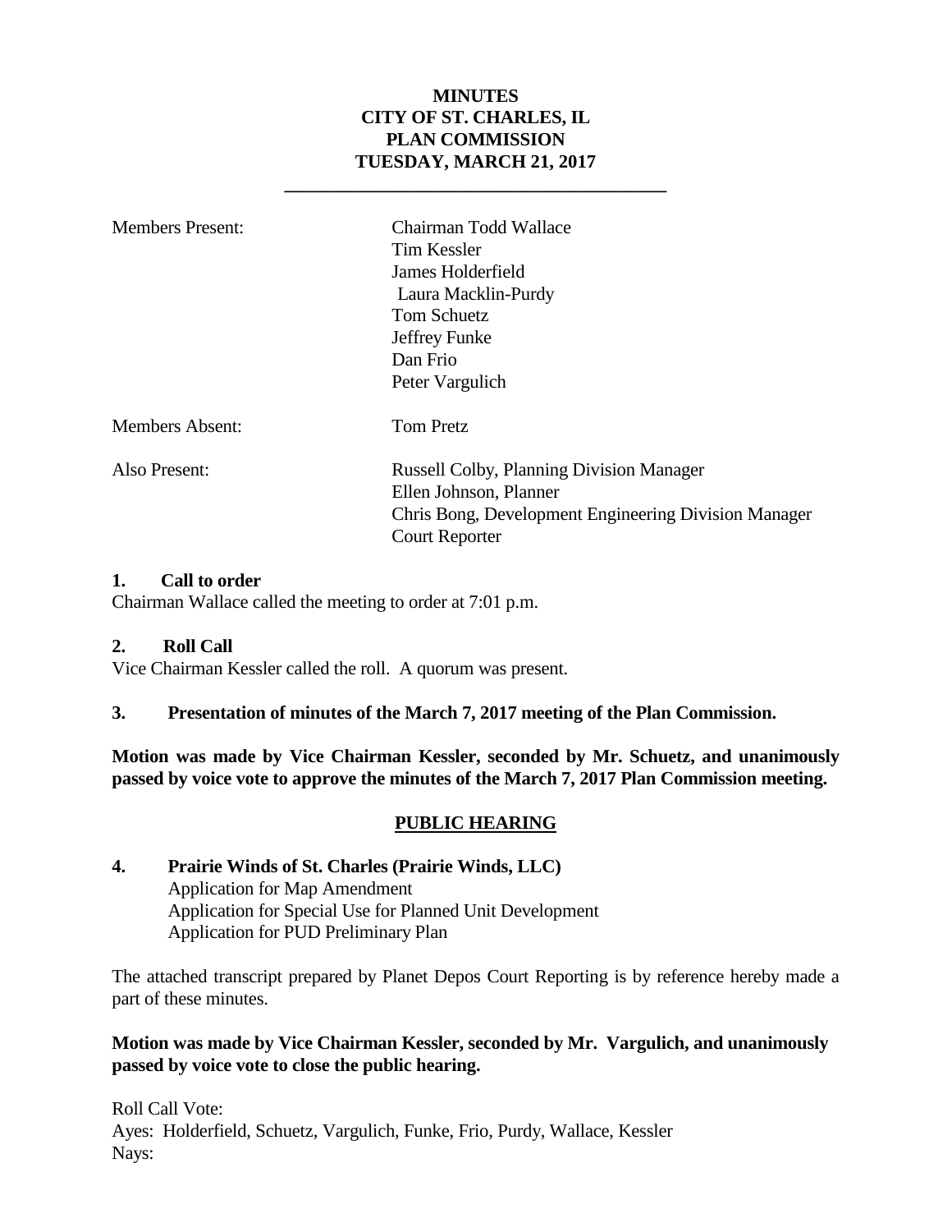# MINUTES
# CITY OF ST. CHARLES, IL
# PLAN COMMISSION
# TUESDAY, MARCH 21, 2017

---

| | |
|---|---|
| Members Present: | Chairman Todd Wallace |
| | Tim Kessler |
| | James Holderfield |
| | Laura Macklin-Purdy |
| | Tom Schuetz |
| | Jeffrey Funke |
| | Dan Frio |
| | Peter Vargulich |
| Members Absent: | Tom Pretz |
| Also Present: | Russell Colby, Planning Division Manager |
| | Ellen Johnson, Planner |
| | Chris Bong, Development Engineering Division Manager |
| | Court Reporter |

**1. Call to order**

Chairman Wallace called the meeting to order at 7:01 p.m.

**2. Roll Call**

Vice Chairman Kessler called the roll. A quorum was present.

**3. Presentation of minutes of the March 7, 2017 meeting of the Plan Commission.**

**Motion was made by Vice Chairman Kessler, seconded by Mr. Schuetz, and unanimously passed by voice vote to approve the minutes of the March 7, 2017 Plan Commission meeting.**

## PUBLIC HEARING

**4. Prairie Winds of St. Charles (Prairie Winds, LLC)**

Application for Map Amendment
Application for Special Use for Planned Unit Development
Application for PUD Preliminary Plan

The attached transcript prepared by Planet Depos Court Reporting is by reference hereby made a part of these minutes.

**Motion was made by Vice Chairman Kessler, seconded by Mr. Vargulich, and unanimously passed by voice vote to close the public hearing.**

Roll Call Vote:
Ayes: Holderfield, Schuetz, Vargulich, Funke, Frio, Purdy, Wallace, Kessler
Nays: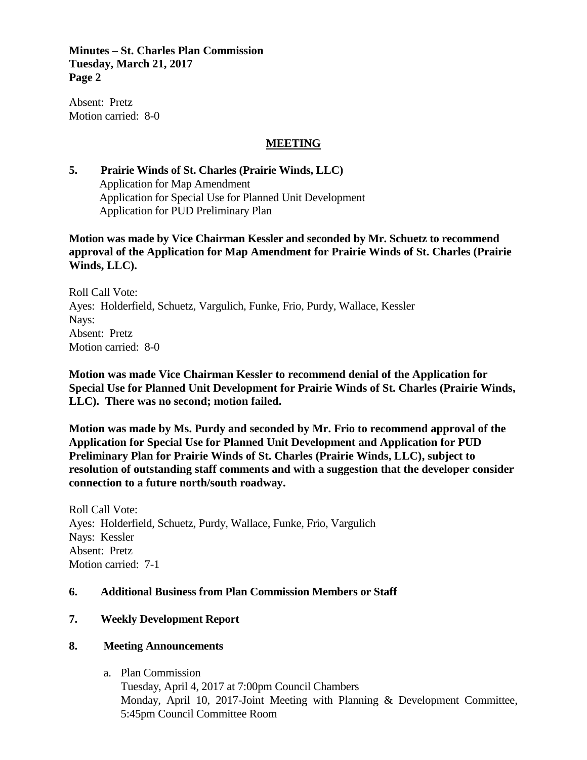Absent: Pretz
Motion carried: 8-0

## MEETING

**5. Prairie Winds of St. Charles (Prairie Winds, LLC)**
Application for Map Amendment
Application for Special Use for Planned Unit Development
Application for PUD Preliminary Plan

**Motion was made by Vice Chairman Kessler and seconded by Mr. Schuetz to recommend approval of the Application for Map Amendment for Prairie Winds of St. Charles (Prairie Winds, LLC).**

Roll Call Vote:
Ayes: Holderfield, Schuetz, Vargulich, Funke, Frio, Purdy, Wallace, Kessler
Nays:
Absent: Pretz
Motion carried: 8-0

**Motion was made Vice Chairman Kessler to recommend denial of the Application for Special Use for Planned Unit Development for Prairie Winds of St. Charles (Prairie Winds, LLC). There was no second; motion failed.**

**Motion was made by Ms. Purdy and seconded by Mr. Frio to recommend approval of the Application for Special Use for Planned Unit Development and Application for PUD Preliminary Plan for Prairie Winds of St. Charles (Prairie Winds, LLC), subject to resolution of outstanding staff comments and with a suggestion that the developer consider connection to a future north/south roadway.**

Roll Call Vote:
Ayes: Holderfield, Schuetz, Purdy, Wallace, Funke, Frio, Vargulich
Nays: Kessler
Absent: Pretz
Motion carried: 7-1

**6. Additional Business from Plan Commission Members or Staff**

**7. Weekly Development Report**

**8. Meeting Announcements**

a. Plan Commission
Tuesday, April 4, 2017 at 7:00pm Council Chambers
Monday, April 10, 2017-Joint Meeting with Planning & Development Committee, 5:45pm Council Committee Room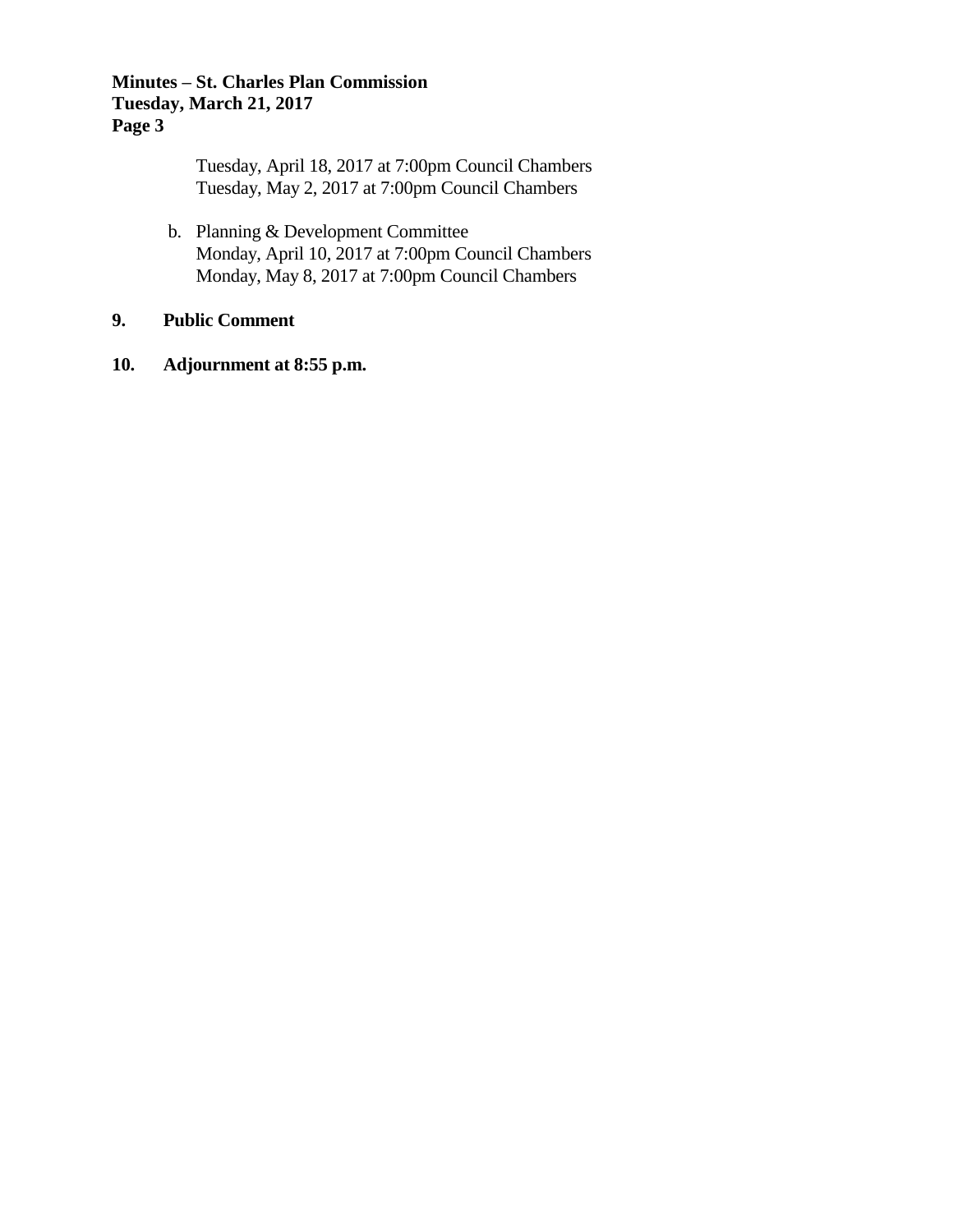Tuesday, April 18, 2017 at 7:00pm Council Chambers
Tuesday, May 2, 2017 at 7:00pm Council Chambers

b. Planning & Development Committee
Monday, April 10, 2017 at 7:00pm Council Chambers
Monday, May 8, 2017 at 7:00pm Council Chambers

**9. Public Comment**

**10. Adjournment at 8:55 p.m.**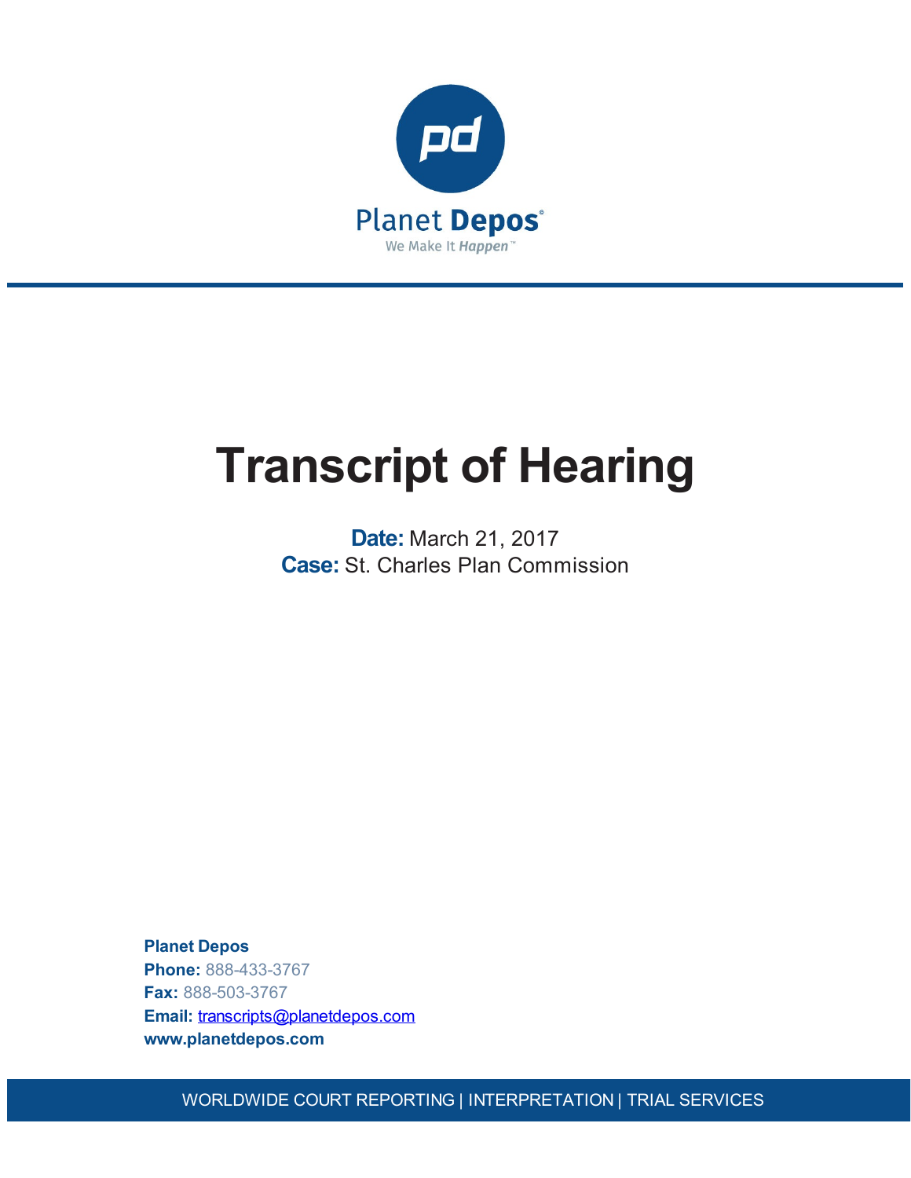Planet Depos

We Make It Happen™

# Transcript of Hearing

**Date:** March 21, 2017

**Case:** St. Charles Plan Commission

**Planet Depos**
**Phone:** 888-433-3767
**Fax:** 888-503-3767
**Email:** transcripts@planetdepos.com
**www.planetdepos.com**

WORLDWIDE COURT REPORTING | INTERPRETATION | TRIAL SERVICES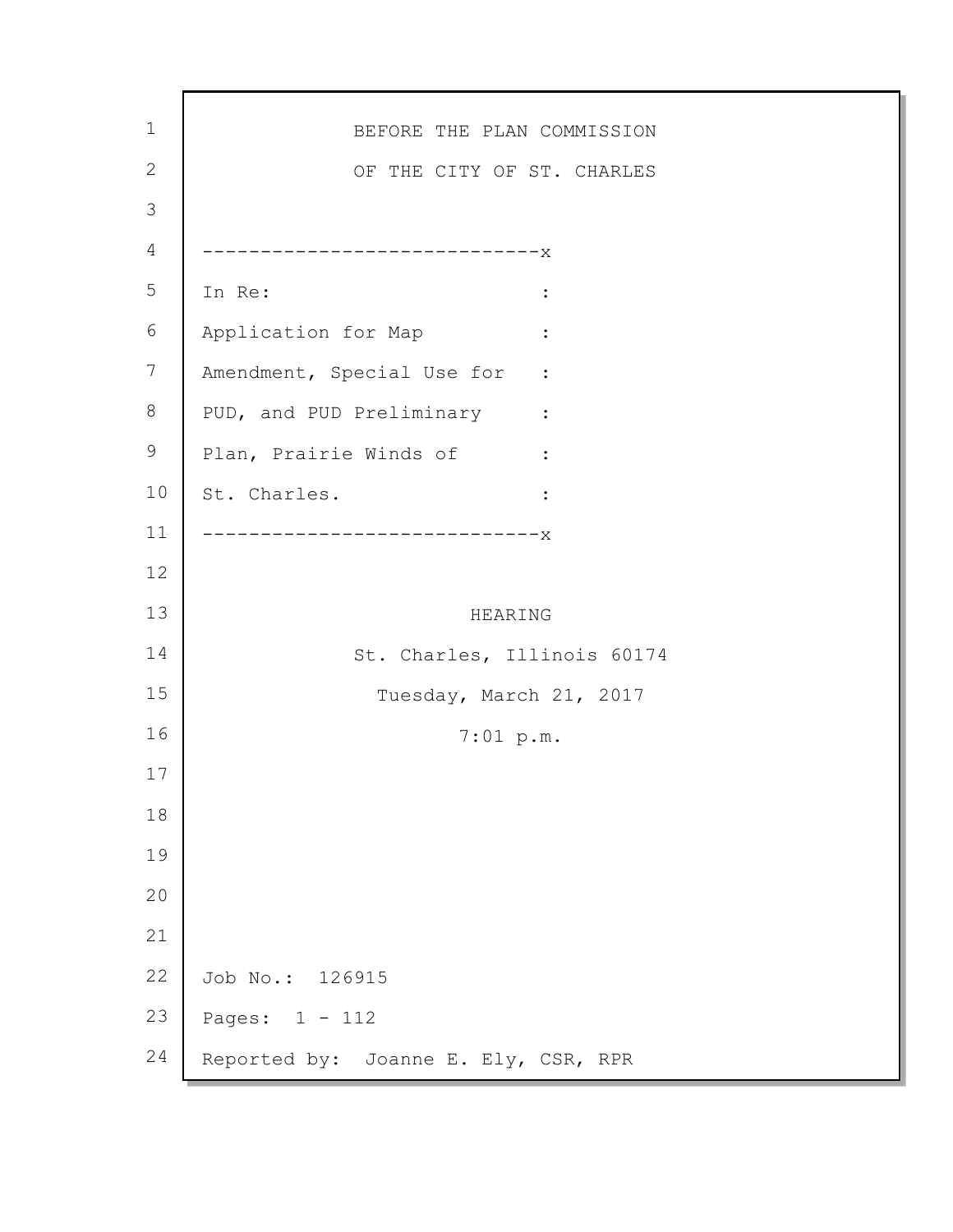BEFORE THE PLAN COMMISSION

OF THE CITY OF ST. CHARLES

------------------------------x

In Re: :

Application for Map :

Amendment, Special Use for :

PUD, and PUD Preliminary :

Plan, Prairie Winds of :

St. Charles. :

------------------------------x

HEARING

St. Charles, Illinois 60174

Tuesday, March 21, 2017

7:01 p.m.

Job No.: 126915

Pages: 1 - 112

Reported by: Joanne E. Ely, CSR, RPR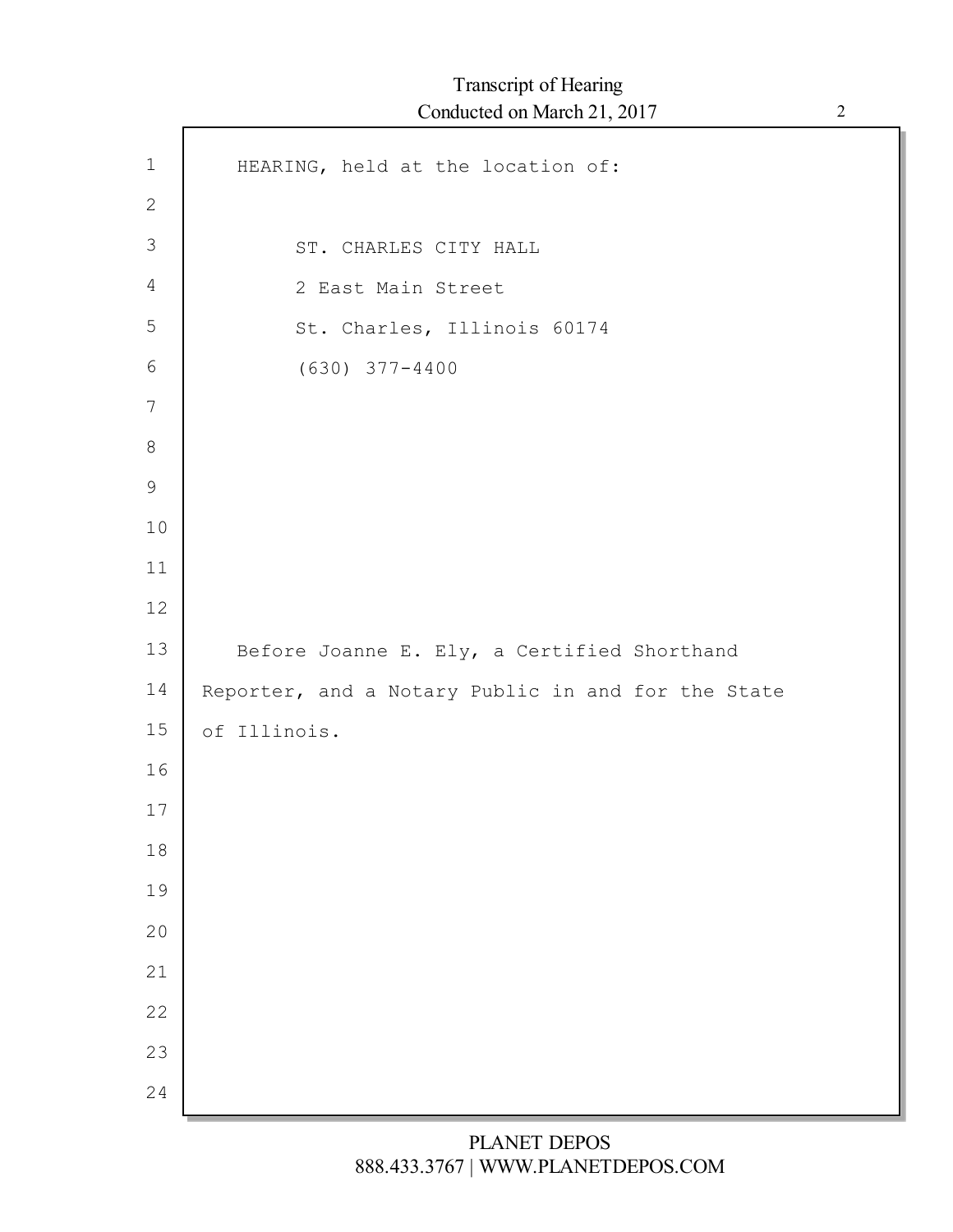HEARING, held at the location of:

ST. CHARLES CITY HALL
2 East Main Street
St. Charles, Illinois 60174
(630) 377-4400

Before Joanne E. Ely, a Certified Shorthand Reporter, and a Notary Public in and for the State of Illinois.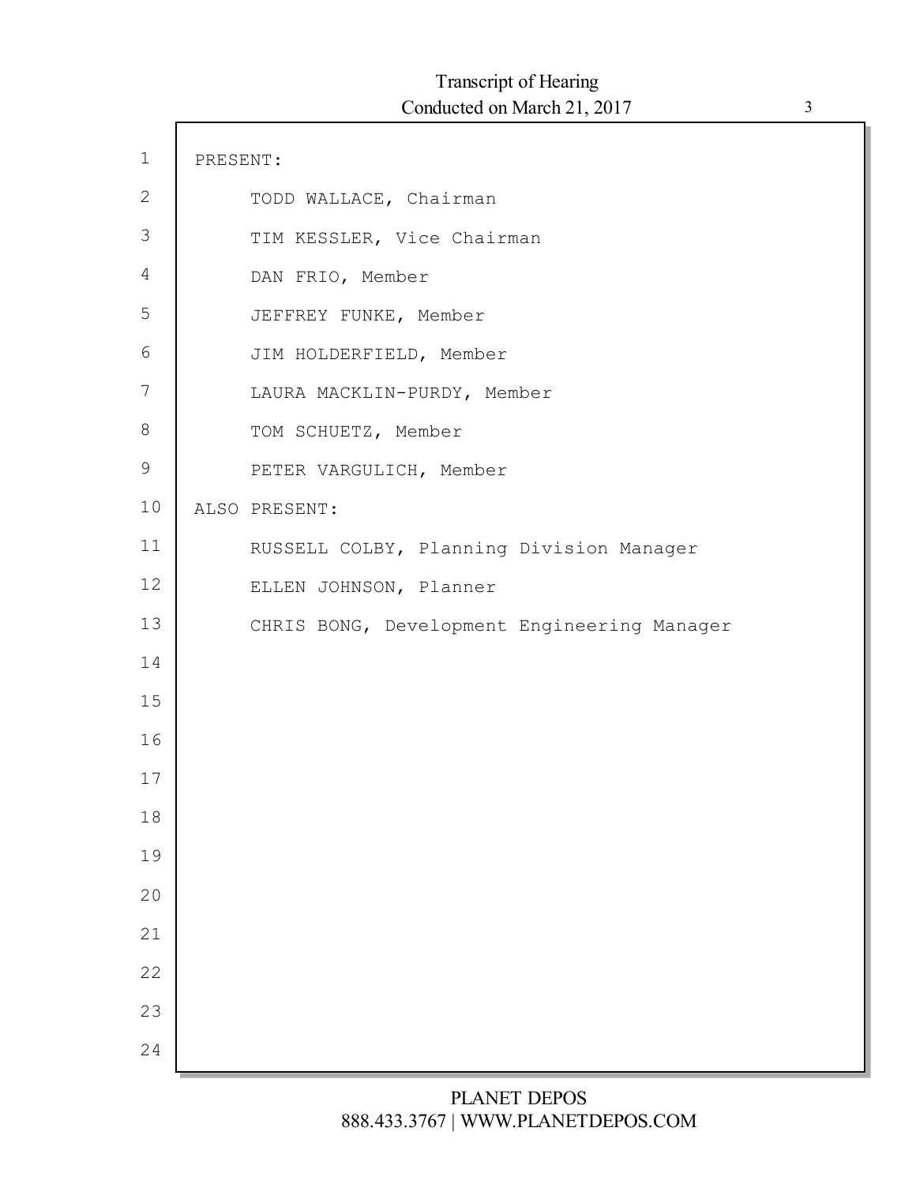PRESENT:

TODD WALLACE, Chairman

TIM KESSLER, Vice Chairman

DAN FRIO, Member

JEFFREY FUNKE, Member

JIM HOLDERFIELD, Member

LAURA MACKLIN-PURDY, Member

TOM SCHUETZ, Member

PETER VARGULICH, Member

ALSO PRESENT:

RUSSELL COLBY, Planning Division Manager

ELLEN JOHNSON, Planner

CHRIS BONG, Development Engineering Manager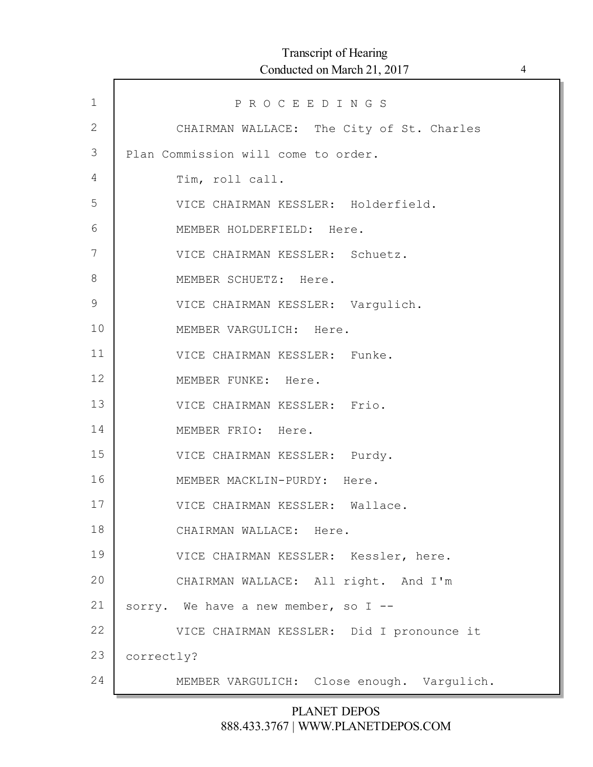P R O C E E D I N G S

CHAIRMAN WALLACE: The City of St. Charles Plan Commission will come to order.

Tim, roll call.

VICE CHAIRMAN KESSLER: Holderfield.

MEMBER HOLDERFIELD: Here.

VICE CHAIRMAN KESSLER: Schuetz.

MEMBER SCHUETZ: Here.

VICE CHAIRMAN KESSLER: Vargulich.

MEMBER VARGULICH: Here.

VICE CHAIRMAN KESSLER: Funke.

MEMBER FUNKE: Here.

VICE CHAIRMAN KESSLER: Frio.

MEMBER FRIO: Here.

VICE CHAIRMAN KESSLER: Purdy.

MEMBER MACKLIN-PURDY: Here.

VICE CHAIRMAN KESSLER: Wallace.

CHAIRMAN WALLACE: Here.

VICE CHAIRMAN KESSLER: Kessler, here.

CHAIRMAN WALLACE: All right. And I'm sorry. We have a new member, so I --

VICE CHAIRMAN KESSLER: Did I pronounce it correctly?

MEMBER VARGULICH: Close enough. Vargulich.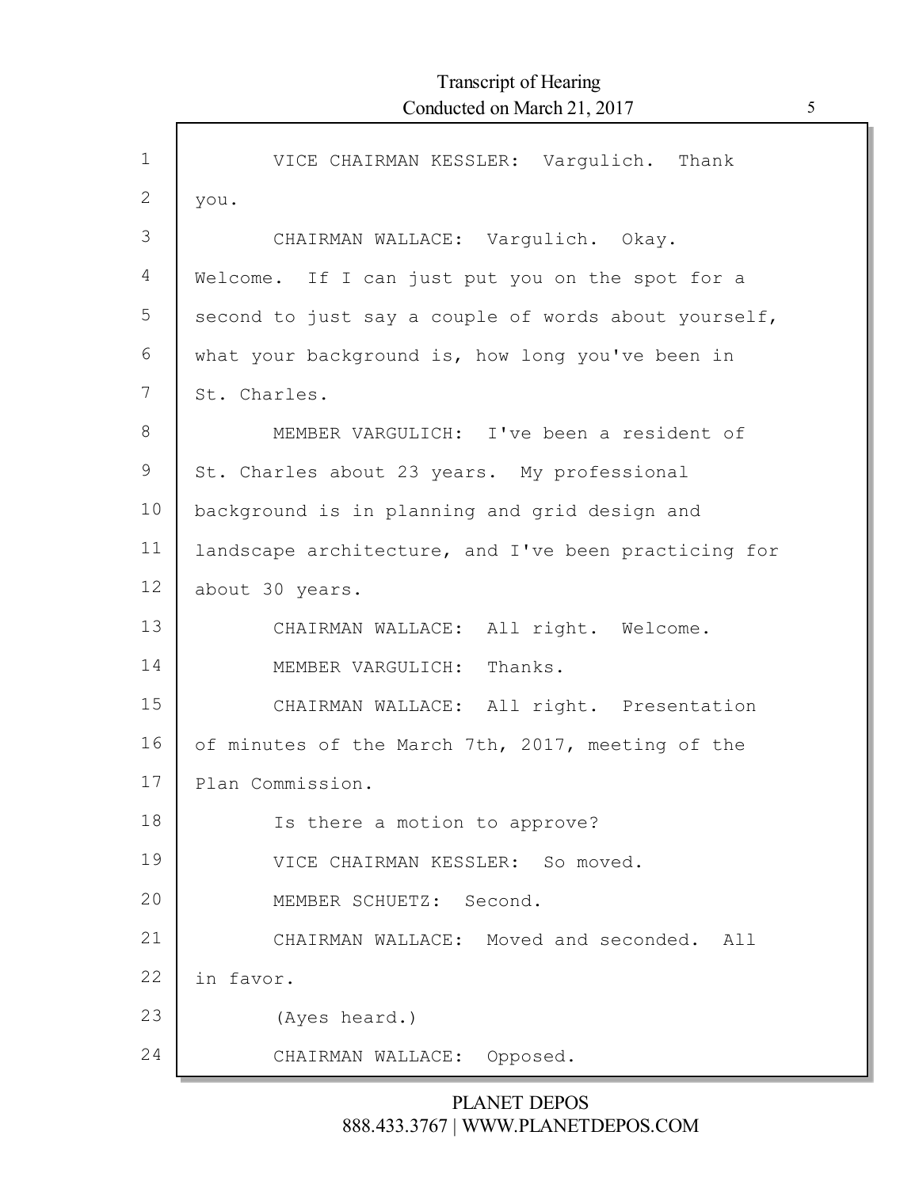VICE CHAIRMAN KESSLER: Vargulich. Thank you.

CHAIRMAN WALLACE: Vargulich. Okay. Welcome. If I can just put you on the spot for a second to just say a couple of words about yourself, what your background is, how long you've been in St. Charles.

MEMBER VARGULICH: I've been a resident of St. Charles about 23 years. My professional background is in planning and grid design and landscape architecture, and I've been practicing for about 30 years.

CHAIRMAN WALLACE: All right. Welcome.

MEMBER VARGULICH: Thanks.

CHAIRMAN WALLACE: All right. Presentation of minutes of the March 7th, 2017, meeting of the Plan Commission.

Is there a motion to approve?

VICE CHAIRMAN KESSLER: So moved.

MEMBER SCHUETZ: Second.

CHAIRMAN WALLACE: Moved and seconded. All in favor.

(Ayes heard.)

CHAIRMAN WALLACE: Opposed.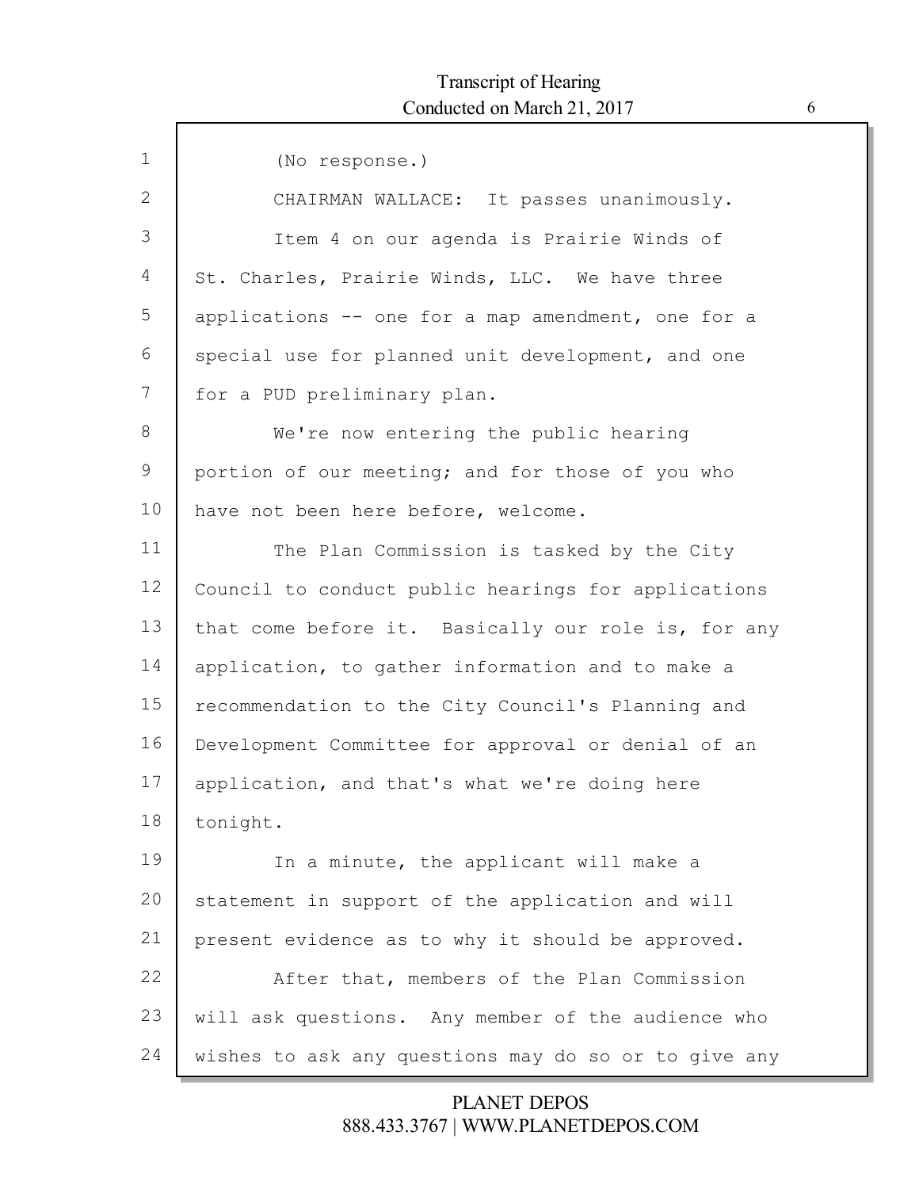(No response.)

CHAIRMAN WALLACE: It passes unanimously.

Item 4 on our agenda is Prairie Winds of St. Charles, Prairie Winds, LLC. We have three applications -- one for a map amendment, one for a special use for planned unit development, and one for a PUD preliminary plan.

We're now entering the public hearing portion of our meeting; and for those of you who have not been here before, welcome.

The Plan Commission is tasked by the City Council to conduct public hearings for applications that come before it. Basically our role is, for any application, to gather information and to make a recommendation to the City Council's Planning and Development Committee for approval or denial of an application, and that's what we're doing here tonight.

In a minute, the applicant will make a statement in support of the application and will present evidence as to why it should be approved.

After that, members of the Plan Commission will ask questions. Any member of the audience who wishes to ask any questions may do so or to give any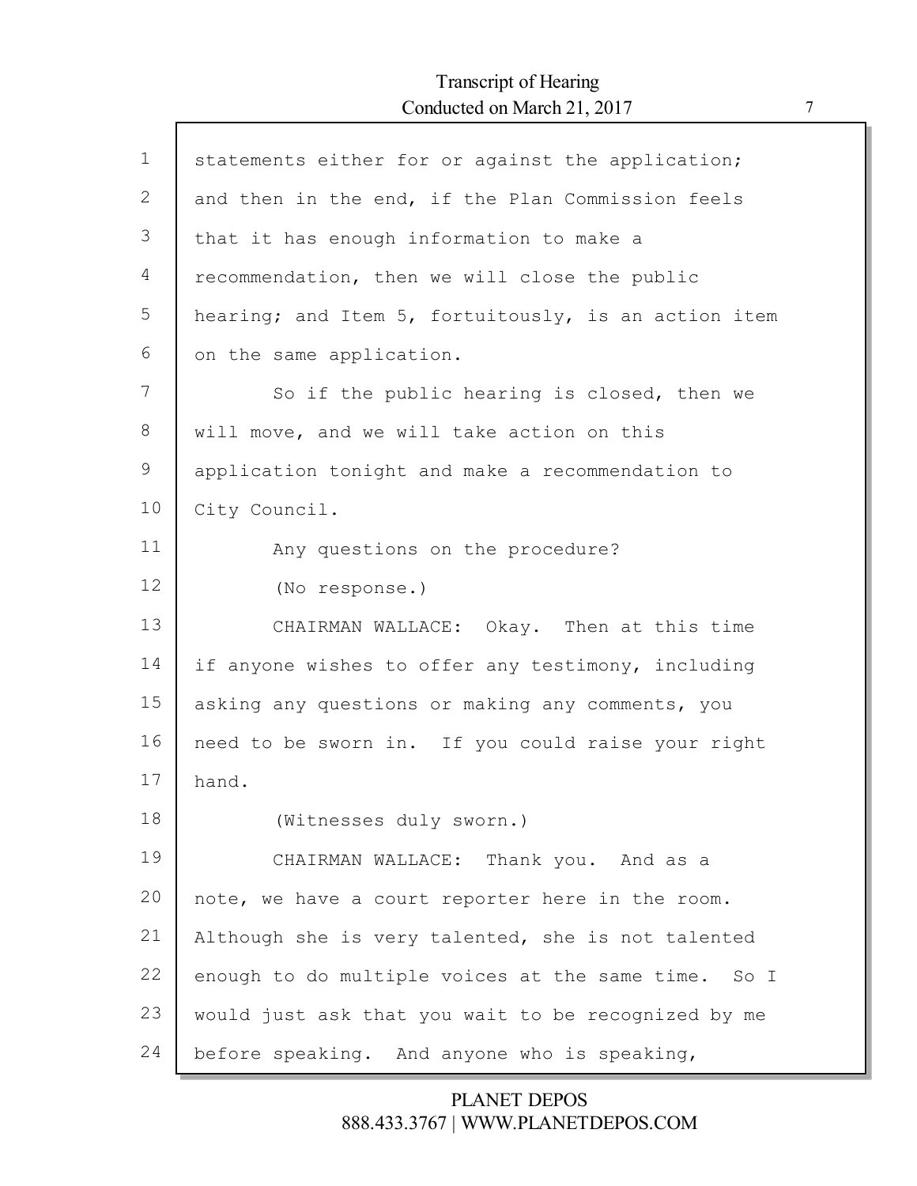statements either for or against the application; and then in the end, if the Plan Commission feels that it has enough information to make a recommendation, then we will close the public hearing; and Item 5, fortuitously, is an action item on the same application.

So if the public hearing is closed, then we will move, and we will take action on this application tonight and make a recommendation to City Council.

Any questions on the procedure?

(No response.)

CHAIRMAN WALLACE: Okay. Then at this time if anyone wishes to offer any testimony, including asking any questions or making any comments, you need to be sworn in. If you could raise your right hand.

(Witnesses duly sworn.)

CHAIRMAN WALLACE: Thank you. And as a note, we have a court reporter here in the room. Although she is very talented, she is not talented enough to do multiple voices at the same time. So I would just ask that you wait to be recognized by me before speaking. And anyone who is speaking,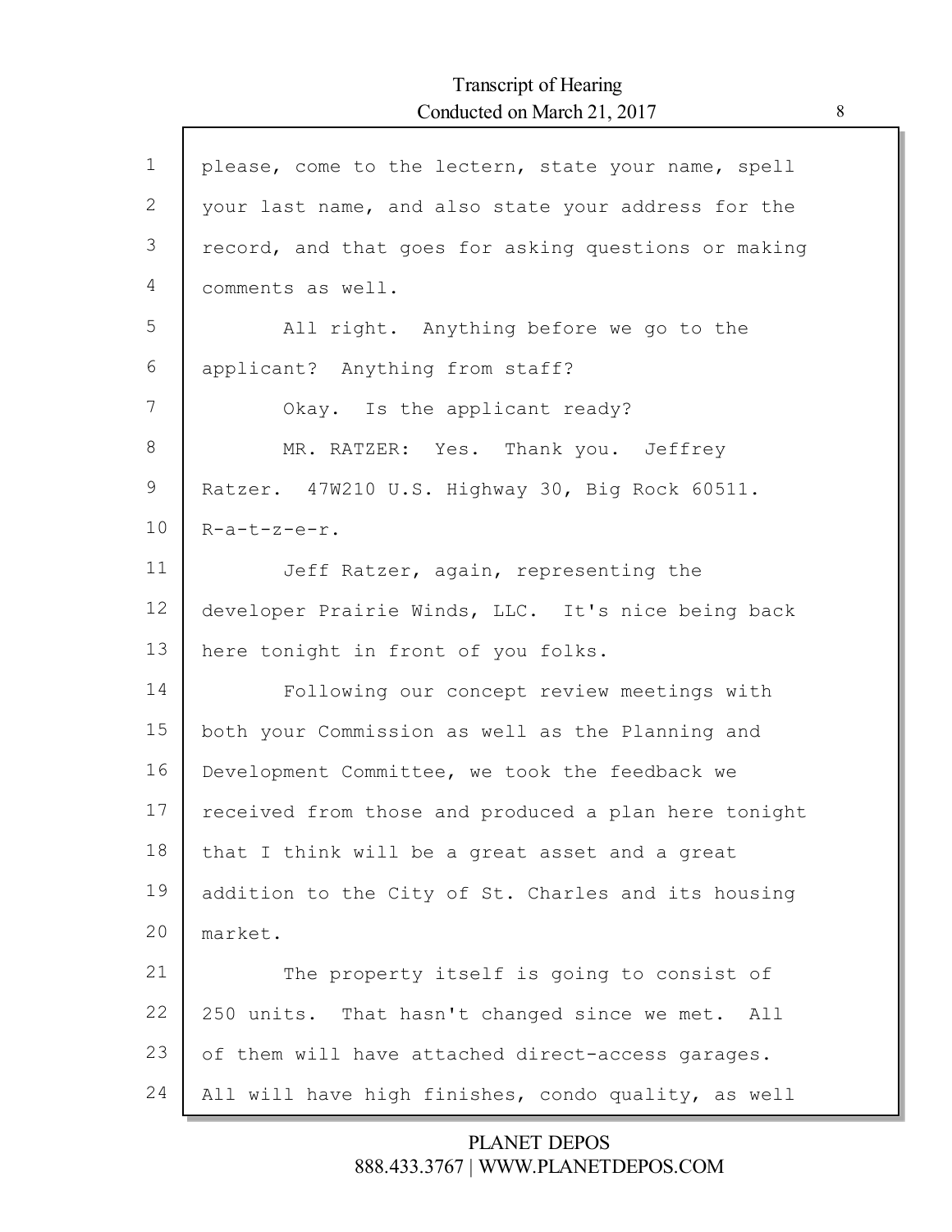please, come to the lectern, state your name, spell your last name, and also state your address for the record, and that goes for asking questions or making comments as well.

All right. Anything before we go to the applicant? Anything from staff?

Okay. Is the applicant ready?

MR. RATZER: Yes. Thank you. Jeffrey Ratzer. 47W210 U.S. Highway 30, Big Rock 60511. R-a-t-z-e-r.

Jeff Ratzer, again, representing the developer Prairie Winds, LLC. It's nice being back here tonight in front of you folks.

Following our concept review meetings with both your Commission as well as the Planning and Development Committee, we took the feedback we received from those and produced a plan here tonight that I think will be a great asset and a great addition to the City of St. Charles and its housing market.

The property itself is going to consist of 250 units. That hasn't changed since we met. All of them will have attached direct-access garages. All will have high finishes, condo quality, as well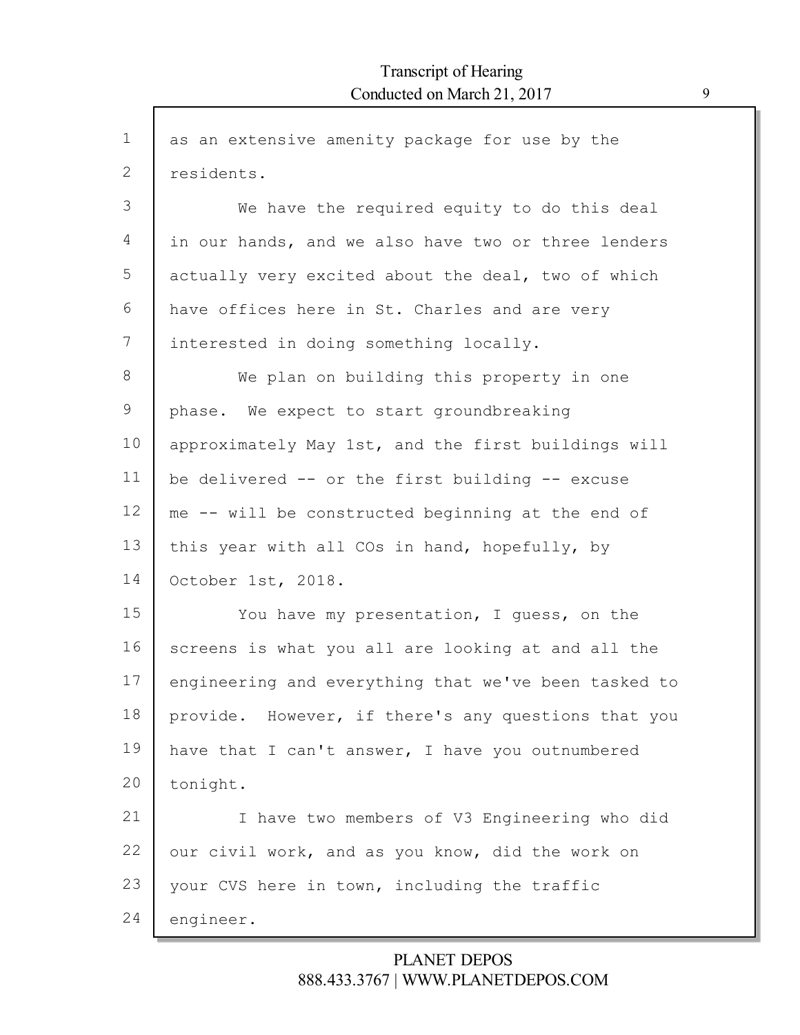as an extensive amenity package for use by the residents.

We have the required equity to do this deal in our hands, and we also have two or three lenders actually very excited about the deal, two of which have offices here in St. Charles and are very interested in doing something locally.

We plan on building this property in one phase. We expect to start groundbreaking approximately May 1st, and the first buildings will be delivered -- or the first building -- excuse me -- will be constructed beginning at the end of this year with all COs in hand, hopefully, by October 1st, 2018.

You have my presentation, I guess, on the screens is what you all are looking at and all the engineering and everything that we've been tasked to provide. However, if there's any questions that you have that I can't answer, I have you outnumbered tonight.

I have two members of V3 Engineering who did our civil work, and as you know, did the work on your CVS here in town, including the traffic engineer.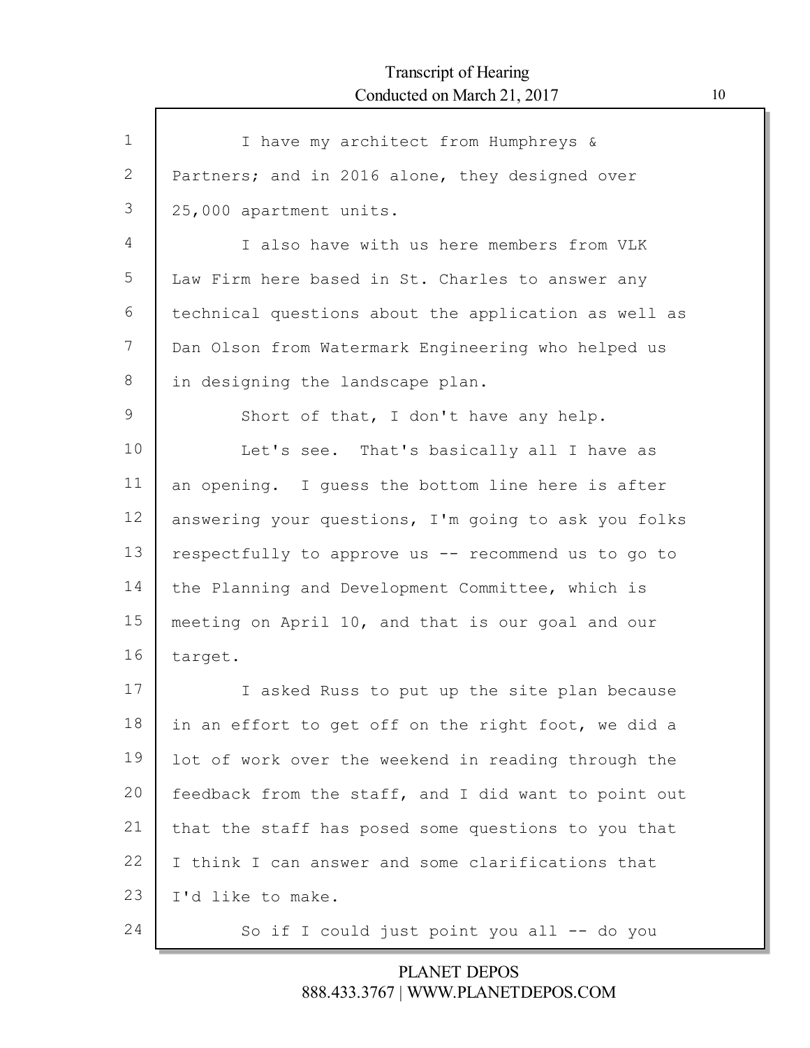I have my architect from Humphreys & Partners; and in 2016 alone, they designed over 25,000 apartment units.

I also have with us here members from VLK Law Firm here based in St. Charles to answer any technical questions about the application as well as Dan Olson from Watermark Engineering who helped us in designing the landscape plan.

Short of that, I don't have any help.

Let's see. That's basically all I have as an opening. I guess the bottom line here is after answering your questions, I'm going to ask you folks respectfully to approve us -- recommend us to go to the Planning and Development Committee, which is meeting on April 10, and that is our goal and our target.

I asked Russ to put up the site plan because in an effort to get off on the right foot, we did a lot of work over the weekend in reading through the feedback from the staff, and I did want to point out that the staff has posed some questions to you that I think I can answer and some clarifications that I'd like to make.

So if I could just point you all -- do you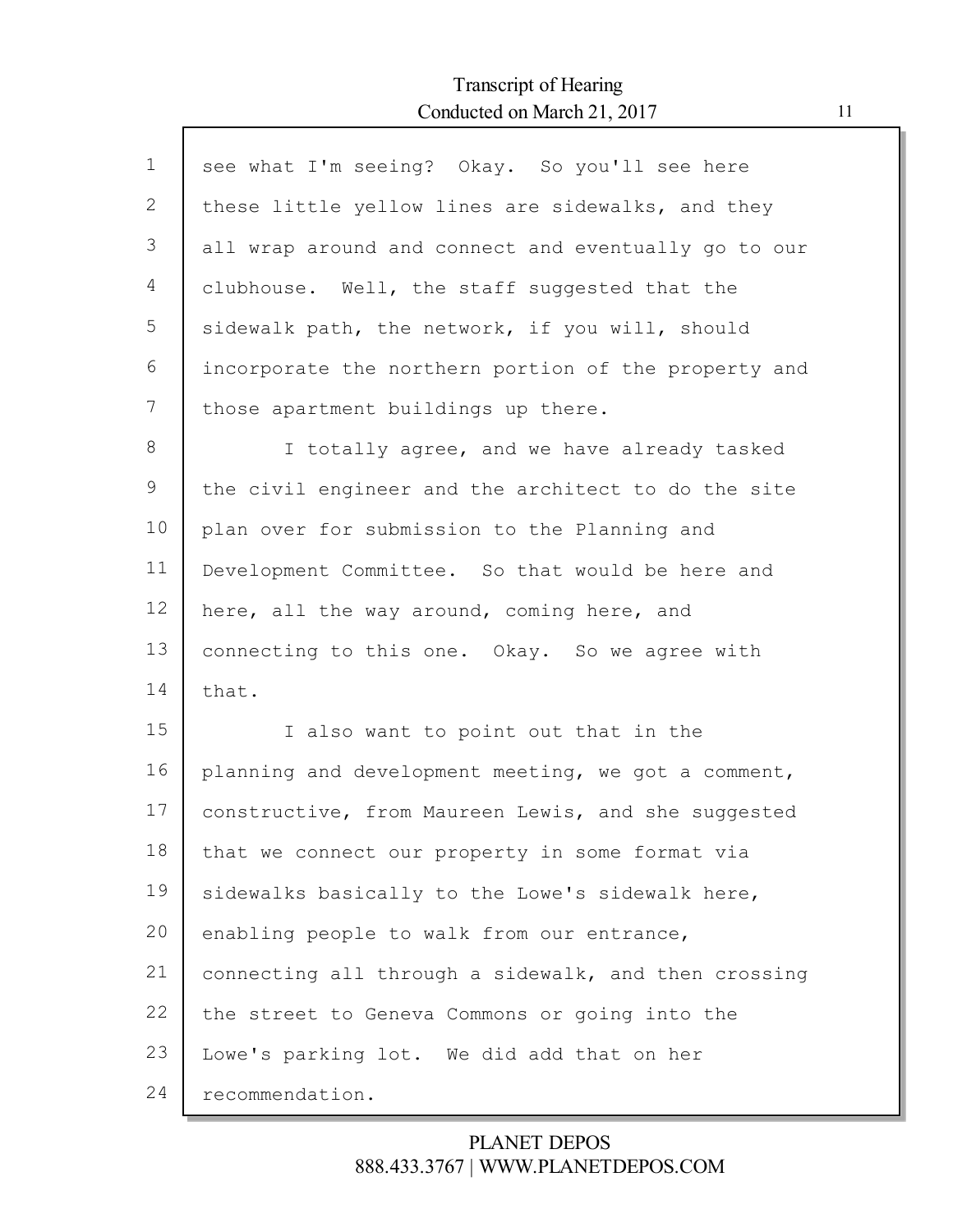see what I'm seeing? Okay. So you'll see here these little yellow lines are sidewalks, and they all wrap around and connect and eventually go to our clubhouse. Well, the staff suggested that the sidewalk path, the network, if you will, should incorporate the northern portion of the property and those apartment buildings up there.

I totally agree, and we have already tasked the civil engineer and the architect to do the site plan over for submission to the Planning and Development Committee. So that would be here and here, all the way around, coming here, and connecting to this one. Okay. So we agree with that.

I also want to point out that in the planning and development meeting, we got a comment, constructive, from Maureen Lewis, and she suggested that we connect our property in some format via sidewalks basically to the Lowe's sidewalk here, enabling people to walk from our entrance, connecting all through a sidewalk, and then crossing the street to Geneva Commons or going into the Lowe's parking lot. We did add that on her recommendation.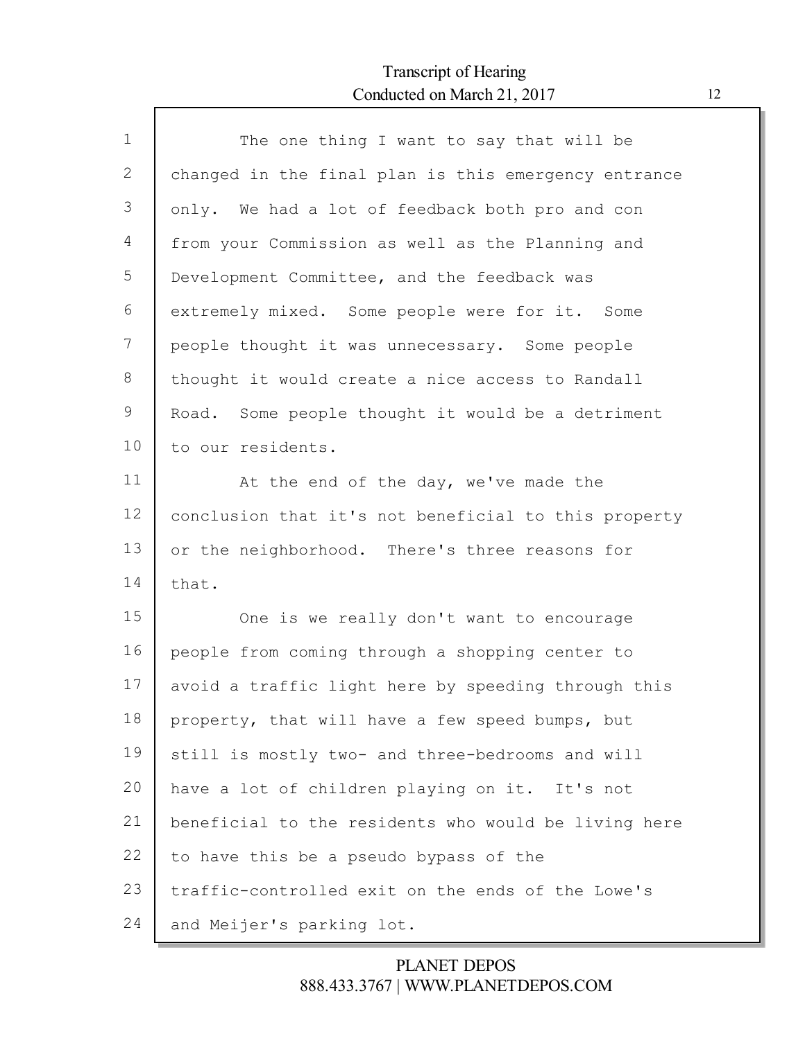The one thing I want to say that will be changed in the final plan is this emergency entrance only. We had a lot of feedback both pro and con from your Commission as well as the Planning and Development Committee, and the feedback was extremely mixed. Some people were for it. Some people thought it was unnecessary. Some people thought it would create a nice access to Randall Road. Some people thought it would be a detriment to our residents.

At the end of the day, we've made the conclusion that it's not beneficial to this property or the neighborhood. There's three reasons for that.

One is we really don't want to encourage people from coming through a shopping center to avoid a traffic light here by speeding through this property, that will have a few speed bumps, but still is mostly two- and three-bedrooms and will have a lot of children playing on it. It's not beneficial to the residents who would be living here to have this be a pseudo bypass of the traffic-controlled exit on the ends of the Lowe's and Meijer's parking lot.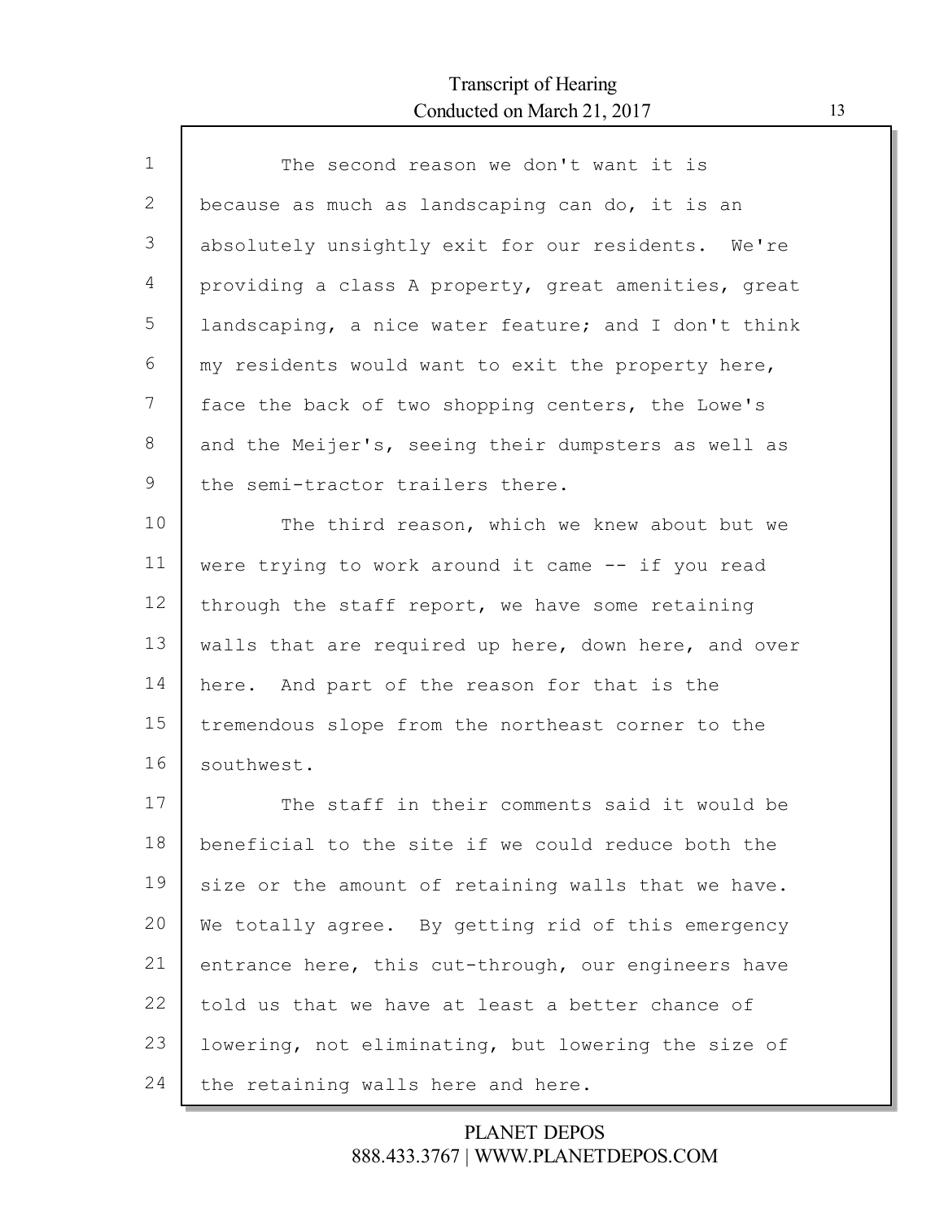The second reason we don't want it is because as much as landscaping can do, it is an absolutely unsightly exit for our residents. We're providing a class A property, great amenities, great landscaping, a nice water feature; and I don't think my residents would want to exit the property here, face the back of two shopping centers, the Lowe's and the Meijer's, seeing their dumpsters as well as the semi-tractor trailers there.

The third reason, which we knew about but we were trying to work around it came -- if you read through the staff report, we have some retaining walls that are required up here, down here, and over here. And part of the reason for that is the tremendous slope from the northeast corner to the southwest.

The staff in their comments said it would be beneficial to the site if we could reduce both the size or the amount of retaining walls that we have. We totally agree. By getting rid of this emergency entrance here, this cut-through, our engineers have told us that we have at least a better chance of lowering, not eliminating, but lowering the size of the retaining walls here and here.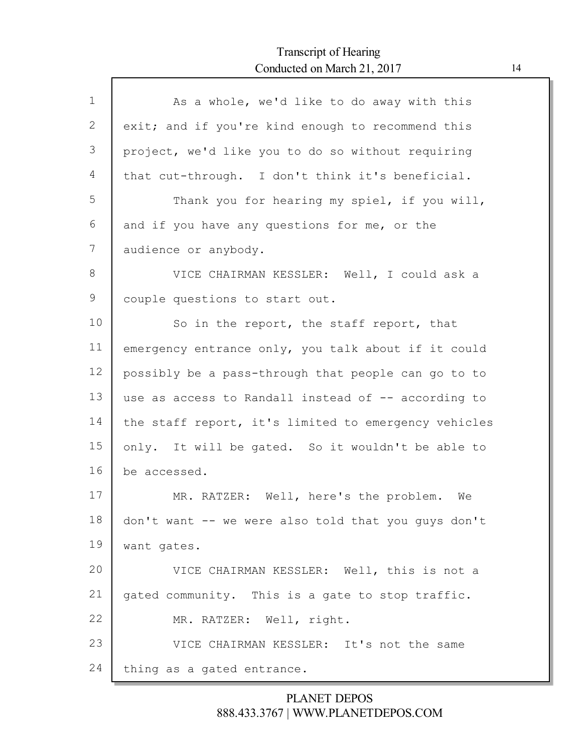As a whole, we'd like to do away with this exit; and if you're kind enough to recommend this project, we'd like you to do so without requiring that cut-through. I don't think it's beneficial.

Thank you for hearing my spiel, if you will, and if you have any questions for me, or the audience or anybody.

VICE CHAIRMAN KESSLER: Well, I could ask a couple questions to start out.

So in the report, the staff report, that emergency entrance only, you talk about if it could possibly be a pass-through that people can go to to use as access to Randall instead of -- according to the staff report, it's limited to emergency vehicles only. It will be gated. So it wouldn't be able to be accessed.

MR. RATZER: Well, here's the problem. We don't want -- we were also told that you guys don't want gates.

VICE CHAIRMAN KESSLER: Well, this is not a gated community. This is a gate to stop traffic.

MR. RATZER: Well, right.

VICE CHAIRMAN KESSLER: It's not the same thing as a gated entrance.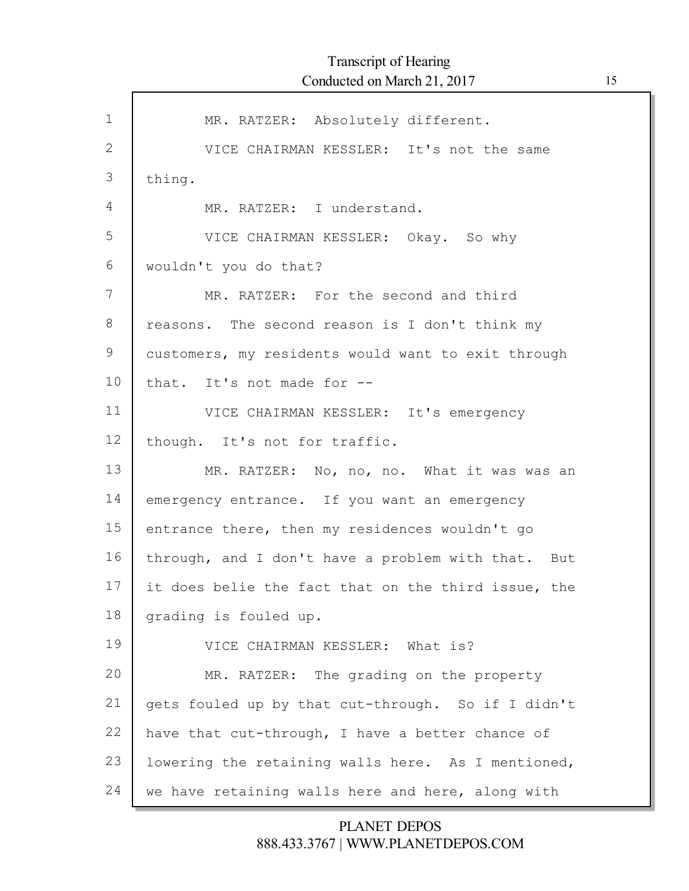MR. RATZER: Absolutely different.

VICE CHAIRMAN KESSLER: It's not the same thing.

MR. RATZER: I understand.

VICE CHAIRMAN KESSLER: Okay. So why wouldn't you do that?

MR. RATZER: For the second and third reasons. The second reason is I don't think my customers, my residents would want to exit through that. It's not made for --

VICE CHAIRMAN KESSLER: It's emergency though. It's not for traffic.

MR. RATZER: No, no, no. What it was was an emergency entrance. If you want an emergency entrance there, then my residences wouldn't go through, and I don't have a problem with that. But it does belie the fact that on the third issue, the grading is fouled up.

VICE CHAIRMAN KESSLER: What is?

MR. RATZER: The grading on the property gets fouled up by that cut-through. So if I didn't have that cut-through, I have a better chance of lowering the retaining walls here. As I mentioned, we have retaining walls here and here, along with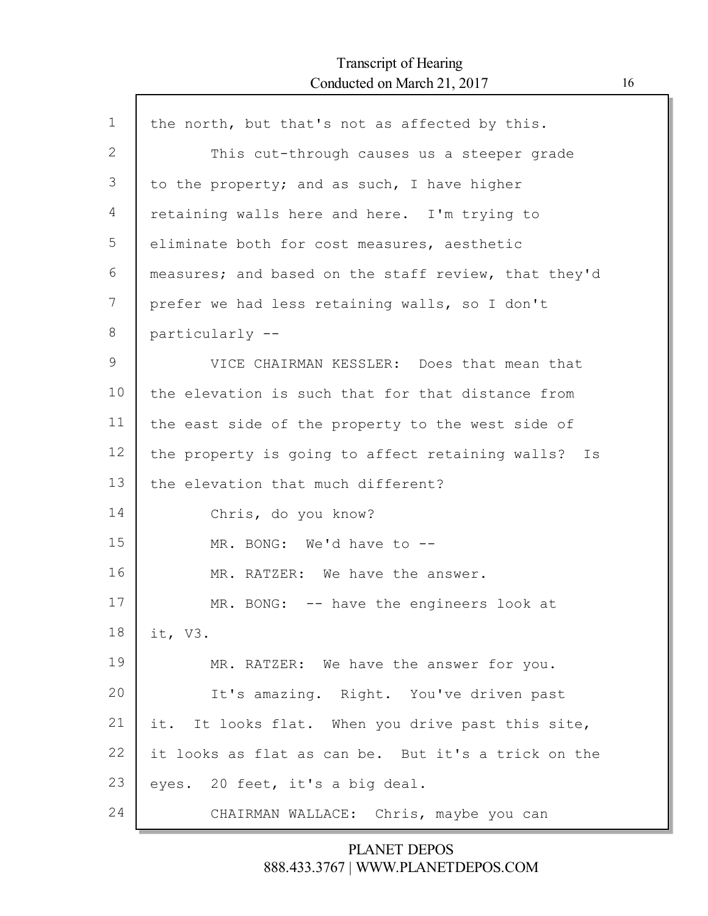the north, but that's not as affected by this.

This cut-through causes us a steeper grade to the property; and as such, I have higher retaining walls here and here. I'm trying to eliminate both for cost measures, aesthetic measures; and based on the staff review, that they'd prefer we had less retaining walls, so I don't particularly --

VICE CHAIRMAN KESSLER: Does that mean that the elevation is such that for that distance from the east side of the property to the west side of the property is going to affect retaining walls? Is the elevation that much different?

Chris, do you know?

MR. BONG: We'd have to --

MR. RATZER: We have the answer.

MR. BONG: -- have the engineers look at it, V3.

MR. RATZER: We have the answer for you.

It's amazing. Right. You've driven past it. It looks flat. When you drive past this site, it looks as flat as can be. But it's a trick on the eyes. 20 feet, it's a big deal.

CHAIRMAN WALLACE: Chris, maybe you can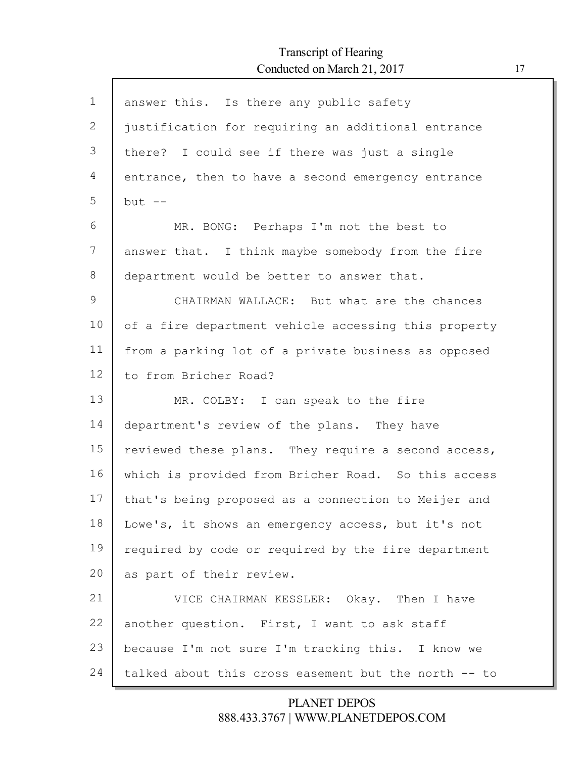answer this. Is there any public safety justification for requiring an additional entrance there? I could see if there was just a single entrance, then to have a second emergency entrance but --

MR. BONG: Perhaps I'm not the best to answer that. I think maybe somebody from the fire department would be better to answer that.

CHAIRMAN WALLACE: But what are the chances of a fire department vehicle accessing this property from a parking lot of a private business as opposed to from Bricher Road?

MR. COLBY: I can speak to the fire department's review of the plans. They have reviewed these plans. They require a second access, which is provided from Bricher Road. So this access that's being proposed as a connection to Meijer and Lowe's, it shows an emergency access, but it's not required by code or required by the fire department as part of their review.

VICE CHAIRMAN KESSLER: Okay. Then I have another question. First, I want to ask staff because I'm not sure I'm tracking this. I know we talked about this cross easement but the north -- to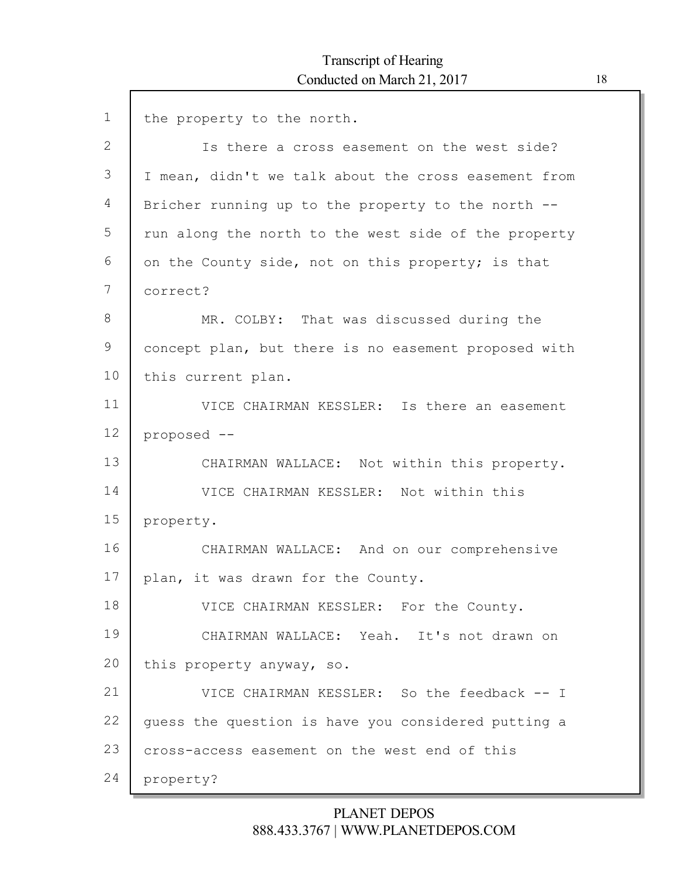the property to the north.

Is there a cross easement on the west side? I mean, didn't we talk about the cross easement from Bricher running up to the property to the north -- run along the north to the west side of the property on the County side, not on this property; is that correct?

MR. COLBY: That was discussed during the concept plan, but there is no easement proposed with this current plan.

VICE CHAIRMAN KESSLER: Is there an easement proposed --

CHAIRMAN WALLACE: Not within this property.

VICE CHAIRMAN KESSLER: Not within this property.

CHAIRMAN WALLACE: And on our comprehensive plan, it was drawn for the County.

VICE CHAIRMAN KESSLER: For the County.

CHAIRMAN WALLACE: Yeah. It's not drawn on this property anyway, so.

VICE CHAIRMAN KESSLER: So the feedback -- I guess the question is have you considered putting a cross-access easement on the west end of this property?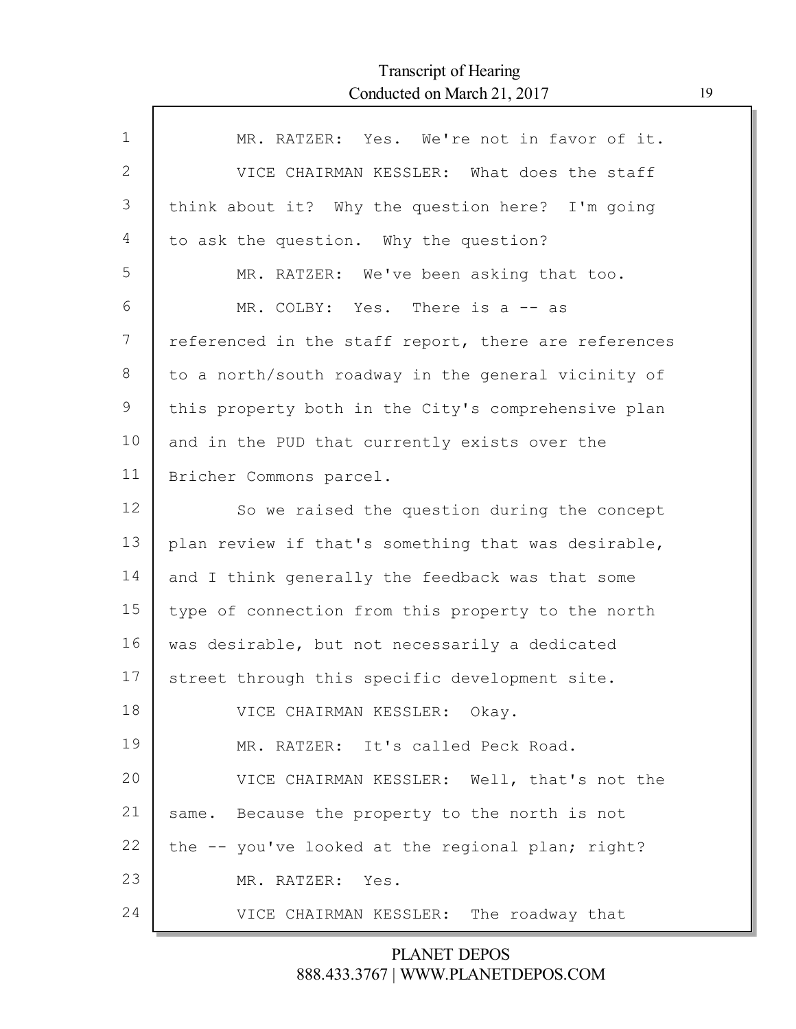MR. RATZER: Yes. We're not in favor of it.

VICE CHAIRMAN KESSLER: What does the staff think about it? Why the question here? I'm going to ask the question. Why the question?

MR. RATZER: We've been asking that too.

MR. COLBY: Yes. There is a -- as referenced in the staff report, there are references to a north/south roadway in the general vicinity of this property both in the City's comprehensive plan and in the PUD that currently exists over the Bricher Commons parcel.

So we raised the question during the concept plan review if that's something that was desirable, and I think generally the feedback was that some type of connection from this property to the north was desirable, but not necessarily a dedicated street through this specific development site.

VICE CHAIRMAN KESSLER: Okay.

MR. RATZER: It's called Peck Road.

VICE CHAIRMAN KESSLER: Well, that's not the same. Because the property to the north is not the -- you've looked at the regional plan; right?

MR. RATZER: Yes.

VICE CHAIRMAN KESSLER: The roadway that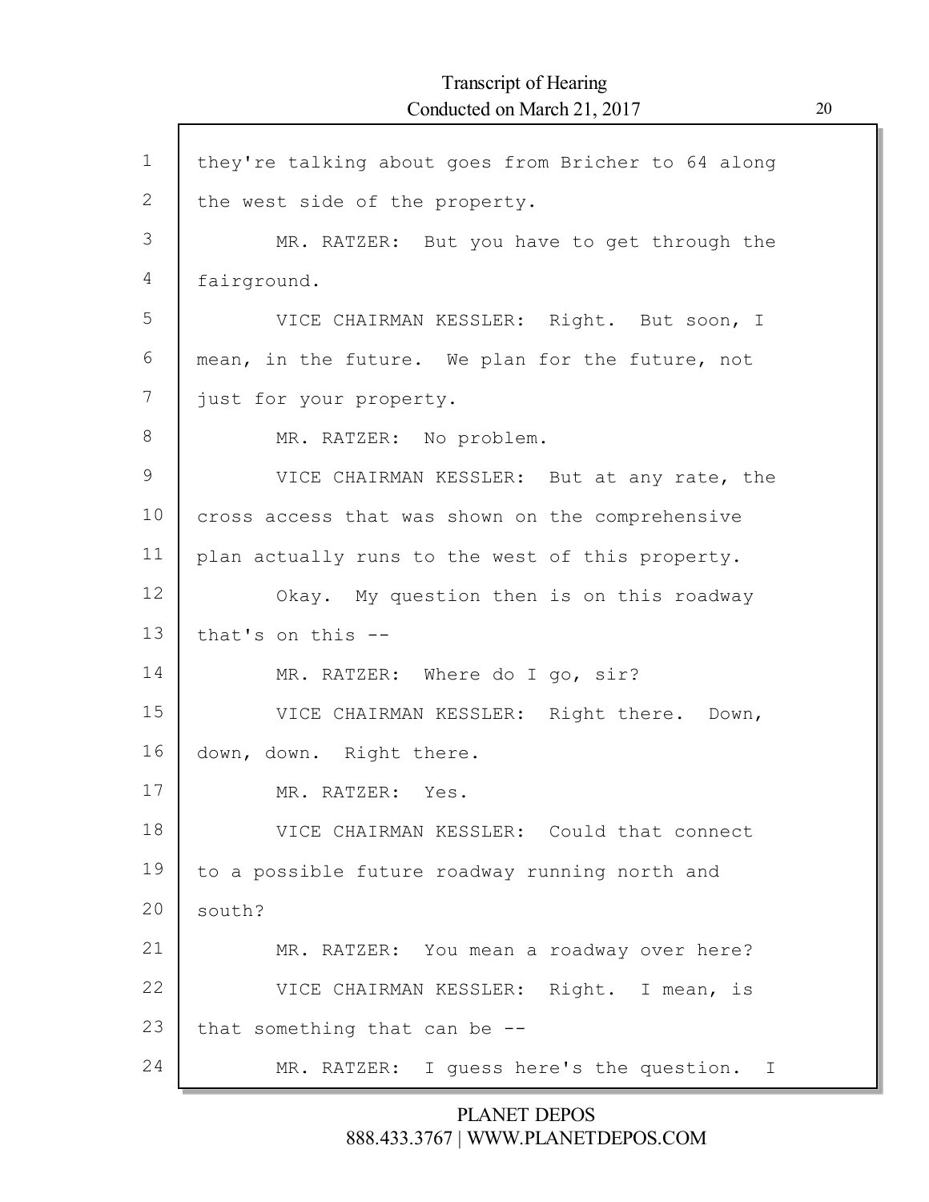they're talking about goes from Bricher to 64 along the west side of the property.

MR. RATZER: But you have to get through the fairground.

VICE CHAIRMAN KESSLER: Right. But soon, I mean, in the future. We plan for the future, not just for your property.

MR. RATZER: No problem.

VICE CHAIRMAN KESSLER: But at any rate, the cross access that was shown on the comprehensive plan actually runs to the west of this property.

Okay. My question then is on this roadway that's on this --

MR. RATZER: Where do I go, sir?

VICE CHAIRMAN KESSLER: Right there. Down, down, down. Right there.

MR. RATZER: Yes.

VICE CHAIRMAN KESSLER: Could that connect to a possible future roadway running north and south?

MR. RATZER: You mean a roadway over here?

VICE CHAIRMAN KESSLER: Right. I mean, is that something that can be --

MR. RATZER: I guess here's the question. I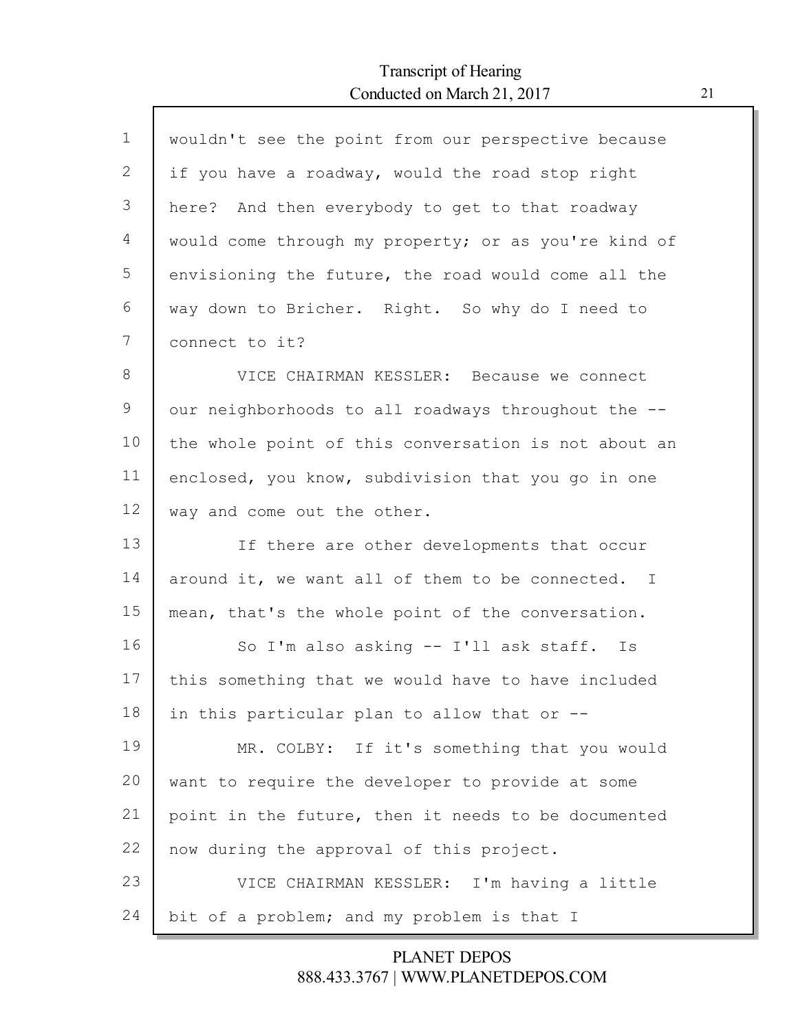wouldn't see the point from our perspective because if you have a roadway, would the road stop right here? And then everybody to get to that roadway would come through my property; or as you're kind of envisioning the future, the road would come all the way down to Bricher. Right. So why do I need to connect to it?

VICE CHAIRMAN KESSLER: Because we connect our neighborhoods to all roadways throughout the -- the whole point of this conversation is not about an enclosed, you know, subdivision that you go in one way and come out the other.

If there are other developments that occur around it, we want all of them to be connected. I mean, that's the whole point of the conversation.

So I'm also asking -- I'll ask staff. Is this something that we would have to have included in this particular plan to allow that or --

MR. COLBY: If it's something that you would want to require the developer to provide at some point in the future, then it needs to be documented now during the approval of this project.

VICE CHAIRMAN KESSLER: I'm having a little bit of a problem; and my problem is that I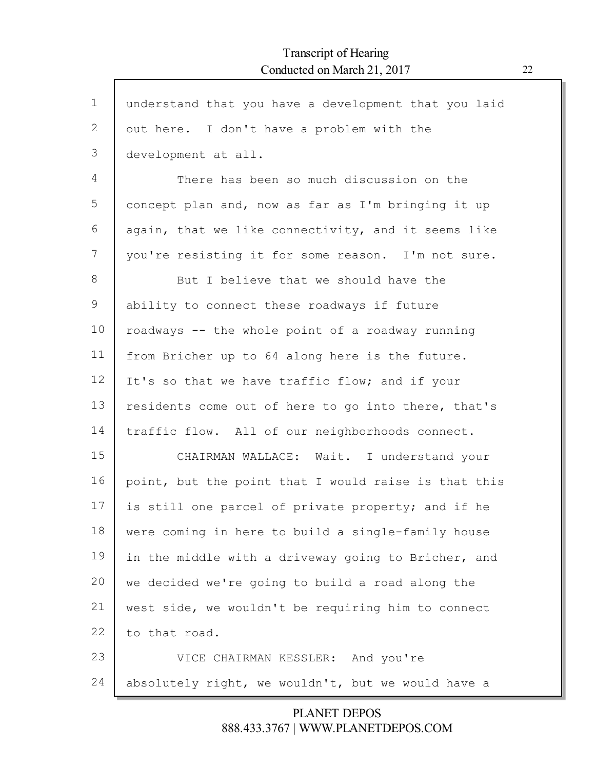understand that you have a development that you laid out here. I don't have a problem with the development at all.

There has been so much discussion on the concept plan and, now as far as I'm bringing it up again, that we like connectivity, and it seems like you're resisting it for some reason. I'm not sure.

But I believe that we should have the ability to connect these roadways if future roadways -- the whole point of a roadway running from Bricher up to 64 along here is the future. It's so that we have traffic flow; and if your residents come out of here to go into there, that's traffic flow. All of our neighborhoods connect.

CHAIRMAN WALLACE: Wait. I understand your point, but the point that I would raise is that this is still one parcel of private property; and if he were coming in here to build a single-family house in the middle with a driveway going to Bricher, and we decided we're going to build a road along the west side, we wouldn't be requiring him to connect to that road.

VICE CHAIRMAN KESSLER: And you're absolutely right, we wouldn't, but we would have a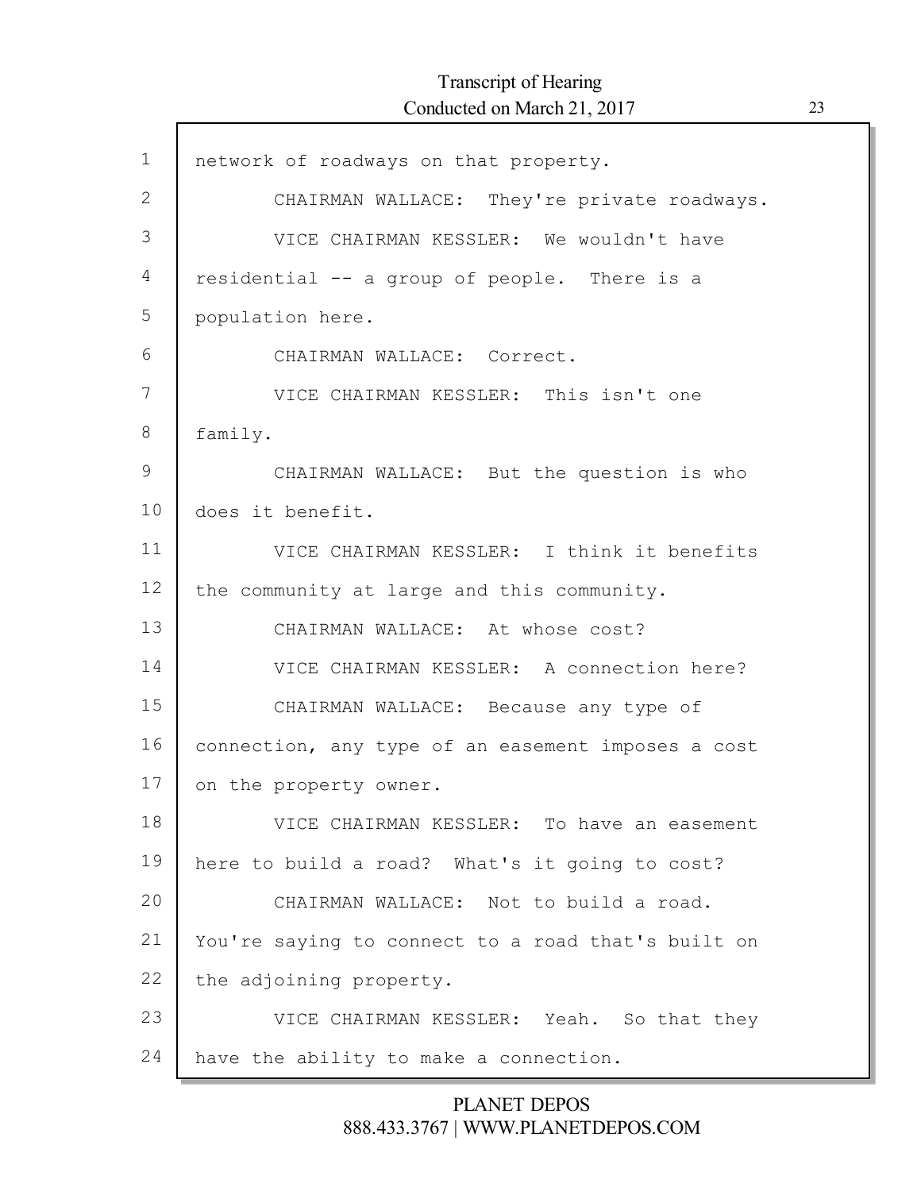network of roadways on that property.

CHAIRMAN WALLACE: They're private roadways.

VICE CHAIRMAN KESSLER: We wouldn't have residential -- a group of people. There is a population here.

CHAIRMAN WALLACE: Correct.

VICE CHAIRMAN KESSLER: This isn't one family.

CHAIRMAN WALLACE: But the question is who does it benefit.

VICE CHAIRMAN KESSLER: I think it benefits the community at large and this community.

CHAIRMAN WALLACE: At whose cost?

VICE CHAIRMAN KESSLER: A connection here?

CHAIRMAN WALLACE: Because any type of connection, any type of an easement imposes a cost on the property owner.

VICE CHAIRMAN KESSLER: To have an easement here to build a road? What's it going to cost?

CHAIRMAN WALLACE: Not to build a road. You're saying to connect to a road that's built on the adjoining property.

VICE CHAIRMAN KESSLER: Yeah. So that they have the ability to make a connection.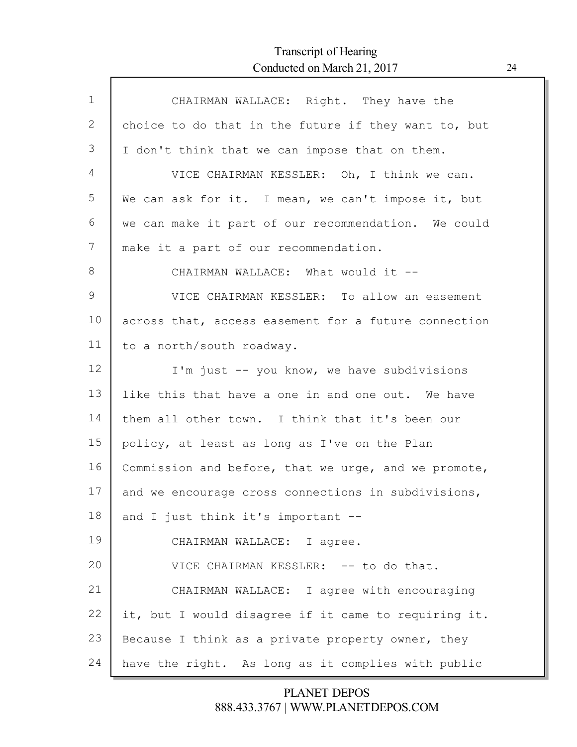CHAIRMAN WALLACE: Right. They have the choice to do that in the future if they want to, but I don't think that we can impose that on them.

VICE CHAIRMAN KESSLER: Oh, I think we can. We can ask for it. I mean, we can't impose it, but we can make it part of our recommendation. We could make it a part of our recommendation.

CHAIRMAN WALLACE: What would it --

VICE CHAIRMAN KESSLER: To allow an easement across that, access easement for a future connection to a north/south roadway.

I'm just -- you know, we have subdivisions like this that have a one in and one out. We have them all other town. I think that it's been our policy, at least as long as I've on the Plan Commission and before, that we urge, and we promote, and we encourage cross connections in subdivisions, and I just think it's important --

CHAIRMAN WALLACE: I agree.

VICE CHAIRMAN KESSLER: -- to do that.

CHAIRMAN WALLACE: I agree with encouraging it, but I would disagree if it came to requiring it. Because I think as a private property owner, they have the right. As long as it complies with public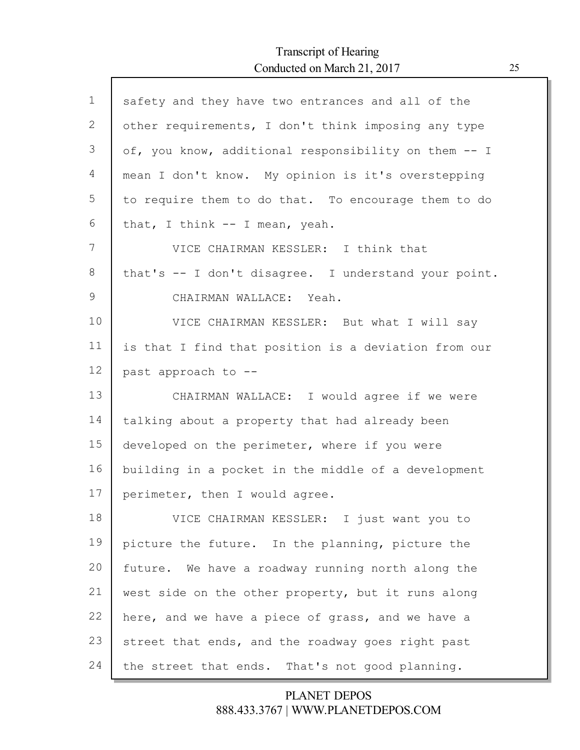safety and they have two entrances and all of the other requirements, I don't think imposing any type of, you know, additional responsibility on them -- I mean I don't know. My opinion is it's overstepping to require them to do that. To encourage them to do that, I think -- I mean, yeah.

VICE CHAIRMAN KESSLER: I think that that's -- I don't disagree. I understand your point.

CHAIRMAN WALLACE: Yeah.

VICE CHAIRMAN KESSLER: But what I will say is that I find that position is a deviation from our past approach to --

CHAIRMAN WALLACE: I would agree if we were talking about a property that had already been developed on the perimeter, where if you were building in a pocket in the middle of a development perimeter, then I would agree.

VICE CHAIRMAN KESSLER: I just want you to picture the future. In the planning, picture the future. We have a roadway running north along the west side on the other property, but it runs along here, and we have a piece of grass, and we have a street that ends, and the roadway goes right past the street that ends. That's not good planning.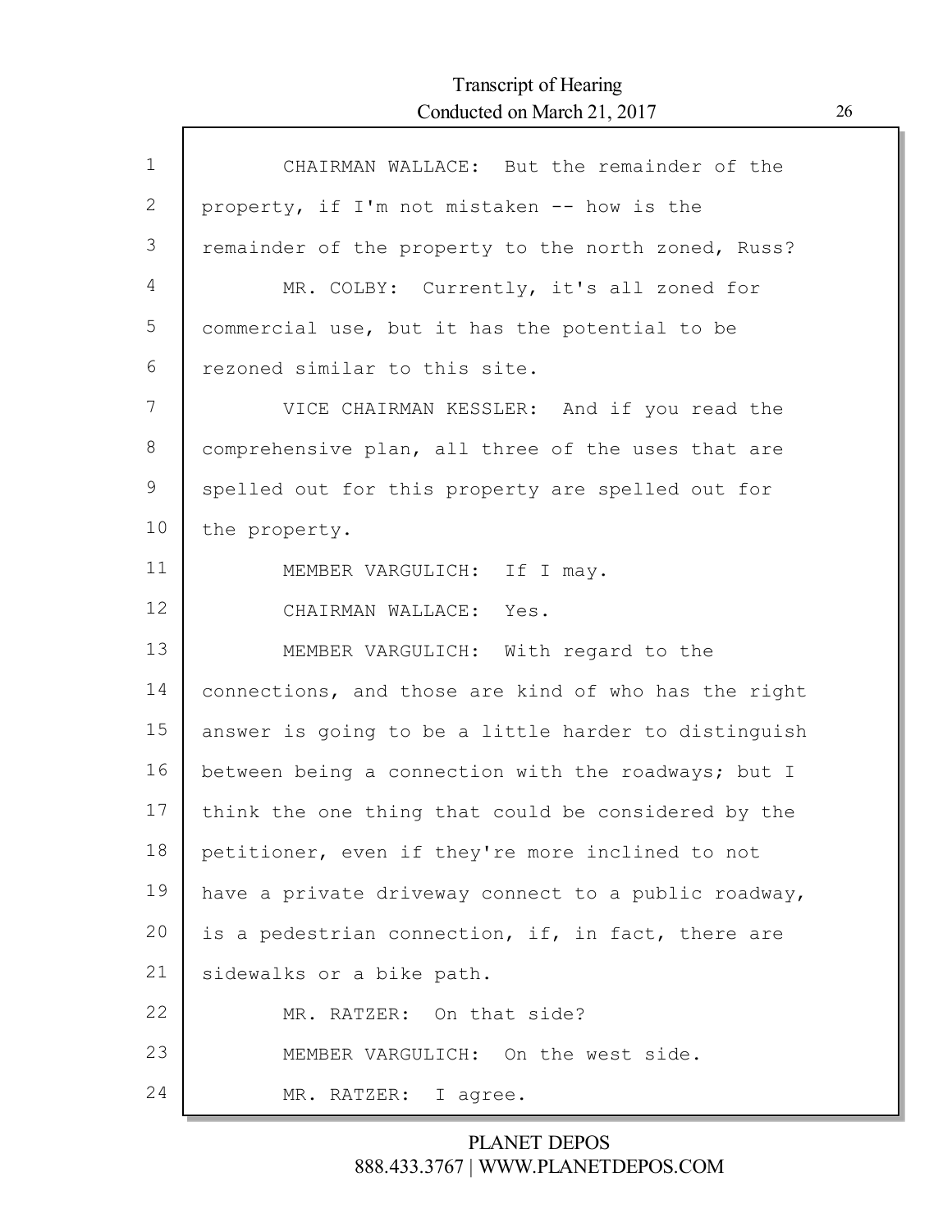CHAIRMAN WALLACE: But the remainder of the property, if I'm not mistaken -- how is the remainder of the property to the north zoned, Russ?

MR. COLBY: Currently, it's all zoned for commercial use, but it has the potential to be rezoned similar to this site.

VICE CHAIRMAN KESSLER: And if you read the comprehensive plan, all three of the uses that are spelled out for this property are spelled out for the property.

MEMBER VARGULICH: If I may.

CHAIRMAN WALLACE: Yes.

MEMBER VARGULICH: With regard to the connections, and those are kind of who has the right answer is going to be a little harder to distinguish between being a connection with the roadways; but I think the one thing that could be considered by the petitioner, even if they're more inclined to not have a private driveway connect to a public roadway, is a pedestrian connection, if, in fact, there are sidewalks or a bike path.

MR. RATZER: On that side?

MEMBER VARGULICH: On the west side.

MR. RATZER: I agree.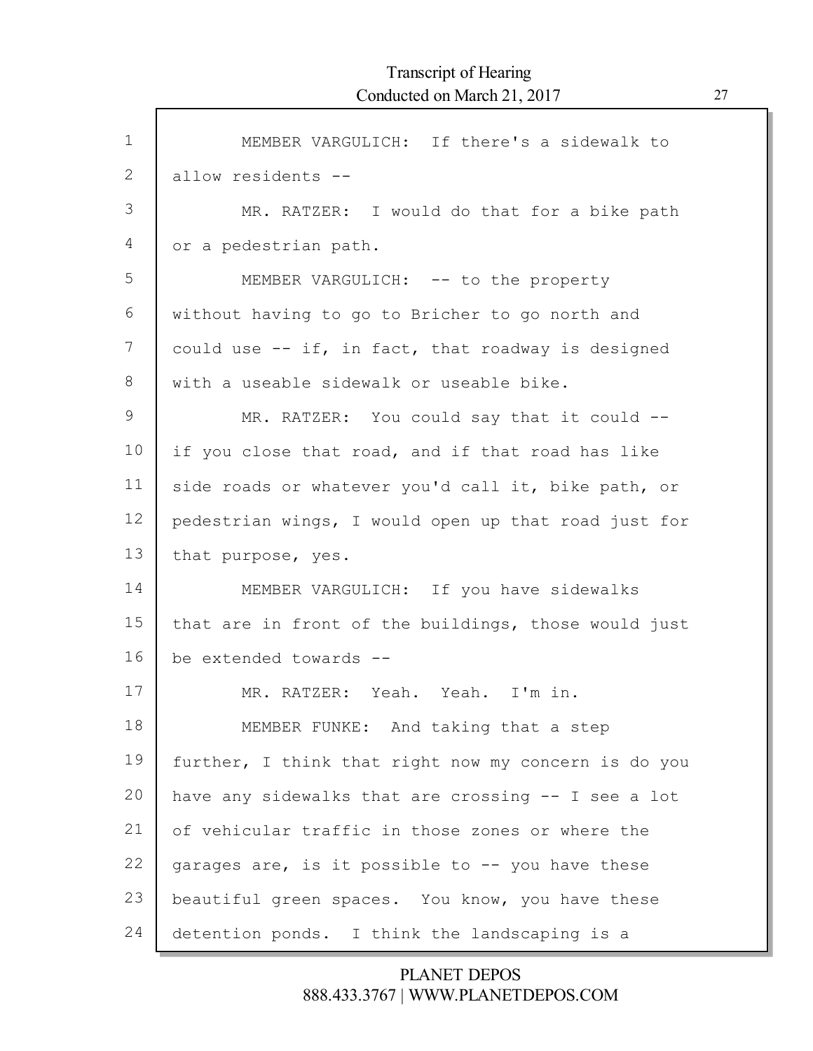MEMBER VARGULICH: If there's a sidewalk to allow residents --

MR. RATZER: I would do that for a bike path or a pedestrian path.

MEMBER VARGULICH: -- to the property without having to go to Bricher to go north and could use -- if, in fact, that roadway is designed with a useable sidewalk or useable bike.

MR. RATZER: You could say that it could -- if you close that road, and if that road has like side roads or whatever you'd call it, bike path, or pedestrian wings, I would open up that road just for that purpose, yes.

MEMBER VARGULICH: If you have sidewalks that are in front of the buildings, those would just be extended towards --

MR. RATZER: Yeah. Yeah. I'm in.

MEMBER FUNKE: And taking that a step further, I think that right now my concern is do you have any sidewalks that are crossing -- I see a lot of vehicular traffic in those zones or where the garages are, is it possible to -- you have these beautiful green spaces. You know, you have these detention ponds. I think the landscaping is a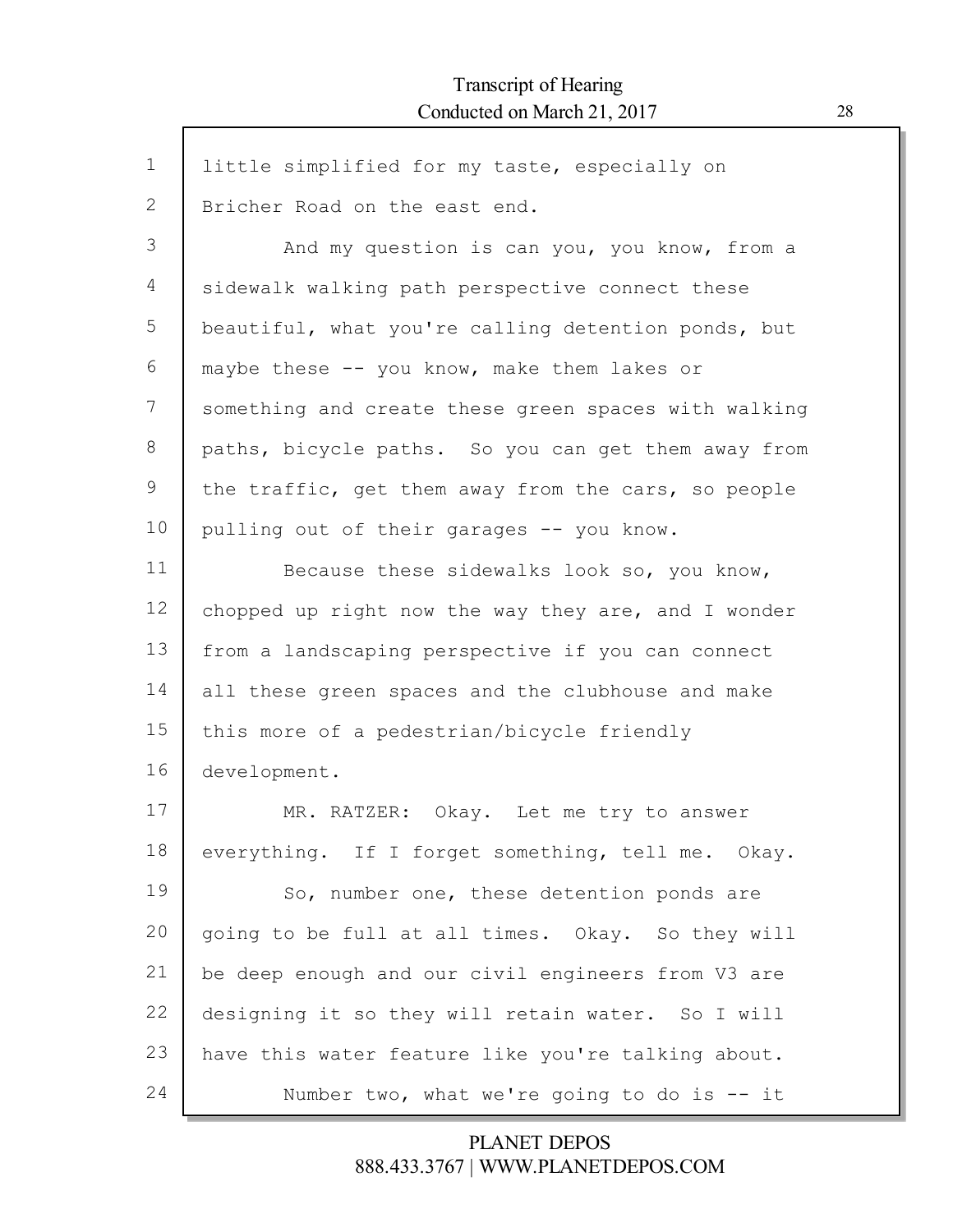little simplified for my taste, especially on Bricher Road on the east end.

And my question is can you, you know, from a sidewalk walking path perspective connect these beautiful, what you're calling detention ponds, but maybe these -- you know, make them lakes or something and create these green spaces with walking paths, bicycle paths. So you can get them away from the traffic, get them away from the cars, so people pulling out of their garages -- you know.

Because these sidewalks look so, you know, chopped up right now the way they are, and I wonder from a landscaping perspective if you can connect all these green spaces and the clubhouse and make this more of a pedestrian/bicycle friendly development.

MR. RATZER: Okay. Let me try to answer everything. If I forget something, tell me. Okay.

So, number one, these detention ponds are going to be full at all times. Okay. So they will be deep enough and our civil engineers from V3 are designing it so they will retain water. So I will have this water feature like you're talking about.

Number two, what we're going to do is -- it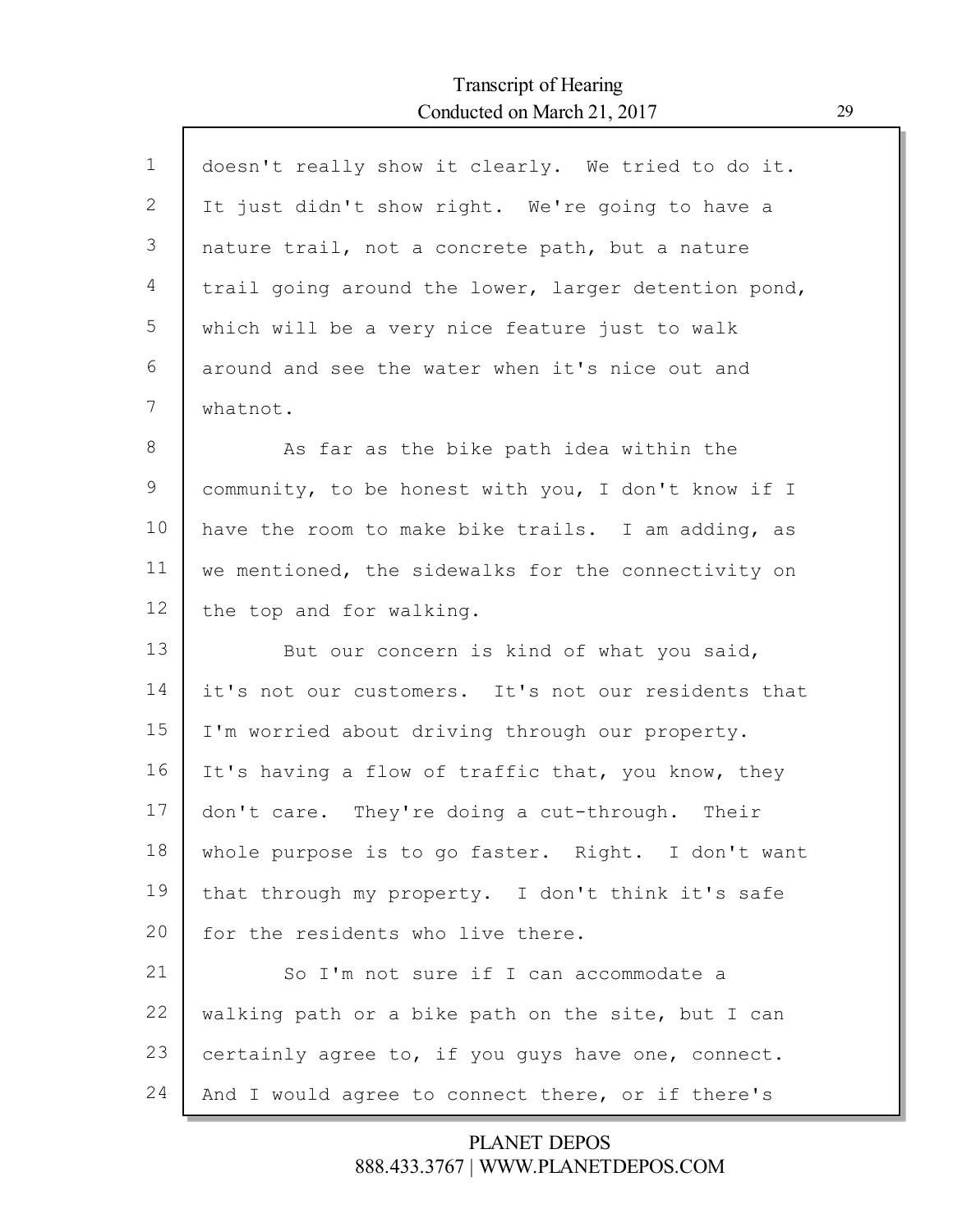doesn't really show it clearly. We tried to do it. It just didn't show right. We're going to have a nature trail, not a concrete path, but a nature trail going around the lower, larger detention pond, which will be a very nice feature just to walk around and see the water when it's nice out and whatnot.

As far as the bike path idea within the community, to be honest with you, I don't know if I have the room to make bike trails. I am adding, as we mentioned, the sidewalks for the connectivity on the top and for walking.

But our concern is kind of what you said, it's not our customers. It's not our residents that I'm worried about driving through our property. It's having a flow of traffic that, you know, they don't care. They're doing a cut-through. Their whole purpose is to go faster. Right. I don't want that through my property. I don't think it's safe for the residents who live there.

So I'm not sure if I can accommodate a walking path or a bike path on the site, but I can certainly agree to, if you guys have one, connect. And I would agree to connect there, or if there's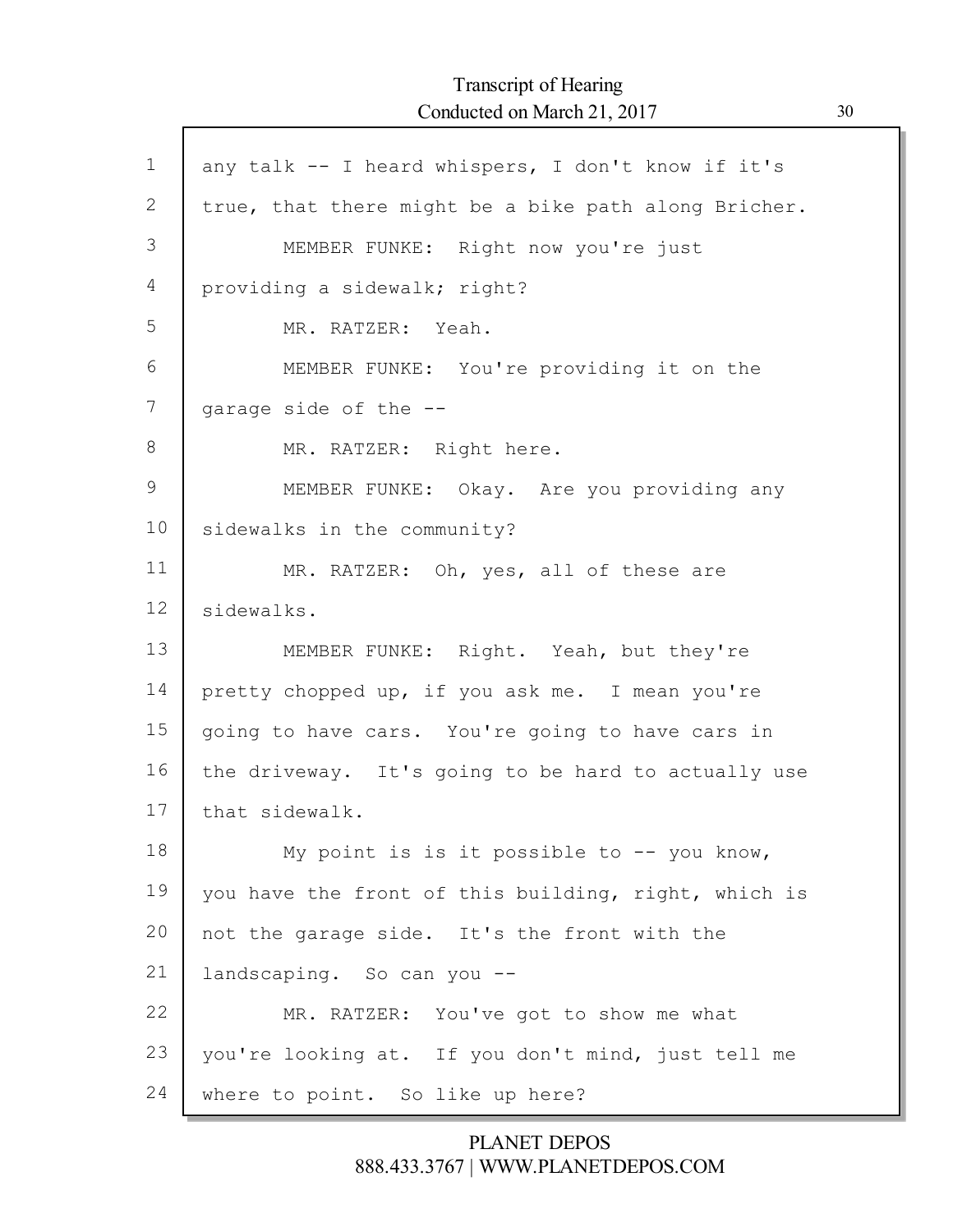any talk -- I heard whispers, I don't know if it's true, that there might be a bike path along Bricher.

MEMBER FUNKE: Right now you're just providing a sidewalk; right?

MR. RATZER: Yeah.

MEMBER FUNKE: You're providing it on the garage side of the --

MR. RATZER: Right here.

MEMBER FUNKE: Okay. Are you providing any sidewalks in the community?

MR. RATZER: Oh, yes, all of these are sidewalks.

MEMBER FUNKE: Right. Yeah, but they're pretty chopped up, if you ask me. I mean you're going to have cars. You're going to have cars in the driveway. It's going to be hard to actually use that sidewalk.

My point is is it possible to -- you know, you have the front of this building, right, which is not the garage side. It's the front with the landscaping. So can you --

MR. RATZER: You've got to show me what you're looking at. If you don't mind, just tell me where to point. So like up here?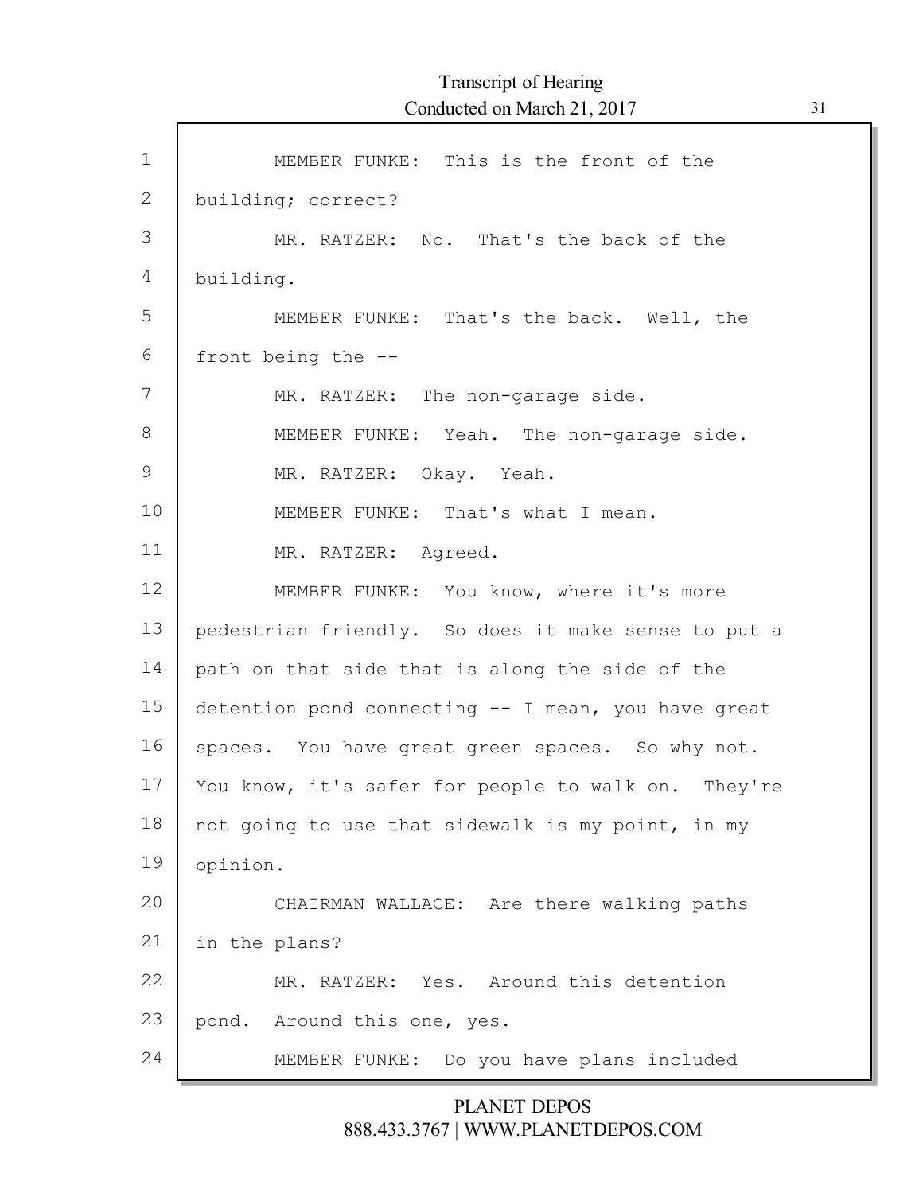MEMBER FUNKE: This is the front of the building; correct?

MR. RATZER: No. That's the back of the building.

MEMBER FUNKE: That's the back. Well, the front being the --

MR. RATZER: The non-garage side.

MEMBER FUNKE: Yeah. The non-garage side.

MR. RATZER: Okay. Yeah.

MEMBER FUNKE: That's what I mean.

MR. RATZER: Agreed.

MEMBER FUNKE: You know, where it's more pedestrian friendly. So does it make sense to put a path on that side that is along the side of the detention pond connecting -- I mean, you have great spaces. You have great green spaces. So why not. You know, it's safer for people to walk on. They're not going to use that sidewalk is my point, in my opinion.

CHAIRMAN WALLACE: Are there walking paths in the plans?

MR. RATZER: Yes. Around this detention pond. Around this one, yes.

MEMBER FUNKE: Do you have plans included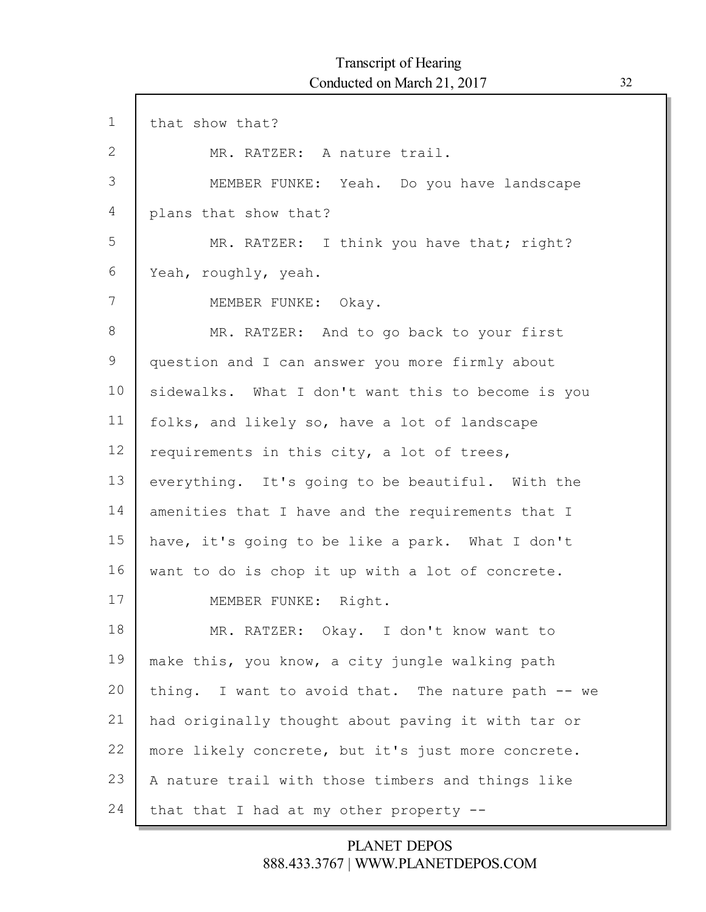that show that?

MR. RATZER: A nature trail.

MEMBER FUNKE: Yeah. Do you have landscape plans that show that?

MR. RATZER: I think you have that; right? Yeah, roughly, yeah.

MEMBER FUNKE: Okay.

MR. RATZER: And to go back to your first question and I can answer you more firmly about sidewalks. What I don't want this to become is you folks, and likely so, have a lot of landscape requirements in this city, a lot of trees, everything. It's going to be beautiful. With the amenities that I have and the requirements that I have, it's going to be like a park. What I don't want to do is chop it up with a lot of concrete.

MEMBER FUNKE: Right.

MR. RATZER: Okay. I don't know want to make this, you know, a city jungle walking path thing. I want to avoid that. The nature path -- we had originally thought about paving it with tar or more likely concrete, but it's just more concrete. A nature trail with those timbers and things like that that I had at my other property --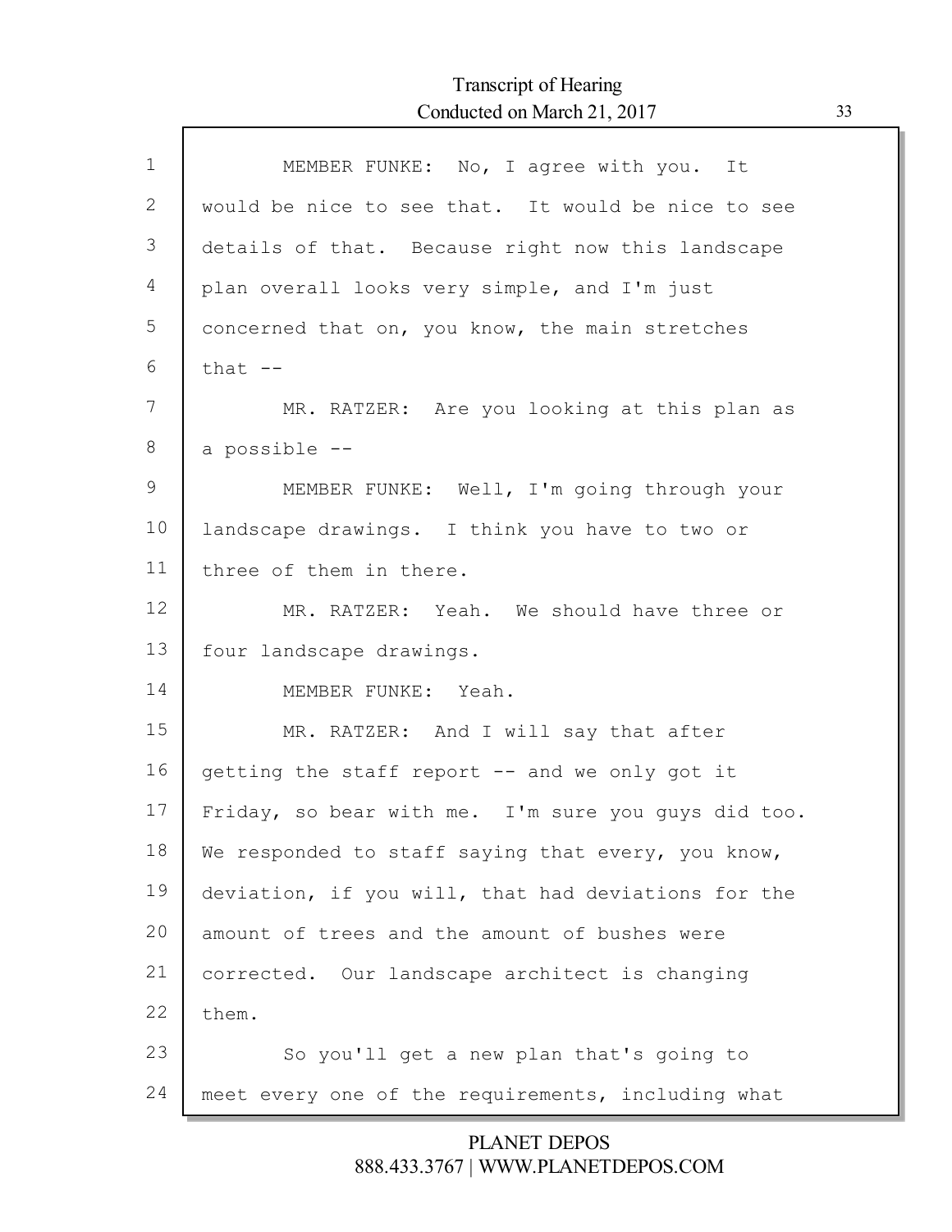MEMBER FUNKE: No, I agree with you. It would be nice to see that. It would be nice to see details of that. Because right now this landscape plan overall looks very simple, and I'm just concerned that on, you know, the main stretches that --

MR. RATZER: Are you looking at this plan as a possible --

MEMBER FUNKE: Well, I'm going through your landscape drawings. I think you have to two or three of them in there.

MR. RATZER: Yeah. We should have three or four landscape drawings.

MEMBER FUNKE: Yeah.

MR. RATZER: And I will say that after getting the staff report -- and we only got it Friday, so bear with me. I'm sure you guys did too. We responded to staff saying that every, you know, deviation, if you will, that had deviations for the amount of trees and the amount of bushes were corrected. Our landscape architect is changing them.

So you'll get a new plan that's going to meet every one of the requirements, including what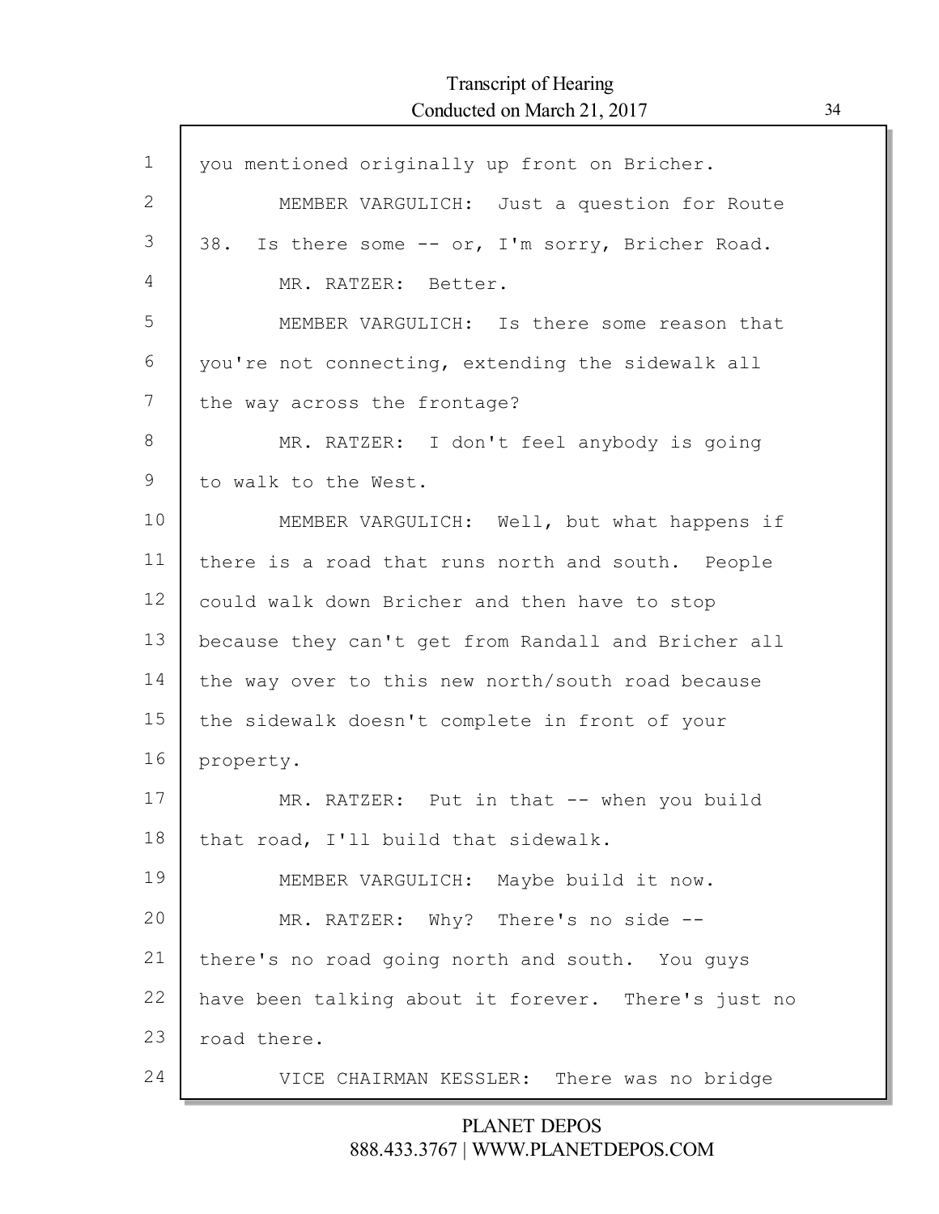1 you mentioned originally up front on Bricher.

2 MEMBER VARGULICH: Just a question for Route

3 38. Is there some -- or, I'm sorry, Bricher Road.

4 MR. RATZER: Better.

5 MEMBER VARGULICH: Is there some reason that

6 you're not connecting, extending the sidewalk all

7 the way across the frontage?

8 MR. RATZER: I don't feel anybody is going

9 to walk to the West.

10 MEMBER VARGULICH: Well, but what happens if

11 there is a road that runs north and south. People

12 could walk down Bricher and then have to stop

13 because they can't get from Randall and Bricher all

14 the way over to this new north/south road because

15 the sidewalk doesn't complete in front of your

16 property.

17 MR. RATZER: Put in that -- when you build

18 that road, I'll build that sidewalk.

19 MEMBER VARGULICH: Maybe build it now.

20 MR. RATZER: Why? There's no side --

21 there's no road going north and south. You guys

22 have been talking about it forever. There's just no

23 road there.

24 VICE CHAIRMAN KESSLER: There was no bridge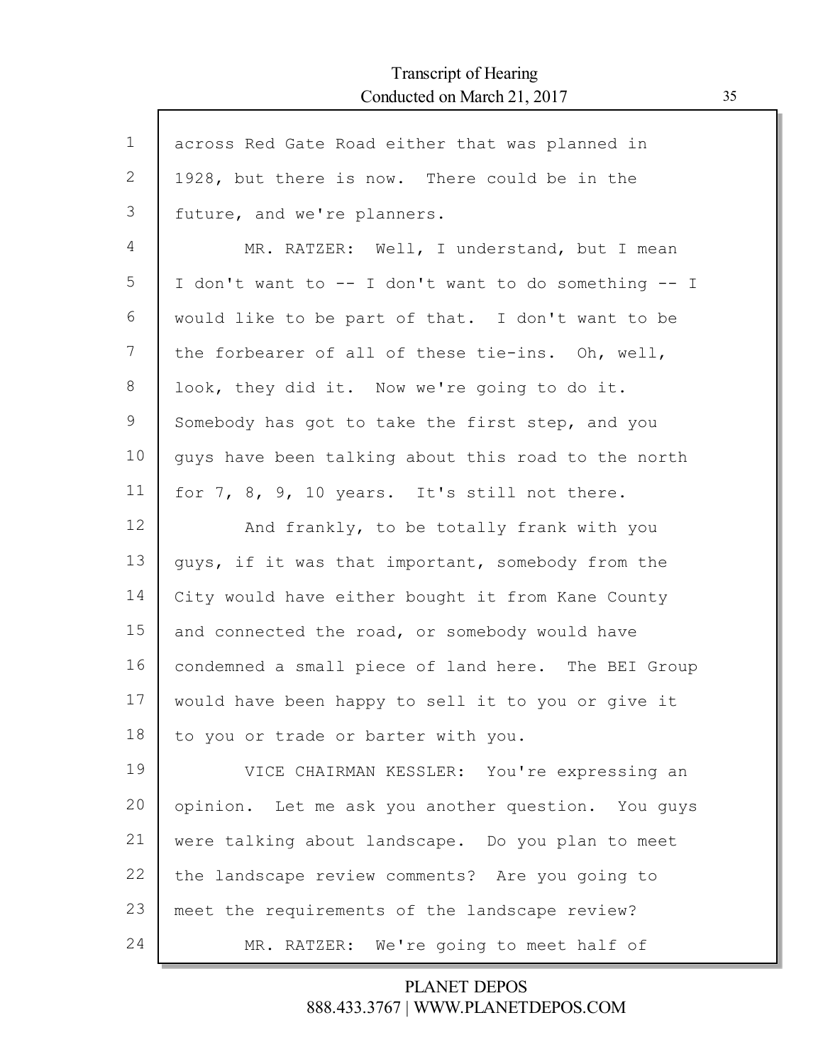across Red Gate Road either that was planned in 1928, but there is now. There could be in the future, and we're planners.

MR. RATZER: Well, I understand, but I mean I don't want to -- I don't want to do something -- I would like to be part of that. I don't want to be the forbearer of all of these tie-ins. Oh, well, look, they did it. Now we're going to do it. Somebody has got to take the first step, and you guys have been talking about this road to the north for 7, 8, 9, 10 years. It's still not there.

And frankly, to be totally frank with you guys, if it was that important, somebody from the City would have either bought it from Kane County and connected the road, or somebody would have condemned a small piece of land here. The BEI Group would have been happy to sell it to you or give it to you or trade or barter with you.

VICE CHAIRMAN KESSLER: You're expressing an opinion. Let me ask you another question. You guys were talking about landscape. Do you plan to meet the landscape review comments? Are you going to meet the requirements of the landscape review?

MR. RATZER: We're going to meet half of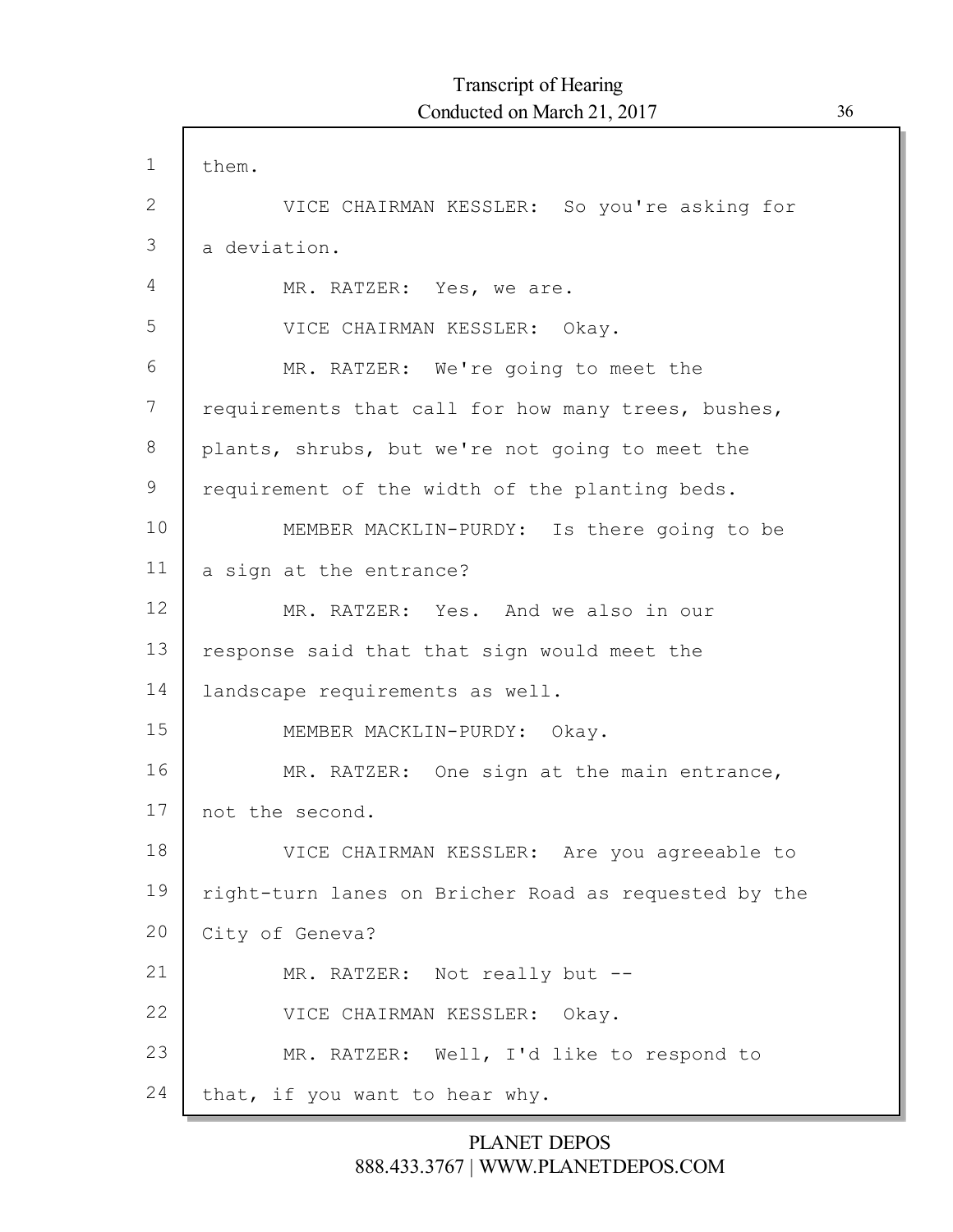them.

VICE CHAIRMAN KESSLER: So you're asking for a deviation.

MR. RATZER: Yes, we are.

VICE CHAIRMAN KESSLER: Okay.

MR. RATZER: We're going to meet the requirements that call for how many trees, bushes, plants, shrubs, but we're not going to meet the requirement of the width of the planting beds.

MEMBER MACKLIN-PURDY: Is there going to be a sign at the entrance?

MR. RATZER: Yes. And we also in our response said that that sign would meet the landscape requirements as well.

MEMBER MACKLIN-PURDY: Okay.

MR. RATZER: One sign at the main entrance, not the second.

VICE CHAIRMAN KESSLER: Are you agreeable to right-turn lanes on Bricher Road as requested by the City of Geneva?

MR. RATZER: Not really but --

VICE CHAIRMAN KESSLER: Okay.

MR. RATZER: Well, I'd like to respond to that, if you want to hear why.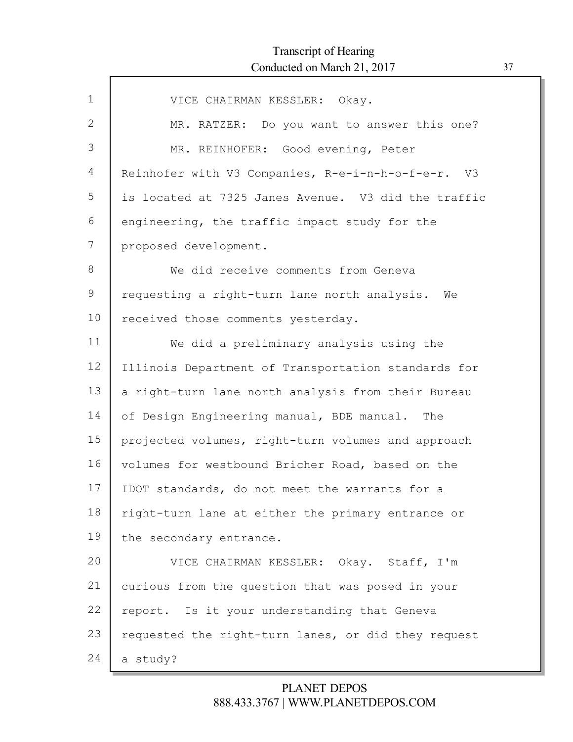VICE CHAIRMAN KESSLER: Okay.

MR. RATZER: Do you want to answer this one?

MR. REINHOFER: Good evening, Peter Reinhofer with V3 Companies, R-e-i-n-h-o-f-e-r. V3 is located at 7325 Janes Avenue. V3 did the traffic engineering, the traffic impact study for the proposed development.

We did receive comments from Geneva requesting a right-turn lane north analysis. We received those comments yesterday.

We did a preliminary analysis using the Illinois Department of Transportation standards for a right-turn lane north analysis from their Bureau of Design Engineering manual, BDE manual. The projected volumes, right-turn volumes and approach volumes for westbound Bricher Road, based on the IDOT standards, do not meet the warrants for a right-turn lane at either the primary entrance or the secondary entrance.

VICE CHAIRMAN KESSLER: Okay. Staff, I'm curious from the question that was posed in your report. Is it your understanding that Geneva requested the right-turn lanes, or did they request a study?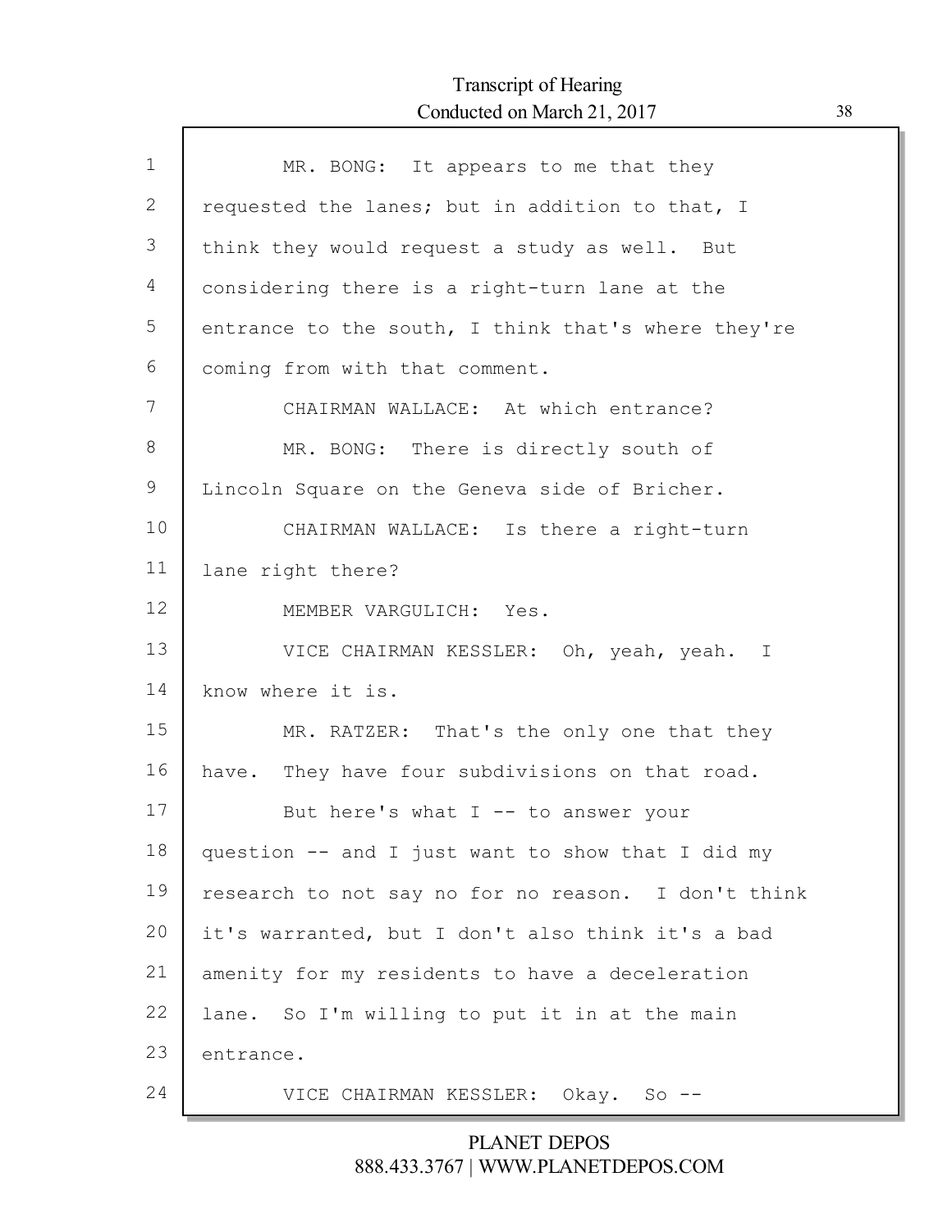MR. BONG: It appears to me that they requested the lanes; but in addition to that, I think they would request a study as well. But considering there is a right-turn lane at the entrance to the south, I think that's where they're coming from with that comment.

CHAIRMAN WALLACE: At which entrance?

MR. BONG: There is directly south of Lincoln Square on the Geneva side of Bricher.

CHAIRMAN WALLACE: Is there a right-turn lane right there?

MEMBER VARGULICH: Yes.

VICE CHAIRMAN KESSLER: Oh, yeah, yeah. I know where it is.

MR. RATZER: That's the only one that they have. They have four subdivisions on that road.

But here's what I -- to answer your question -- and I just want to show that I did my research to not say no for no reason. I don't think it's warranted, but I don't also think it's a bad amenity for my residents to have a deceleration lane. So I'm willing to put it in at the main entrance.

VICE CHAIRMAN KESSLER: Okay. So --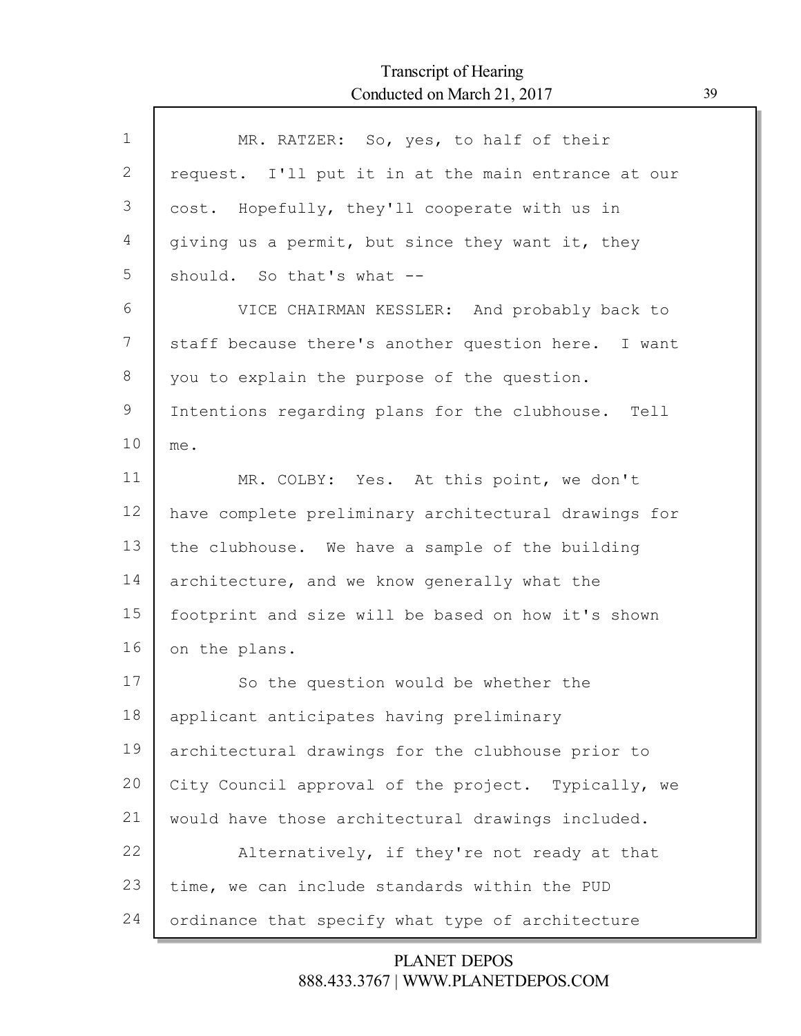MR. RATZER: So, yes, to half of their request. I'll put it in at the main entrance at our cost. Hopefully, they'll cooperate with us in giving us a permit, but since they want it, they should. So that's what --

VICE CHAIRMAN KESSLER: And probably back to staff because there's another question here. I want you to explain the purpose of the question. Intentions regarding plans for the clubhouse. Tell me.

MR. COLBY: Yes. At this point, we don't have complete preliminary architectural drawings for the clubhouse. We have a sample of the building architecture, and we know generally what the footprint and size will be based on how it's shown on the plans.

So the question would be whether the applicant anticipates having preliminary architectural drawings for the clubhouse prior to City Council approval of the project. Typically, we would have those architectural drawings included.

Alternatively, if they're not ready at that time, we can include standards within the PUD ordinance that specify what type of architecture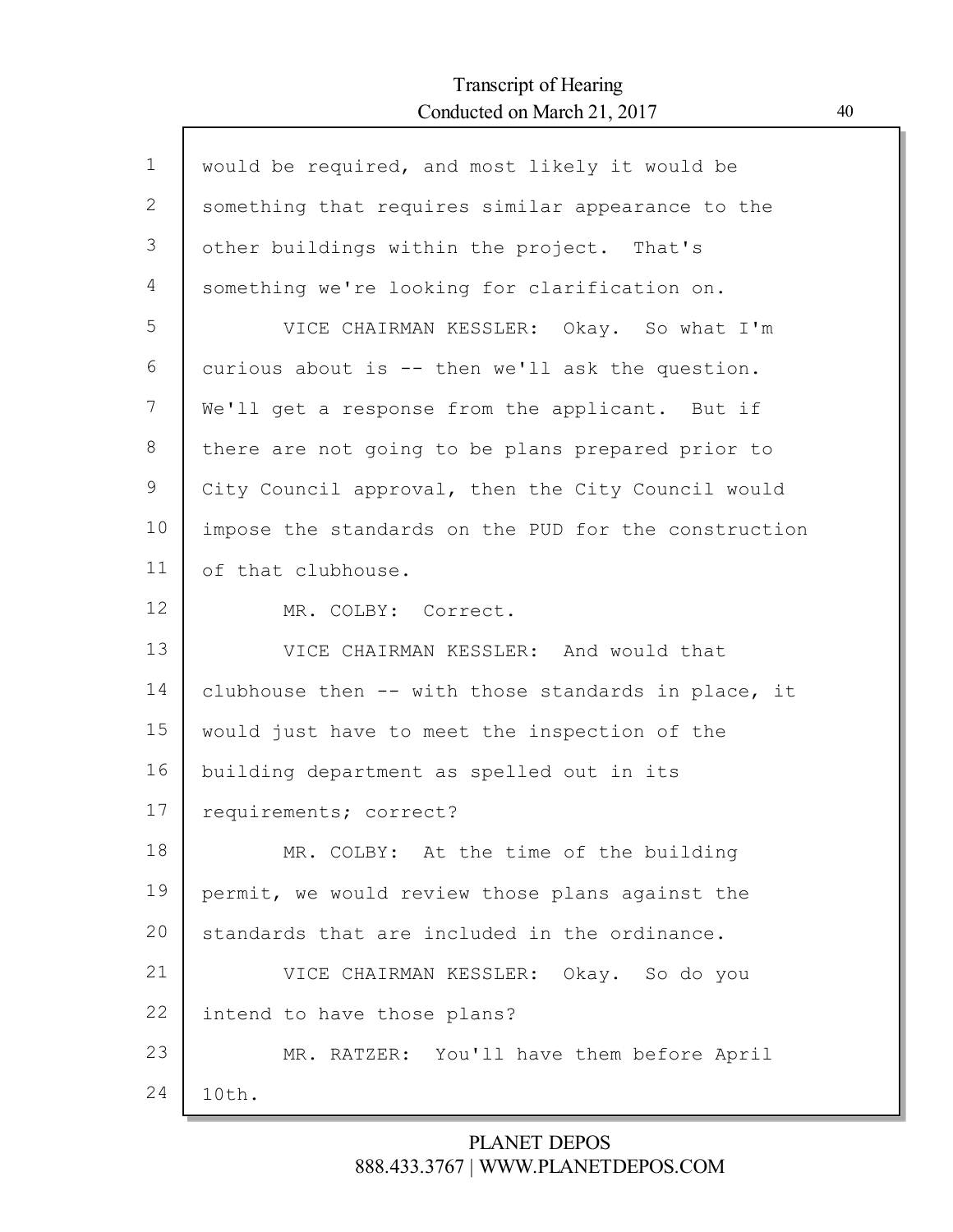would be required, and most likely it would be something that requires similar appearance to the other buildings within the project. That's something we're looking for clarification on.

VICE CHAIRMAN KESSLER: Okay. So what I'm curious about is -- then we'll ask the question. We'll get a response from the applicant. But if there are not going to be plans prepared prior to City Council approval, then the City Council would impose the standards on the PUD for the construction of that clubhouse.

MR. COLBY: Correct.

VICE CHAIRMAN KESSLER: And would that clubhouse then -- with those standards in place, it would just have to meet the inspection of the building department as spelled out in its requirements; correct?

MR. COLBY: At the time of the building permit, we would review those plans against the standards that are included in the ordinance.

VICE CHAIRMAN KESSLER: Okay. So do you intend to have those plans?

MR. RATZER: You'll have them before April 10th.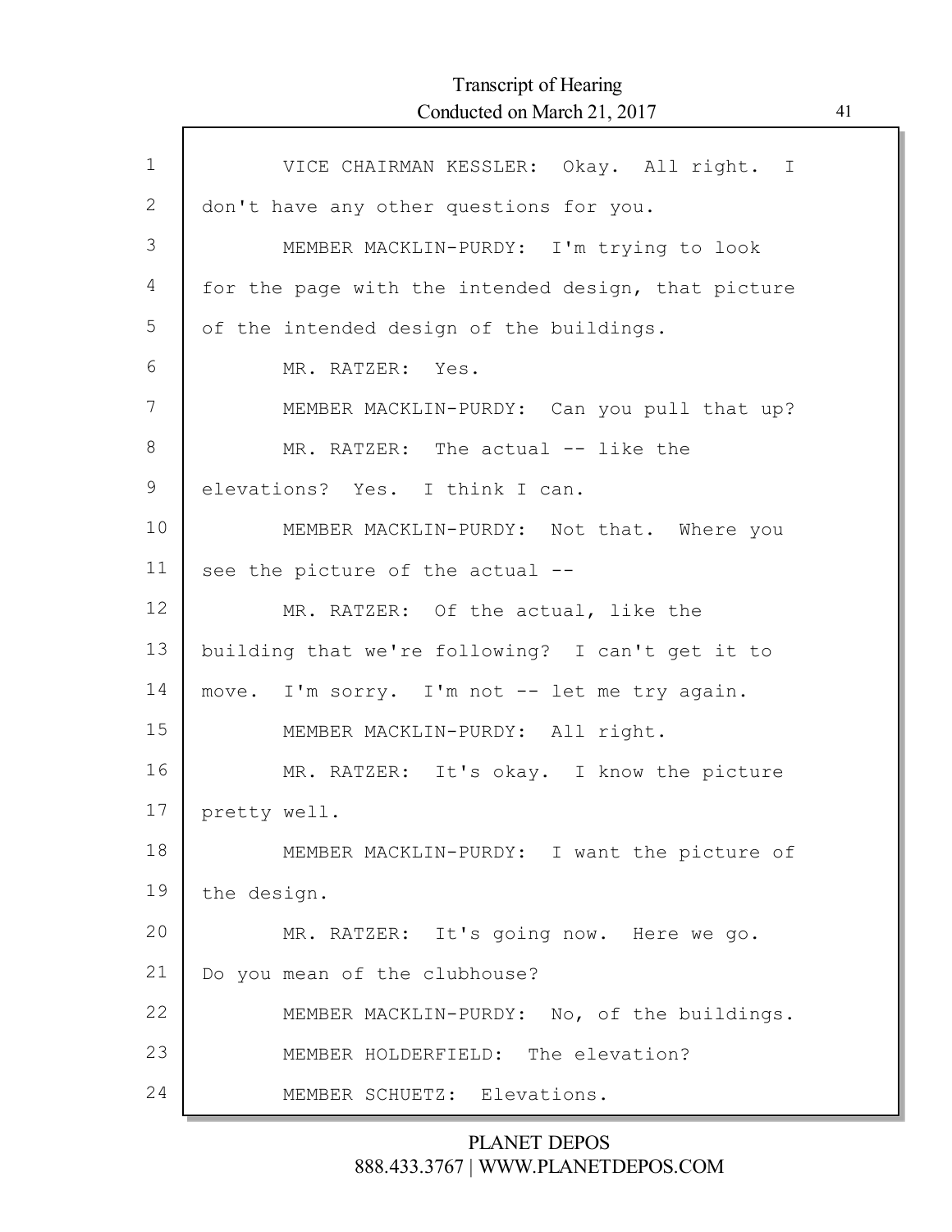VICE CHAIRMAN KESSLER: Okay. All right. I don't have any other questions for you.

MEMBER MACKLIN-PURDY: I'm trying to look for the page with the intended design, that picture of the intended design of the buildings.

MR. RATZER: Yes.

MEMBER MACKLIN-PURDY: Can you pull that up?

MR. RATZER: The actual -- like the elevations? Yes. I think I can.

MEMBER MACKLIN-PURDY: Not that. Where you see the picture of the actual --

MR. RATZER: Of the actual, like the building that we're following? I can't get it to move. I'm sorry. I'm not -- let me try again.

MEMBER MACKLIN-PURDY: All right.

MR. RATZER: It's okay. I know the picture pretty well.

MEMBER MACKLIN-PURDY: I want the picture of the design.

MR. RATZER: It's going now. Here we go. Do you mean of the clubhouse?

MEMBER MACKLIN-PURDY: No, of the buildings.

MEMBER HOLDERFIELD: The elevation?

MEMBER SCHUETZ: Elevations.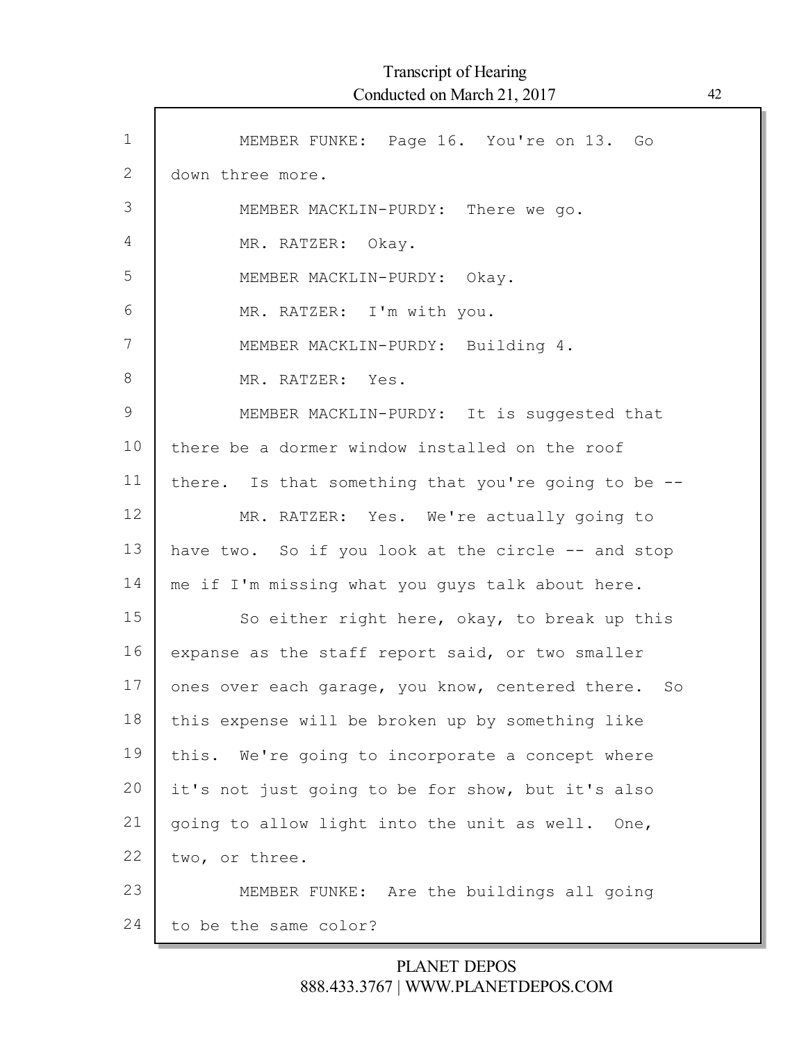MEMBER FUNKE: Page 16. You're on 13. Go down three more.

MEMBER MACKLIN-PURDY: There we go.

MR. RATZER: Okay.

MEMBER MACKLIN-PURDY: Okay.

MR. RATZER: I'm with you.

MEMBER MACKLIN-PURDY: Building 4.

MR. RATZER: Yes.

MEMBER MACKLIN-PURDY: It is suggested that there be a dormer window installed on the roof there. Is that something that you're going to be --

MR. RATZER: Yes. We're actually going to have two. So if you look at the circle -- and stop me if I'm missing what you guys talk about here.

So either right here, okay, to break up this expanse as the staff report said, or two smaller ones over each garage, you know, centered there. So this expense will be broken up by something like this. We're going to incorporate a concept where it's not just going to be for show, but it's also going to allow light into the unit as well. One, two, or three.

MEMBER FUNKE: Are the buildings all going to be the same color?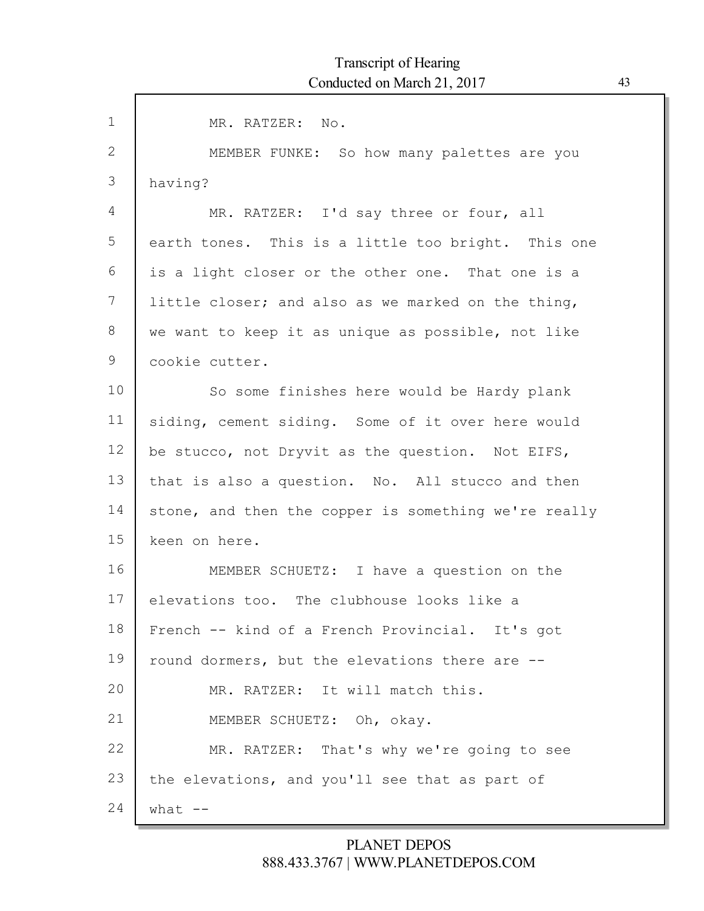MR. RATZER: No.

MEMBER FUNKE: So how many palettes are you having?

MR. RATZER: I'd say three or four, all earth tones. This is a little too bright. This one is a light closer or the other one. That one is a little closer; and also as we marked on the thing, we want to keep it as unique as possible, not like cookie cutter.

So some finishes here would be Hardy plank siding, cement siding. Some of it over here would be stucco, not Dryvit as the question. Not EIFS, that is also a question. No. All stucco and then stone, and then the copper is something we're really keen on here.

MEMBER SCHUETZ: I have a question on the elevations too. The clubhouse looks like a French -- kind of a French Provincial. It's got round dormers, but the elevations there are --

MR. RATZER: It will match this.

MEMBER SCHUETZ: Oh, okay.

MR. RATZER: That's why we're going to see the elevations, and you'll see that as part of what --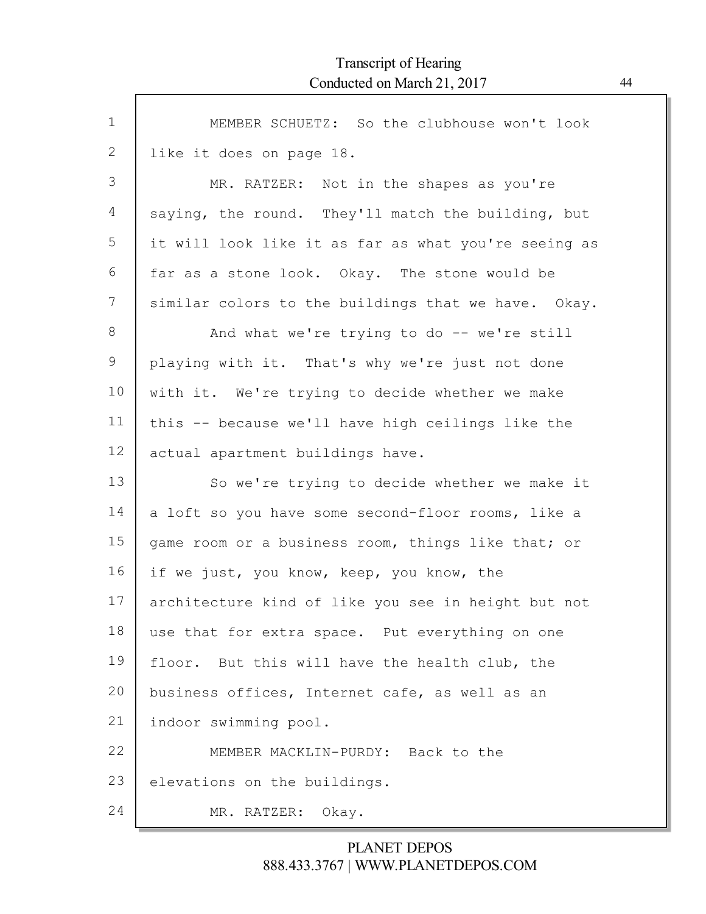MEMBER SCHUETZ: So the clubhouse won't look like it does on page 18.

MR. RATZER: Not in the shapes as you're saying, the round. They'll match the building, but it will look like it as far as what you're seeing as far as a stone look. Okay. The stone would be similar colors to the buildings that we have. Okay.

And what we're trying to do -- we're still playing with it. That's why we're just not done with it. We're trying to decide whether we make this -- because we'll have high ceilings like the actual apartment buildings have.

So we're trying to decide whether we make it a loft so you have some second-floor rooms, like a game room or a business room, things like that; or if we just, you know, keep, you know, the architecture kind of like you see in height but not use that for extra space. Put everything on one floor. But this will have the health club, the business offices, Internet cafe, as well as an indoor swimming pool.

MEMBER MACKLIN-PURDY: Back to the elevations on the buildings.

MR. RATZER: Okay.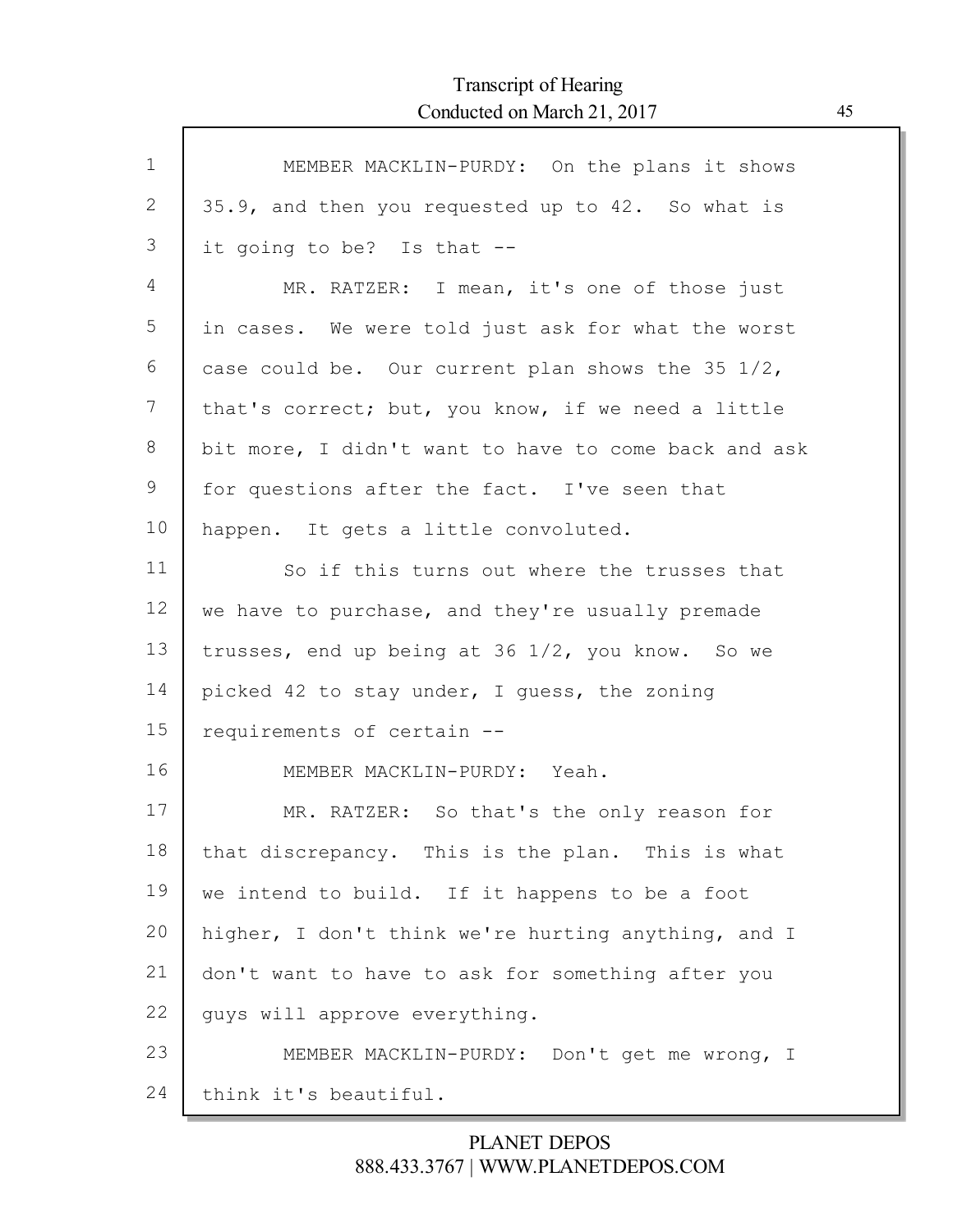MEMBER MACKLIN-PURDY: On the plans it shows 35.9, and then you requested up to 42. So what is it going to be? Is that --

MR. RATZER: I mean, it's one of those just in cases. We were told just ask for what the worst case could be. Our current plan shows the 35 1/2, that's correct; but, you know, if we need a little bit more, I didn't want to have to come back and ask for questions after the fact. I've seen that happen. It gets a little convoluted.

So if this turns out where the trusses that we have to purchase, and they're usually premade trusses, end up being at 36 1/2, you know. So we picked 42 to stay under, I guess, the zoning requirements of certain --

MEMBER MACKLIN-PURDY: Yeah.

MR. RATZER: So that's the only reason for that discrepancy. This is the plan. This is what we intend to build. If it happens to be a foot higher, I don't think we're hurting anything, and I don't want to have to ask for something after you guys will approve everything.

MEMBER MACKLIN-PURDY: Don't get me wrong, I think it's beautiful.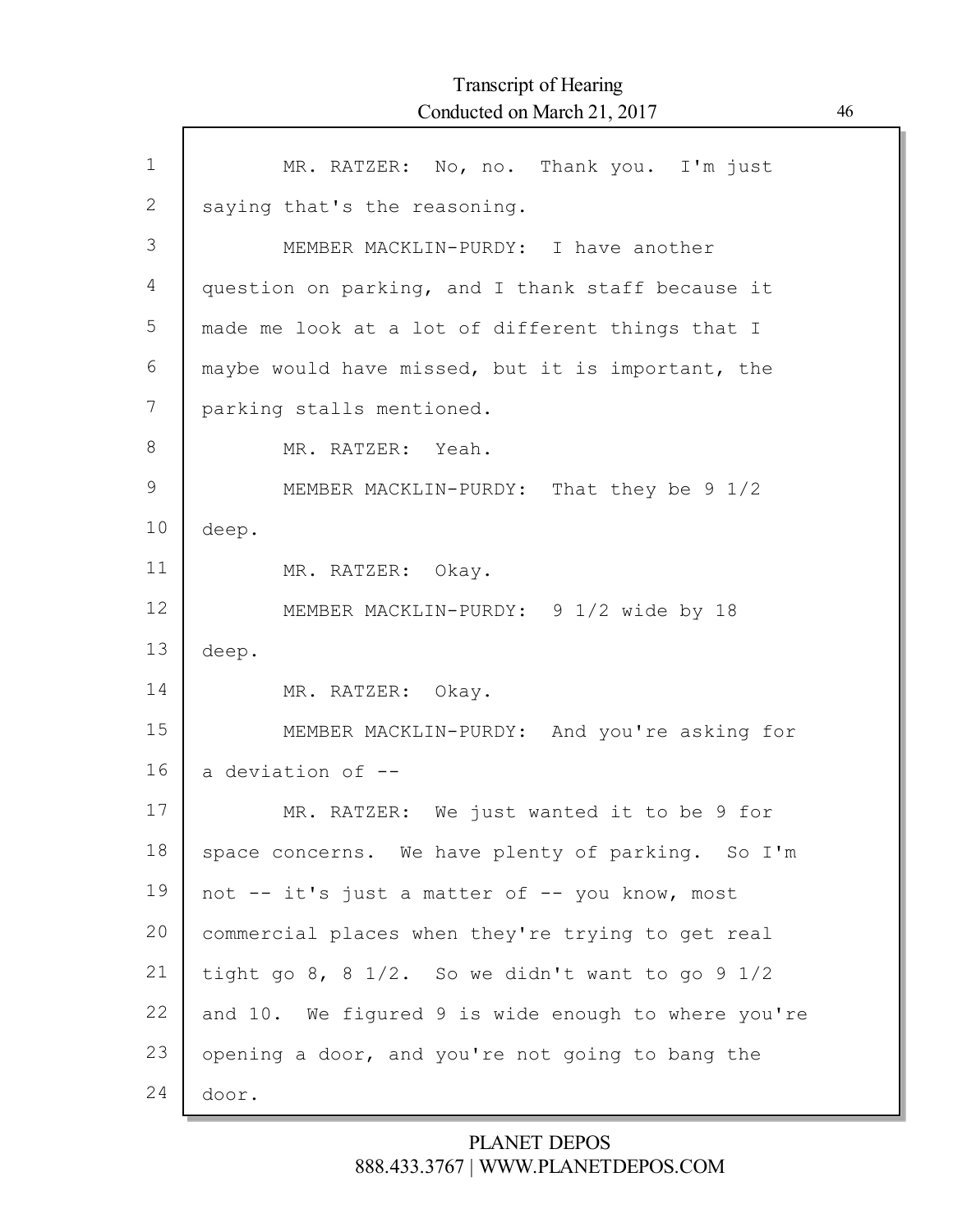MR. RATZER: No, no. Thank you. I'm just saying that's the reasoning.

MEMBER MACKLIN-PURDY: I have another question on parking, and I thank staff because it made me look at a lot of different things that I maybe would have missed, but it is important, the parking stalls mentioned.

MR. RATZER: Yeah.

MEMBER MACKLIN-PURDY: That they be 9 1/2 deep.

MR. RATZER: Okay.

MEMBER MACKLIN-PURDY: 9 1/2 wide by 18 deep.

MR. RATZER: Okay.

MEMBER MACKLIN-PURDY: And you're asking for a deviation of --

MR. RATZER: We just wanted it to be 9 for space concerns. We have plenty of parking. So I'm not -- it's just a matter of -- you know, most commercial places when they're trying to get real tight go 8, 8 1/2. So we didn't want to go 9 1/2 and 10. We figured 9 is wide enough to where you're opening a door, and you're not going to bang the door.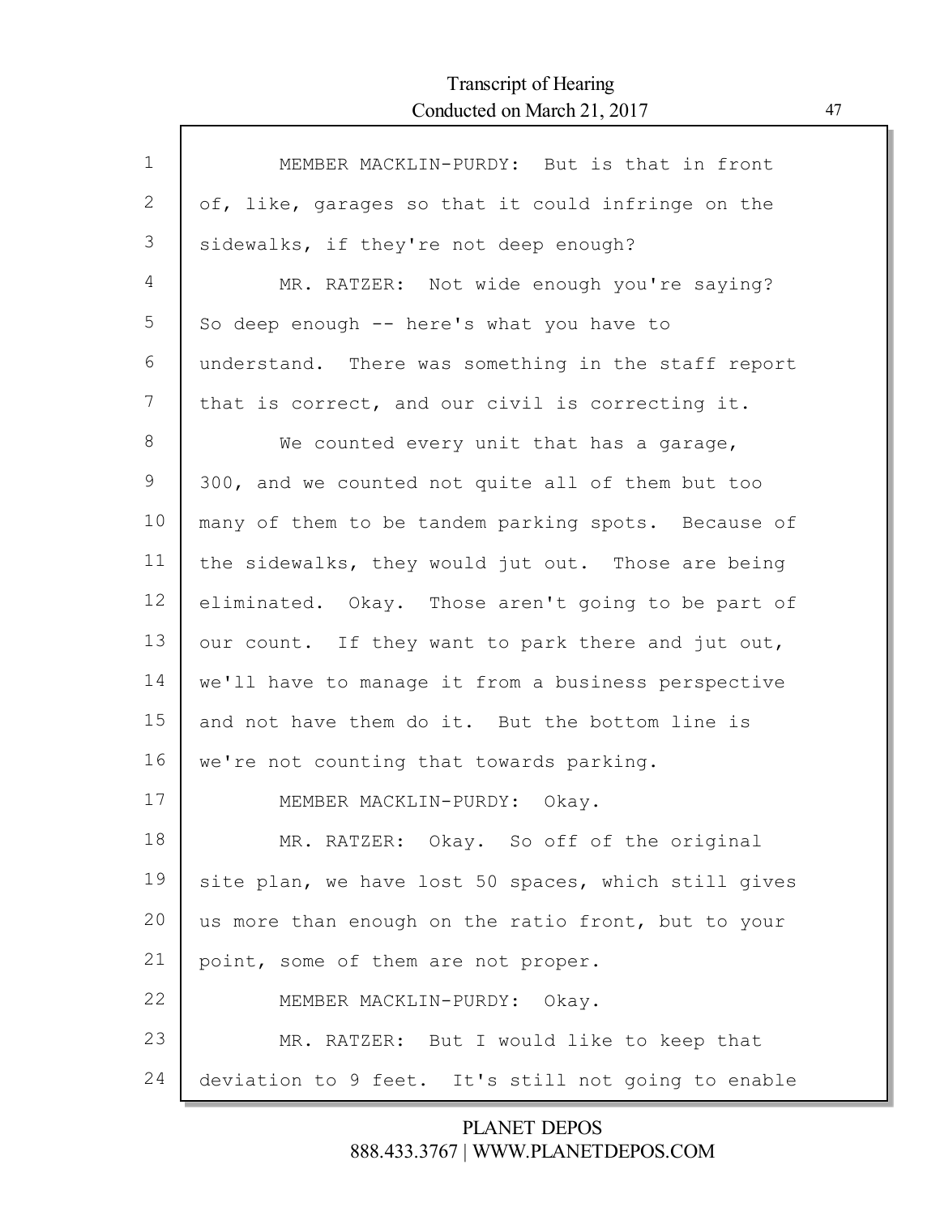MEMBER MACKLIN-PURDY: But is that in front of, like, garages so that it could infringe on the sidewalks, if they're not deep enough?

MR. RATZER: Not wide enough you're saying? So deep enough -- here's what you have to understand. There was something in the staff report that is correct, and our civil is correcting it.

We counted every unit that has a garage, 300, and we counted not quite all of them but too many of them to be tandem parking spots. Because of the sidewalks, they would jut out. Those are being eliminated. Okay. Those aren't going to be part of our count. If they want to park there and jut out, we'll have to manage it from a business perspective and not have them do it. But the bottom line is we're not counting that towards parking.

MEMBER MACKLIN-PURDY: Okay.

MR. RATZER: Okay. So off of the original site plan, we have lost 50 spaces, which still gives us more than enough on the ratio front, but to your point, some of them are not proper.

MEMBER MACKLIN-PURDY: Okay.

MR. RATZER: But I would like to keep that deviation to 9 feet. It's still not going to enable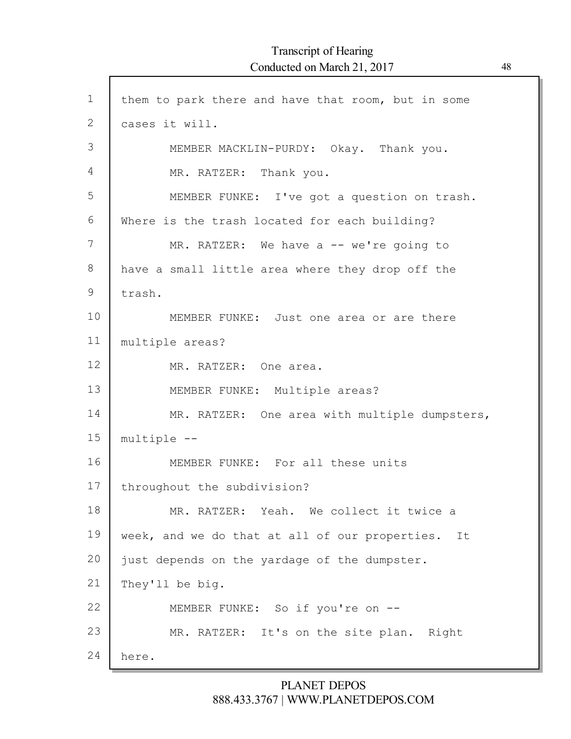them to park there and have that room, but in some cases it will.

MEMBER MACKLIN-PURDY: Okay. Thank you.

MR. RATZER: Thank you.

MEMBER FUNKE: I've got a question on trash. Where is the trash located for each building?

MR. RATZER: We have a -- we're going to have a small little area where they drop off the trash.

MEMBER FUNKE: Just one area or are there multiple areas?

MR. RATZER: One area.

MEMBER FUNKE: Multiple areas?

MR. RATZER: One area with multiple dumpsters, multiple --

MEMBER FUNKE: For all these units throughout the subdivision?

MR. RATZER: Yeah. We collect it twice a week, and we do that at all of our properties. It just depends on the yardage of the dumpster. They'll be big.

MEMBER FUNKE: So if you're on --

MR. RATZER: It's on the site plan. Right here.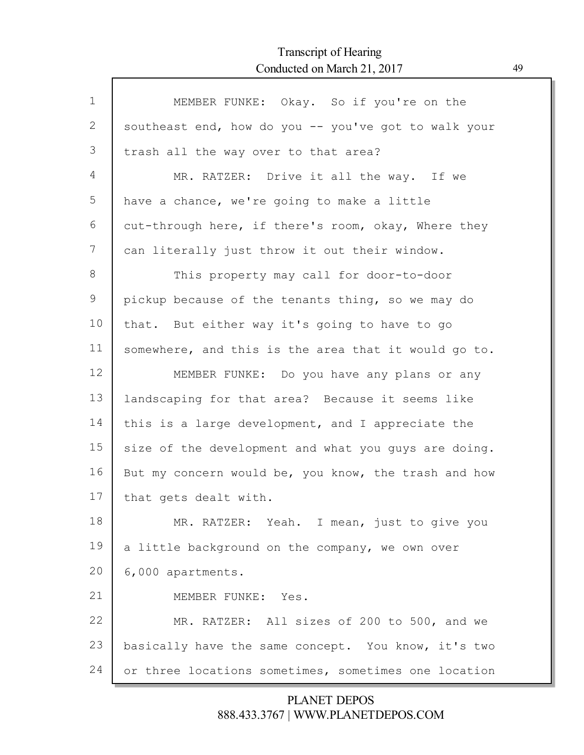MEMBER FUNKE: Okay. So if you're on the southeast end, how do you -- you've got to walk your trash all the way over to that area?

MR. RATZER: Drive it all the way. If we have a chance, we're going to make a little cut-through here, if there's room, okay, Where they can literally just throw it out their window.

This property may call for door-to-door pickup because of the tenants thing, so we may do that. But either way it's going to have to go somewhere, and this is the area that it would go to.

MEMBER FUNKE: Do you have any plans or any landscaping for that area? Because it seems like this is a large development, and I appreciate the size of the development and what you guys are doing. But my concern would be, you know, the trash and how that gets dealt with.

MR. RATZER: Yeah. I mean, just to give you a little background on the company, we own over 6,000 apartments.

MEMBER FUNKE: Yes.

MR. RATZER: All sizes of 200 to 500, and we basically have the same concept. You know, it's two or three locations sometimes, sometimes one location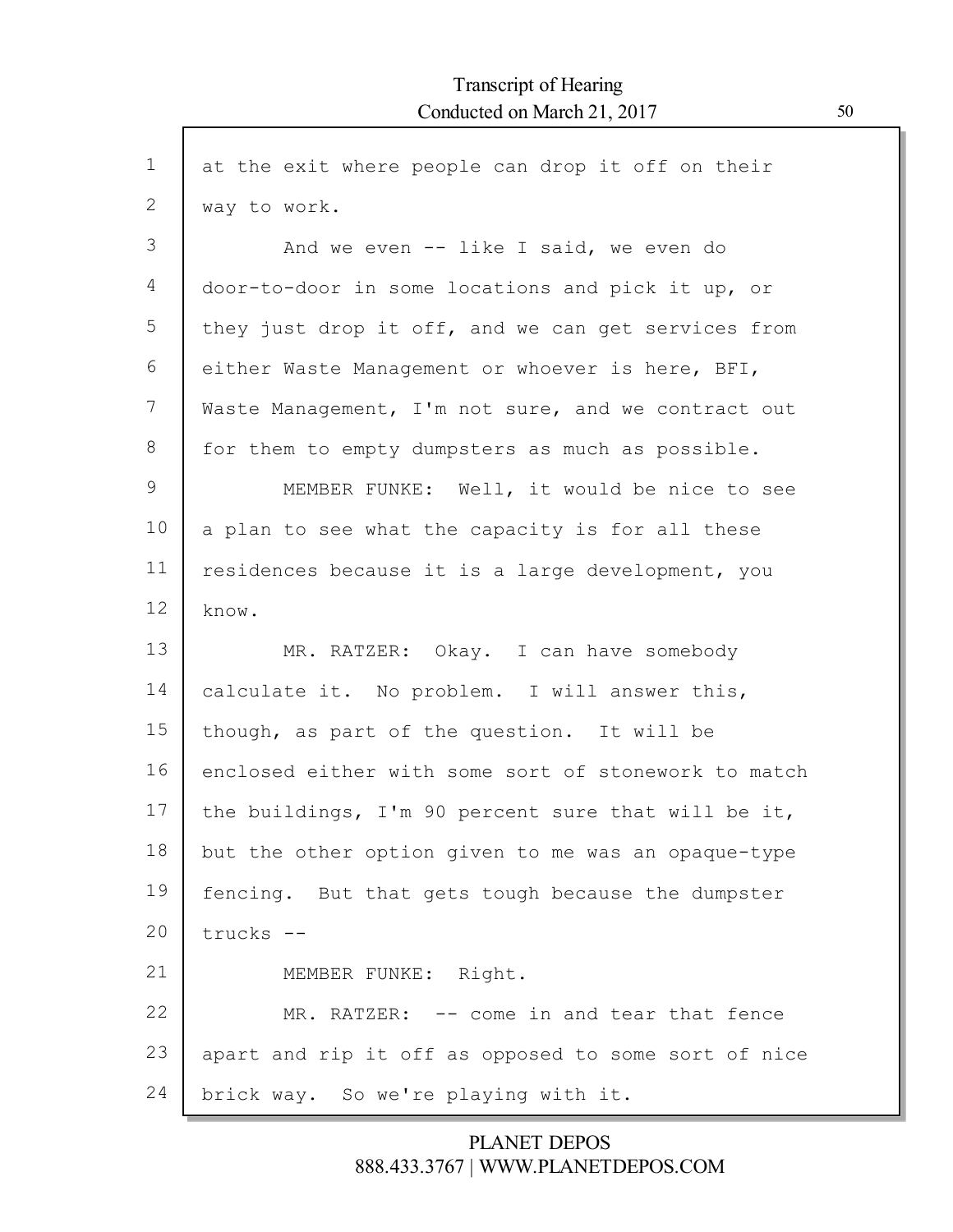at the exit where people can drop it off on their way to work.

And we even -- like I said, we even do door-to-door in some locations and pick it up, or they just drop it off, and we can get services from either Waste Management or whoever is here, BFI, Waste Management, I'm not sure, and we contract out for them to empty dumpsters as much as possible.

MEMBER FUNKE: Well, it would be nice to see a plan to see what the capacity is for all these residences because it is a large development, you know.

MR. RATZER: Okay. I can have somebody calculate it. No problem. I will answer this, though, as part of the question. It will be enclosed either with some sort of stonework to match the buildings, I'm 90 percent sure that will be it, but the other option given to me was an opaque-type fencing. But that gets tough because the dumpster trucks --

MEMBER FUNKE: Right.

MR. RATZER: -- come in and tear that fence apart and rip it off as opposed to some sort of nice brick way. So we're playing with it.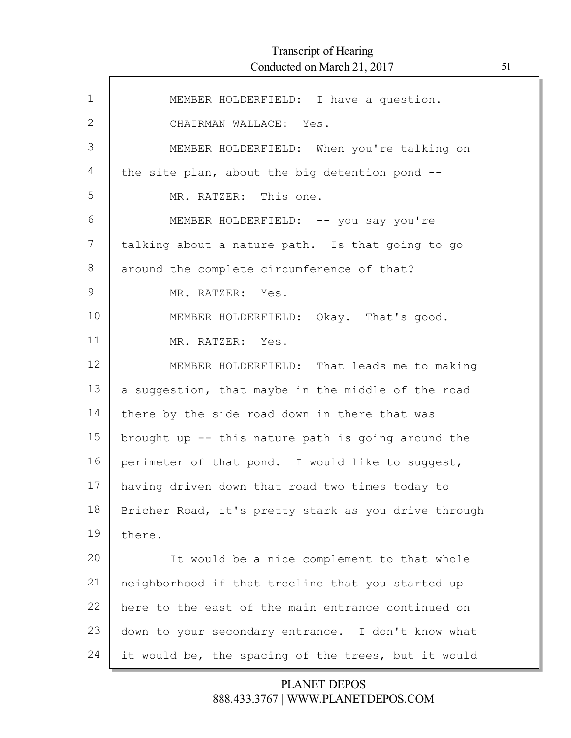MEMBER HOLDERFIELD: I have a question.

CHAIRMAN WALLACE: Yes.

MEMBER HOLDERFIELD: When you're talking on the site plan, about the big detention pond --

MR. RATZER: This one.

MEMBER HOLDERFIELD: -- you say you're talking about a nature path. Is that going to go around the complete circumference of that?

MR. RATZER: Yes.

MEMBER HOLDERFIELD: Okay. That's good.

MR. RATZER: Yes.

MEMBER HOLDERFIELD: That leads me to making a suggestion, that maybe in the middle of the road there by the side road down in there that was brought up -- this nature path is going around the perimeter of that pond. I would like to suggest, having driven down that road two times today to Bricher Road, it's pretty stark as you drive through there.

It would be a nice complement to that whole neighborhood if that treeline that you started up here to the east of the main entrance continued on down to your secondary entrance. I don't know what it would be, the spacing of the trees, but it would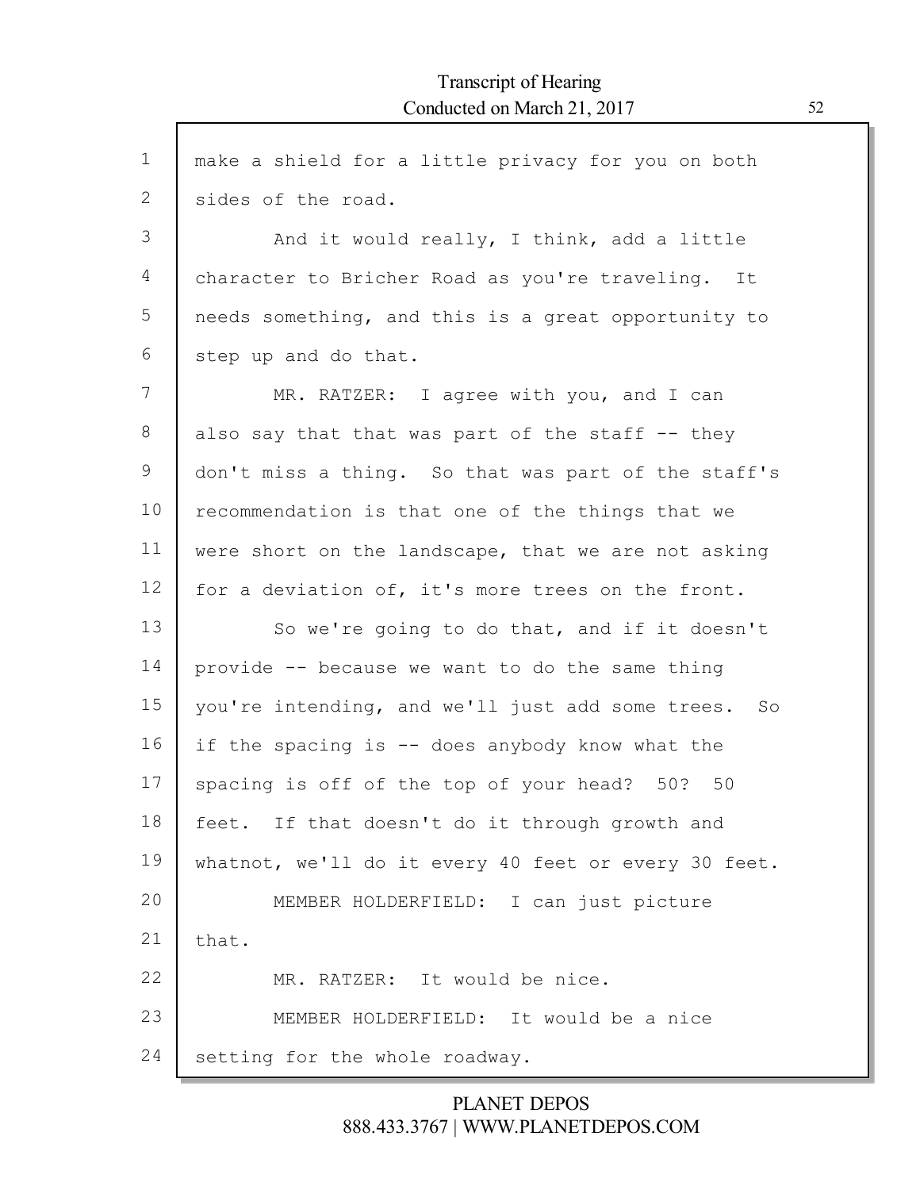make a shield for a little privacy for you on both sides of the road.

And it would really, I think, add a little character to Bricher Road as you're traveling. It needs something, and this is a great opportunity to step up and do that.

MR. RATZER: I agree with you, and I can also say that that was part of the staff -- they don't miss a thing. So that was part of the staff's recommendation is that one of the things that we were short on the landscape, that we are not asking for a deviation of, it's more trees on the front.

So we're going to do that, and if it doesn't provide -- because we want to do the same thing you're intending, and we'll just add some trees. So if the spacing is -- does anybody know what the spacing is off of the top of your head? 50? 50 feet. If that doesn't do it through growth and whatnot, we'll do it every 40 feet or every 30 feet.

MEMBER HOLDERFIELD: I can just picture that.

MR. RATZER: It would be nice.

MEMBER HOLDERFIELD: It would be a nice setting for the whole roadway.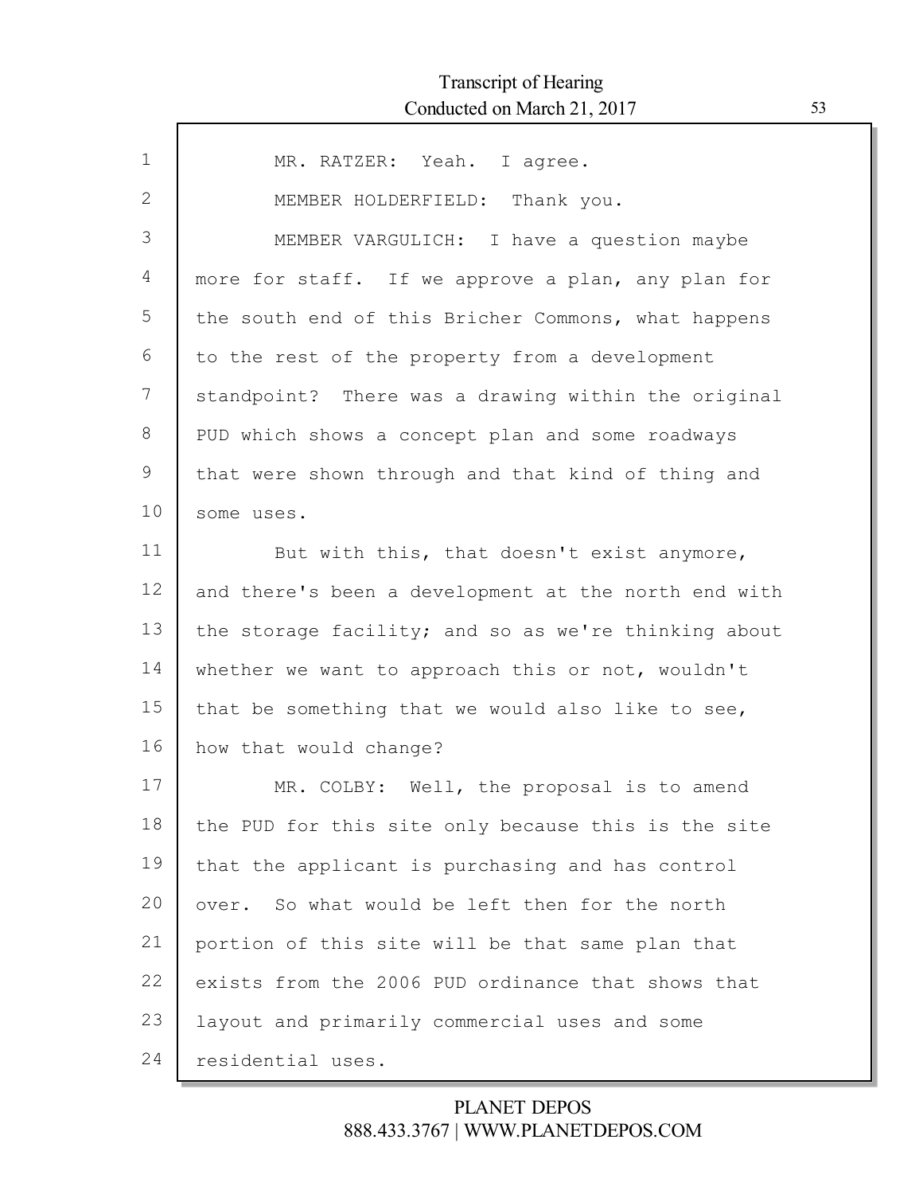MR. RATZER: Yeah. I agree.

MEMBER HOLDERFIELD: Thank you.

MEMBER VARGULICH: I have a question maybe more for staff. If we approve a plan, any plan for the south end of this Bricher Commons, what happens to the rest of the property from a development standpoint? There was a drawing within the original PUD which shows a concept plan and some roadways that were shown through and that kind of thing and some uses.

But with this, that doesn't exist anymore, and there's been a development at the north end with the storage facility; and so as we're thinking about whether we want to approach this or not, wouldn't that be something that we would also like to see, how that would change?

MR. COLBY: Well, the proposal is to amend the PUD for this site only because this is the site that the applicant is purchasing and has control over. So what would be left then for the north portion of this site will be that same plan that exists from the 2006 PUD ordinance that shows that layout and primarily commercial uses and some residential uses.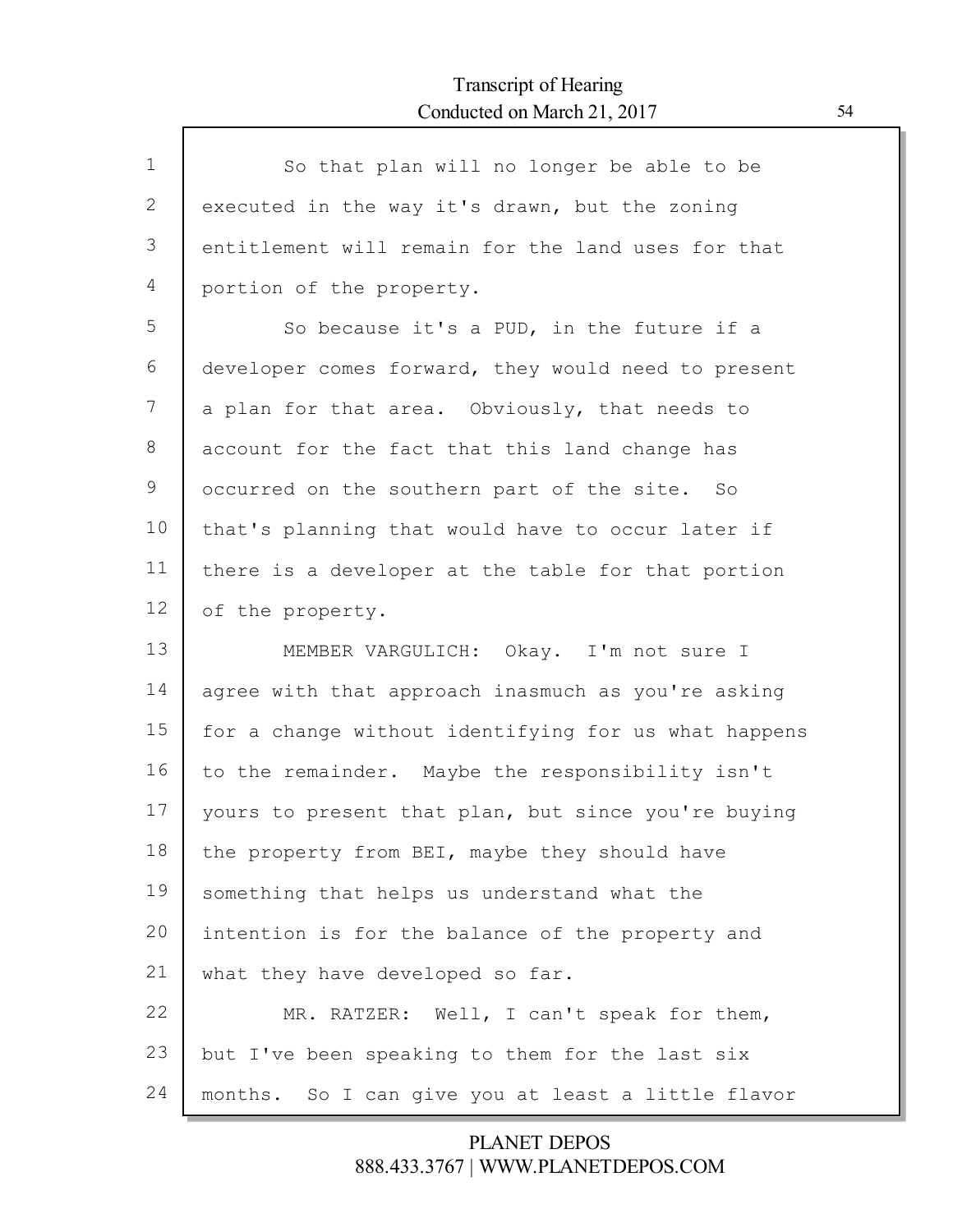So that plan will no longer be able to be executed in the way it's drawn, but the zoning entitlement will remain for the land uses for that portion of the property.

So because it's a PUD, in the future if a developer comes forward, they would need to present a plan for that area. Obviously, that needs to account for the fact that this land change has occurred on the southern part of the site. So that's planning that would have to occur later if there is a developer at the table for that portion of the property.

MEMBER VARGULICH: Okay. I'm not sure I agree with that approach inasmuch as you're asking for a change without identifying for us what happens to the remainder. Maybe the responsibility isn't yours to present that plan, but since you're buying the property from BEI, maybe they should have something that helps us understand what the intention is for the balance of the property and what they have developed so far.

MR. RATZER: Well, I can't speak for them, but I've been speaking to them for the last six months. So I can give you at least a little flavor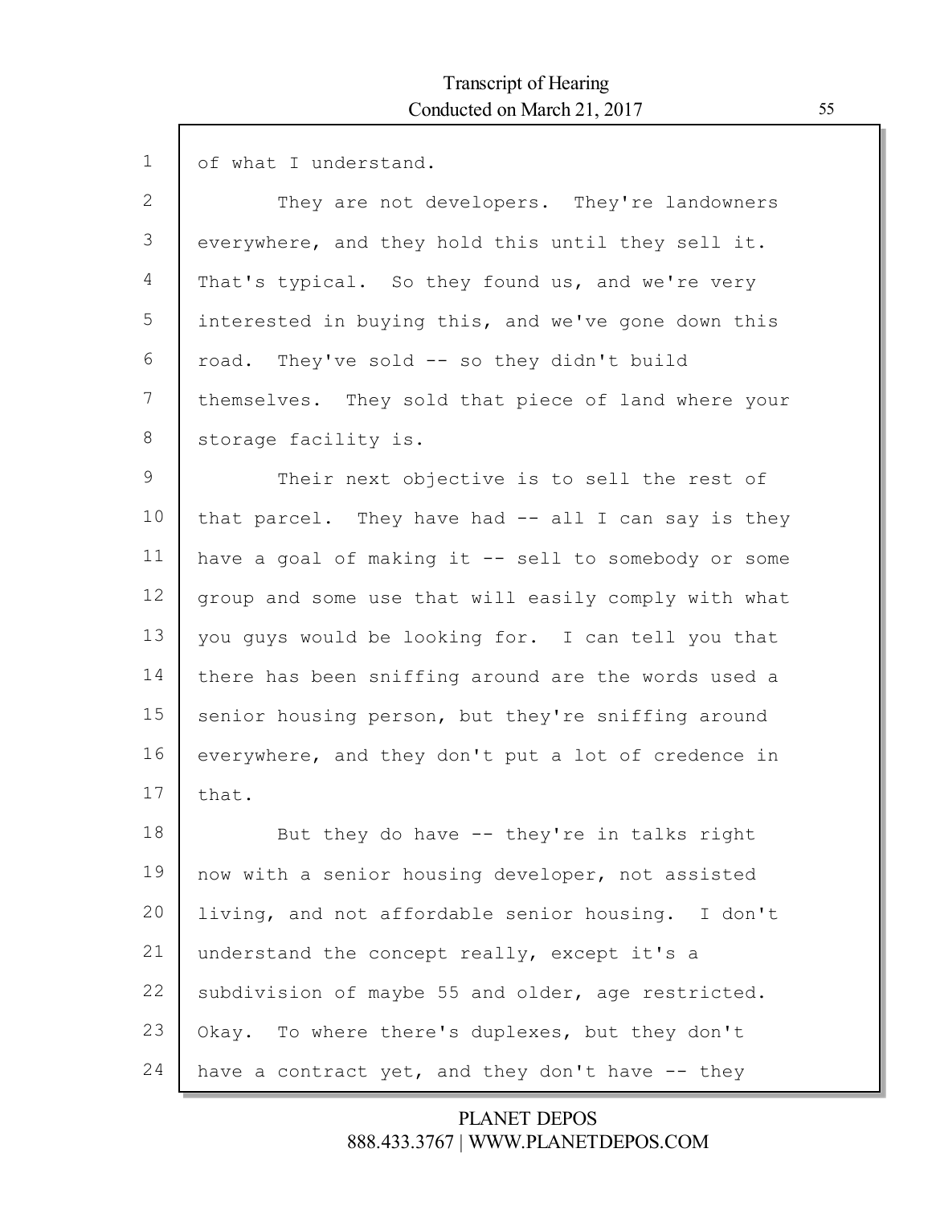of what I understand.

They are not developers. They're landowners everywhere, and they hold this until they sell it. That's typical. So they found us, and we're very interested in buying this, and we've gone down this road. They've sold -- so they didn't build themselves. They sold that piece of land where your storage facility is.

Their next objective is to sell the rest of that parcel. They have had -- all I can say is they have a goal of making it -- sell to somebody or some group and some use that will easily comply with what you guys would be looking for. I can tell you that there has been sniffing around are the words used a senior housing person, but they're sniffing around everywhere, and they don't put a lot of credence in that.

But they do have -- they're in talks right now with a senior housing developer, not assisted living, and not affordable senior housing. I don't understand the concept really, except it's a subdivision of maybe 55 and older, age restricted. Okay. To where there's duplexes, but they don't have a contract yet, and they don't have -- they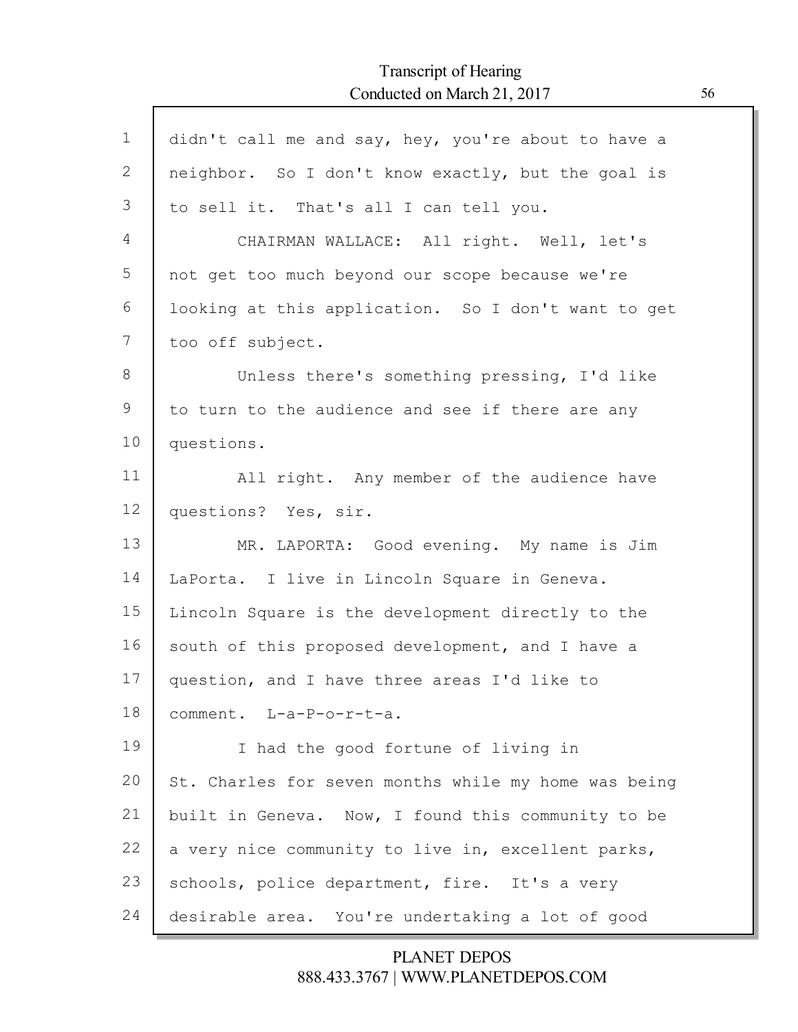didn't call me and say, hey, you're about to have a neighbor. So I don't know exactly, but the goal is to sell it. That's all I can tell you.

CHAIRMAN WALLACE: All right. Well, let's not get too much beyond our scope because we're looking at this application. So I don't want to get too off subject.

Unless there's something pressing, I'd like to turn to the audience and see if there are any questions.

All right. Any member of the audience have questions? Yes, sir.

MR. LAPORTA: Good evening. My name is Jim LaPorta. I live in Lincoln Square in Geneva. Lincoln Square is the development directly to the south of this proposed development, and I have a question, and I have three areas I'd like to comment. L-a-P-o-r-t-a.

I had the good fortune of living in St. Charles for seven months while my home was being built in Geneva. Now, I found this community to be a very nice community to live in, excellent parks, schools, police department, fire. It's a very desirable area. You're undertaking a lot of good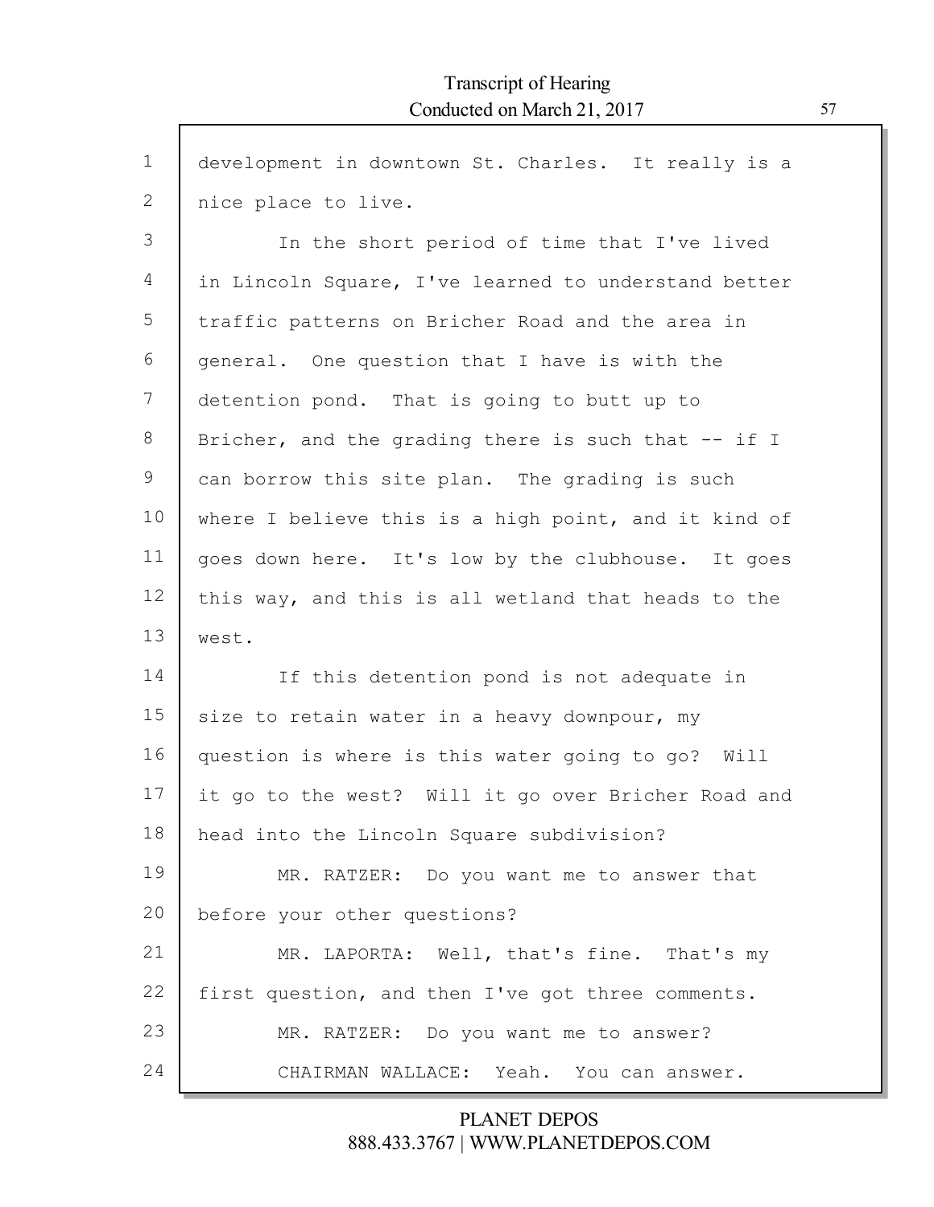development in downtown St. Charles. It really is a nice place to live.

In the short period of time that I've lived in Lincoln Square, I've learned to understand better traffic patterns on Bricher Road and the area in general. One question that I have is with the detention pond. That is going to butt up to Bricher, and the grading there is such that -- if I can borrow this site plan. The grading is such where I believe this is a high point, and it kind of goes down here. It's low by the clubhouse. It goes this way, and this is all wetland that heads to the west.

If this detention pond is not adequate in size to retain water in a heavy downpour, my question is where is this water going to go? Will it go to the west? Will it go over Bricher Road and head into the Lincoln Square subdivision?

MR. RATZER: Do you want me to answer that before your other questions?

MR. LAPORTA: Well, that's fine. That's my first question, and then I've got three comments.

MR. RATZER: Do you want me to answer?

CHAIRMAN WALLACE: Yeah. You can answer.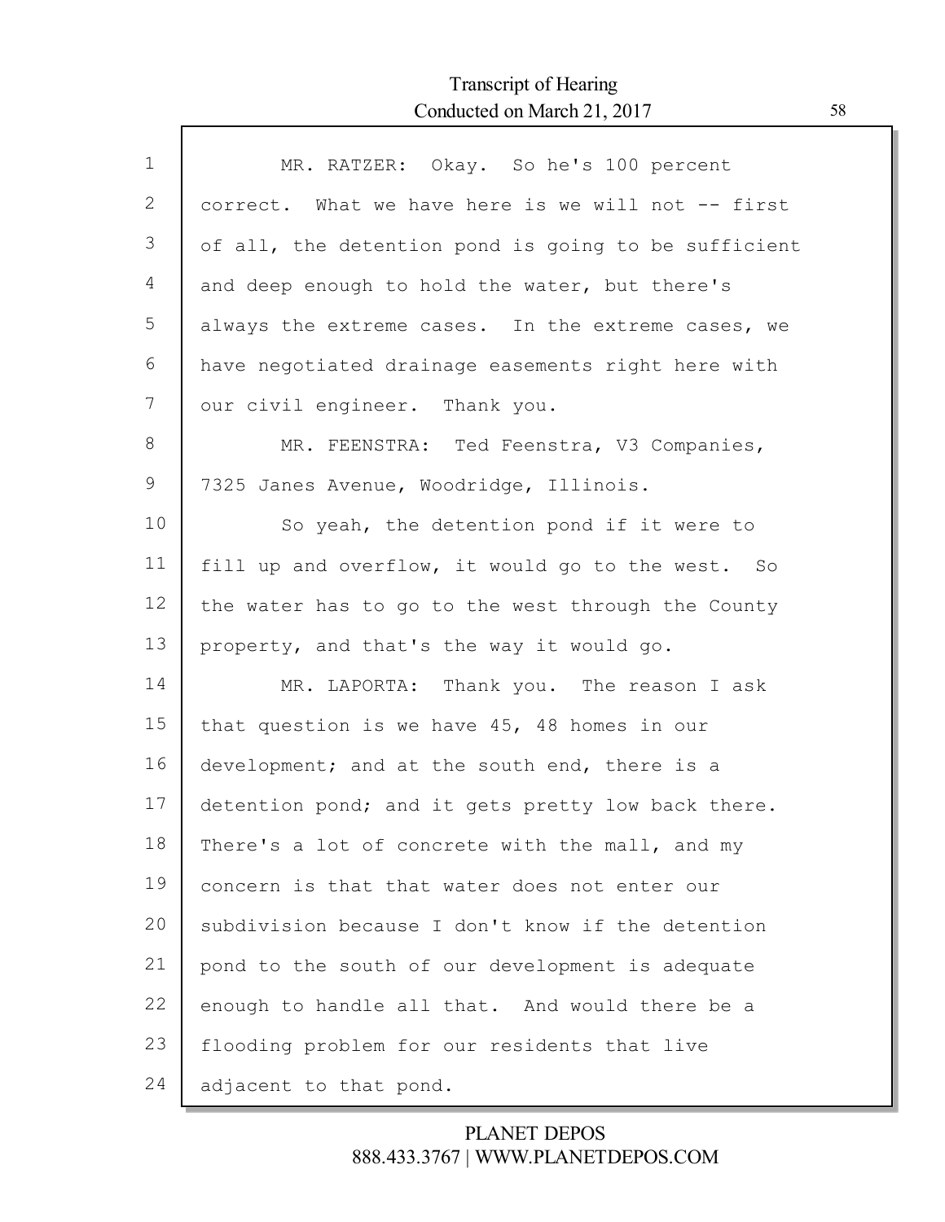MR. RATZER: Okay. So he's 100 percent correct. What we have here is we will not -- first of all, the detention pond is going to be sufficient and deep enough to hold the water, but there's always the extreme cases. In the extreme cases, we have negotiated drainage easements right here with our civil engineer. Thank you.

MR. FEENSTRA: Ted Feenstra, V3 Companies, 7325 Janes Avenue, Woodridge, Illinois.

So yeah, the detention pond if it were to fill up and overflow, it would go to the west. So the water has to go to the west through the County property, and that's the way it would go.

MR. LAPORTA: Thank you. The reason I ask that question is we have 45, 48 homes in our development; and at the south end, there is a detention pond; and it gets pretty low back there. There's a lot of concrete with the mall, and my concern is that that water does not enter our subdivision because I don't know if the detention pond to the south of our development is adequate enough to handle all that. And would there be a flooding problem for our residents that live adjacent to that pond.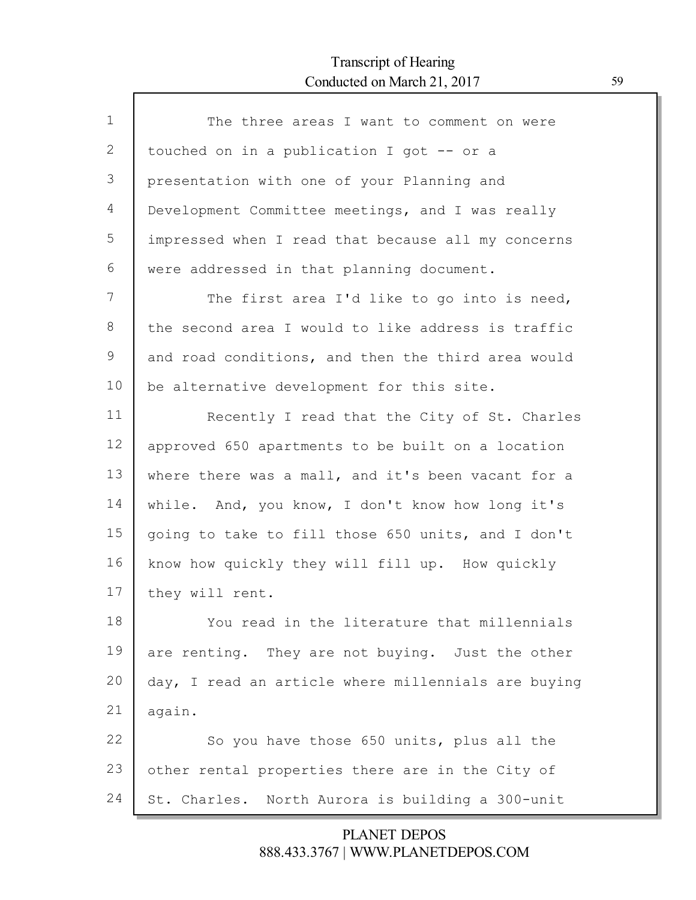The three areas I want to comment on were touched on in a publication I got -- or a presentation with one of your Planning and Development Committee meetings, and I was really impressed when I read that because all my concerns were addressed in that planning document.

The first area I'd like to go into is need, the second area I would to like address is traffic and road conditions, and then the third area would be alternative development for this site.

Recently I read that the City of St. Charles approved 650 apartments to be built on a location where there was a mall, and it's been vacant for a while. And, you know, I don't know how long it's going to take to fill those 650 units, and I don't know how quickly they will fill up. How quickly they will rent.

You read in the literature that millennials are renting. They are not buying. Just the other day, I read an article where millennials are buying again.

So you have those 650 units, plus all the other rental properties there are in the City of St. Charles. North Aurora is building a 300-unit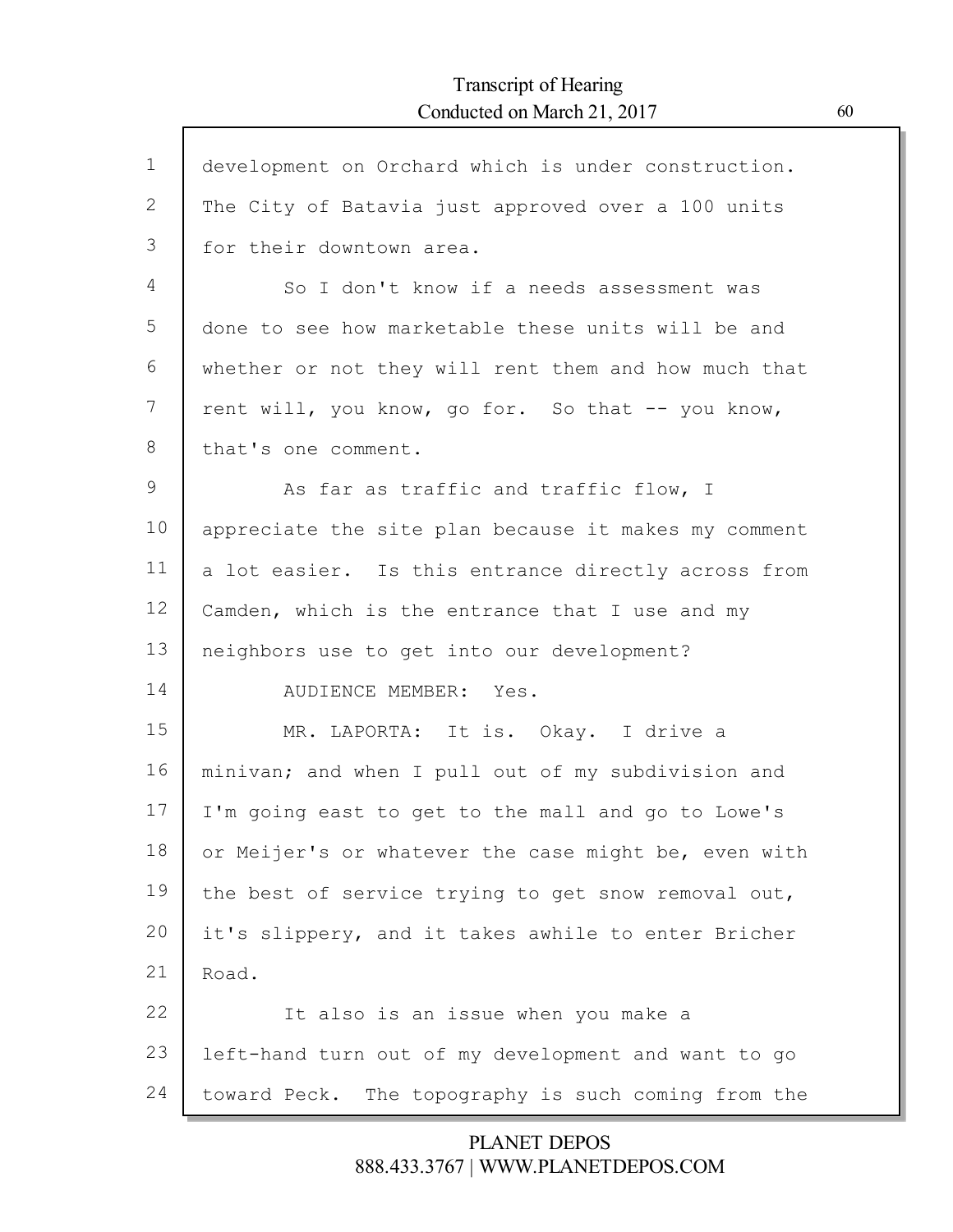development on Orchard which is under construction. The City of Batavia just approved over a 100 units for their downtown area.

So I don't know if a needs assessment was done to see how marketable these units will be and whether or not they will rent them and how much that rent will, you know, go for. So that -- you know, that's one comment.

As far as traffic and traffic flow, I appreciate the site plan because it makes my comment a lot easier. Is this entrance directly across from Camden, which is the entrance that I use and my neighbors use to get into our development?

AUDIENCE MEMBER: Yes.

MR. LAPORTA: It is. Okay. I drive a minivan; and when I pull out of my subdivision and I'm going east to get to the mall and go to Lowe's or Meijer's or whatever the case might be, even with the best of service trying to get snow removal out, it's slippery, and it takes awhile to enter Bricher Road.

It also is an issue when you make a left-hand turn out of my development and want to go toward Peck. The topography is such coming from the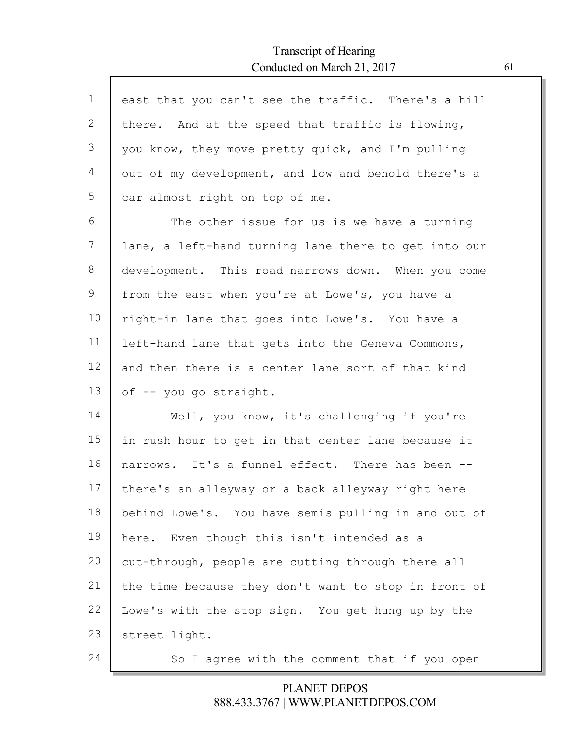east that you can't see the traffic. There's a hill there. And at the speed that traffic is flowing, you know, they move pretty quick, and I'm pulling out of my development, and low and behold there's a car almost right on top of me.

The other issue for us is we have a turning lane, a left-hand turning lane there to get into our development. This road narrows down. When you come from the east when you're at Lowe's, you have a right-in lane that goes into Lowe's. You have a left-hand lane that gets into the Geneva Commons, and then there is a center lane sort of that kind of -- you go straight.

Well, you know, it's challenging if you're in rush hour to get in that center lane because it narrows. It's a funnel effect. There has been -- there's an alleyway or a back alleyway right here behind Lowe's. You have semis pulling in and out of here. Even though this isn't intended as a cut-through, people are cutting through there all the time because they don't want to stop in front of Lowe's with the stop sign. You get hung up by the street light.

So I agree with the comment that if you open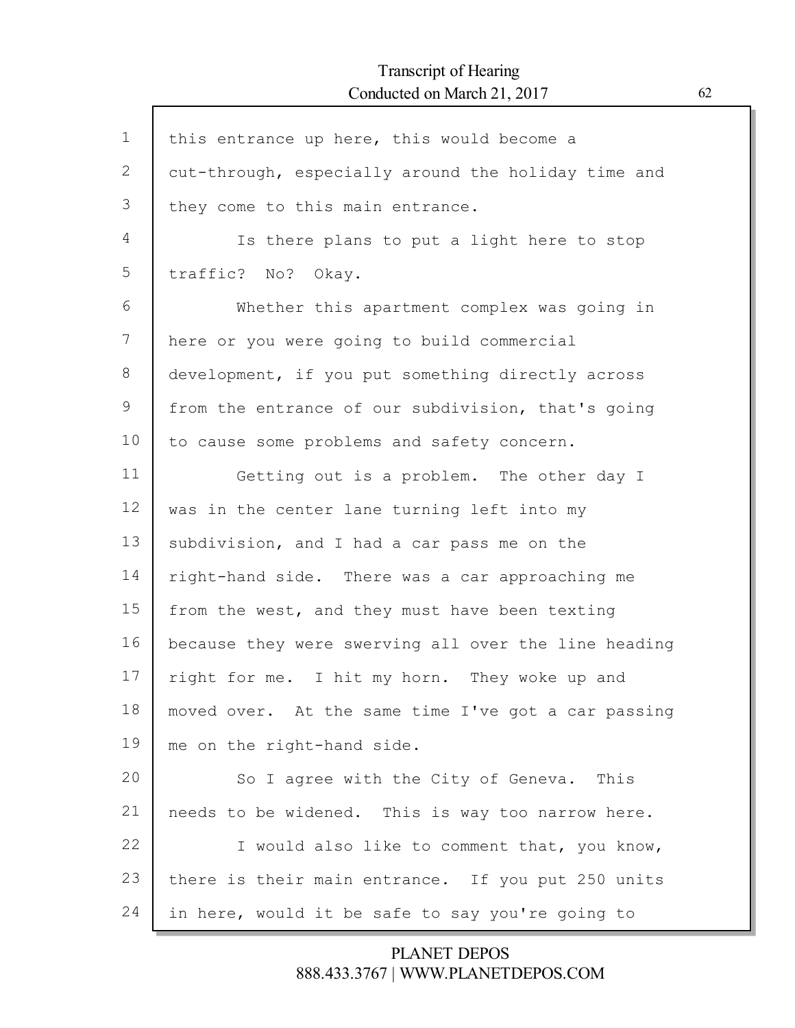this entrance up here, this would become a cut-through, especially around the holiday time and they come to this main entrance.

Is there plans to put a light here to stop traffic? No? Okay.

Whether this apartment complex was going in here or you were going to build commercial development, if you put something directly across from the entrance of our subdivision, that's going to cause some problems and safety concern.

Getting out is a problem. The other day I was in the center lane turning left into my subdivision, and I had a car pass me on the right-hand side. There was a car approaching me from the west, and they must have been texting because they were swerving all over the line heading right for me. I hit my horn. They woke up and moved over. At the same time I've got a car passing me on the right-hand side.

So I agree with the City of Geneva. This needs to be widened. This is way too narrow here.

I would also like to comment that, you know, there is their main entrance. If you put 250 units in here, would it be safe to say you're going to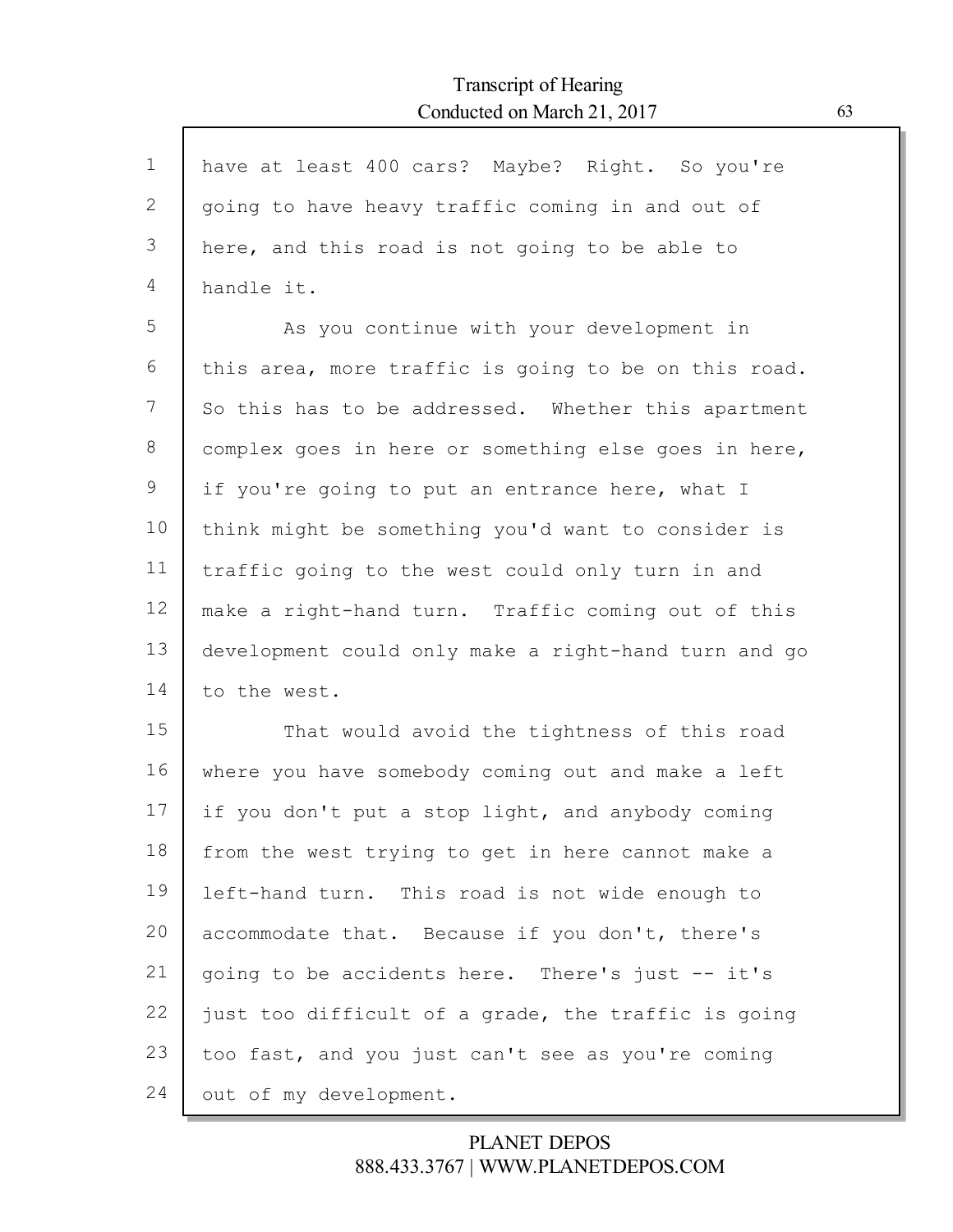have at least 400 cars? Maybe? Right. So you're going to have heavy traffic coming in and out of here, and this road is not going to be able to handle it.

As you continue with your development in this area, more traffic is going to be on this road. So this has to be addressed. Whether this apartment complex goes in here or something else goes in here, if you're going to put an entrance here, what I think might be something you'd want to consider is traffic going to the west could only turn in and make a right-hand turn. Traffic coming out of this development could only make a right-hand turn and go to the west.

That would avoid the tightness of this road where you have somebody coming out and make a left if you don't put a stop light, and anybody coming from the west trying to get in here cannot make a left-hand turn. This road is not wide enough to accommodate that. Because if you don't, there's going to be accidents here. There's just -- it's just too difficult of a grade, the traffic is going too fast, and you just can't see as you're coming out of my development.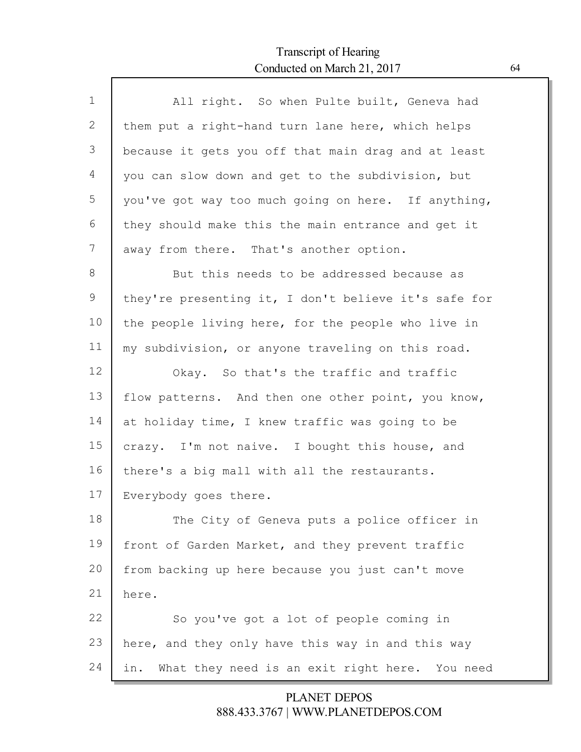All right. So when Pulte built, Geneva had them put a right-hand turn lane here, which helps because it gets you off that main drag and at least you can slow down and get to the subdivision, but you've got way too much going on here. If anything, they should make this the main entrance and get it away from there. That's another option.

But this needs to be addressed because as they're presenting it, I don't believe it's safe for the people living here, for the people who live in my subdivision, or anyone traveling on this road.

Okay. So that's the traffic and traffic flow patterns. And then one other point, you know, at holiday time, I knew traffic was going to be crazy. I'm not naive. I bought this house, and there's a big mall with all the restaurants. Everybody goes there.

The City of Geneva puts a police officer in front of Garden Market, and they prevent traffic from backing up here because you just can't move here.

So you've got a lot of people coming in here, and they only have this way in and this way in. What they need is an exit right here. You need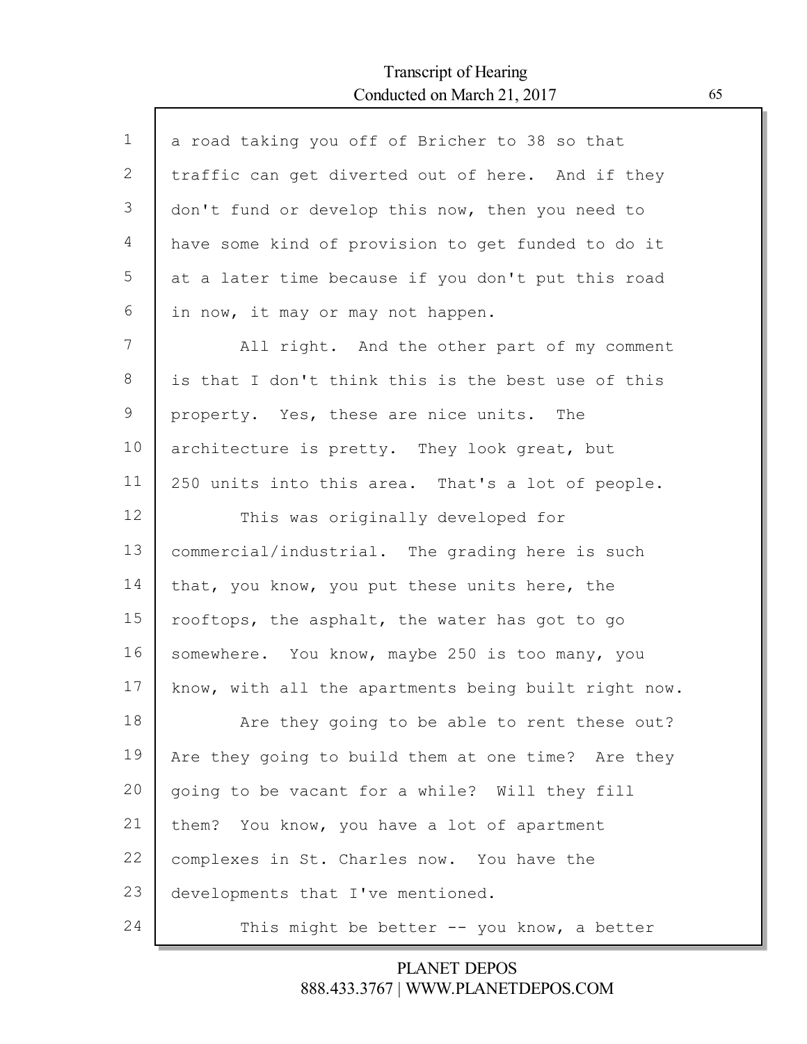a road taking you off of Bricher to 38 so that traffic can get diverted out of here. And if they don't fund or develop this now, then you need to have some kind of provision to get funded to do it at a later time because if you don't put this road in now, it may or may not happen.

All right. And the other part of my comment is that I don't think this is the best use of this property. Yes, these are nice units. The architecture is pretty. They look great, but 250 units into this area. That's a lot of people.

This was originally developed for commercial/industrial. The grading here is such that, you know, you put these units here, the rooftops, the asphalt, the water has got to go somewhere. You know, maybe 250 is too many, you know, with all the apartments being built right now.

Are they going to be able to rent these out? Are they going to build them at one time? Are they going to be vacant for a while? Will they fill them? You know, you have a lot of apartment complexes in St. Charles now. You have the developments that I've mentioned.

This might be better -- you know, a better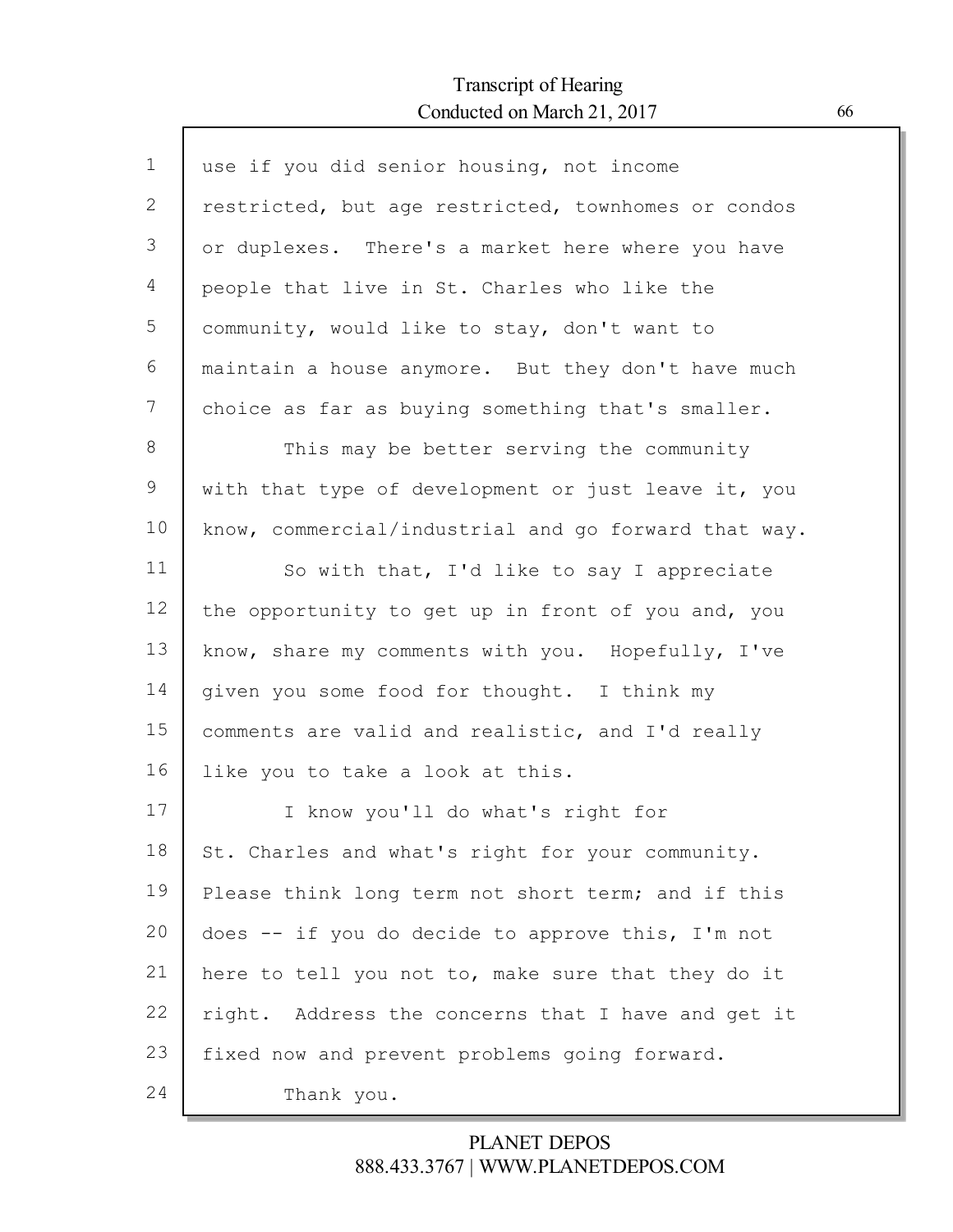use if you did senior housing, not income restricted, but age restricted, townhomes or condos or duplexes. There's a market here where you have people that live in St. Charles who like the community, would like to stay, don't want to maintain a house anymore. But they don't have much choice as far as buying something that's smaller.

This may be better serving the community with that type of development or just leave it, you know, commercial/industrial and go forward that way.

So with that, I'd like to say I appreciate the opportunity to get up in front of you and, you know, share my comments with you. Hopefully, I've given you some food for thought. I think my comments are valid and realistic, and I'd really like you to take a look at this.

I know you'll do what's right for St. Charles and what's right for your community. Please think long term not short term; and if this does -- if you do decide to approve this, I'm not here to tell you not to, make sure that they do it right. Address the concerns that I have and get it fixed now and prevent problems going forward.

Thank you.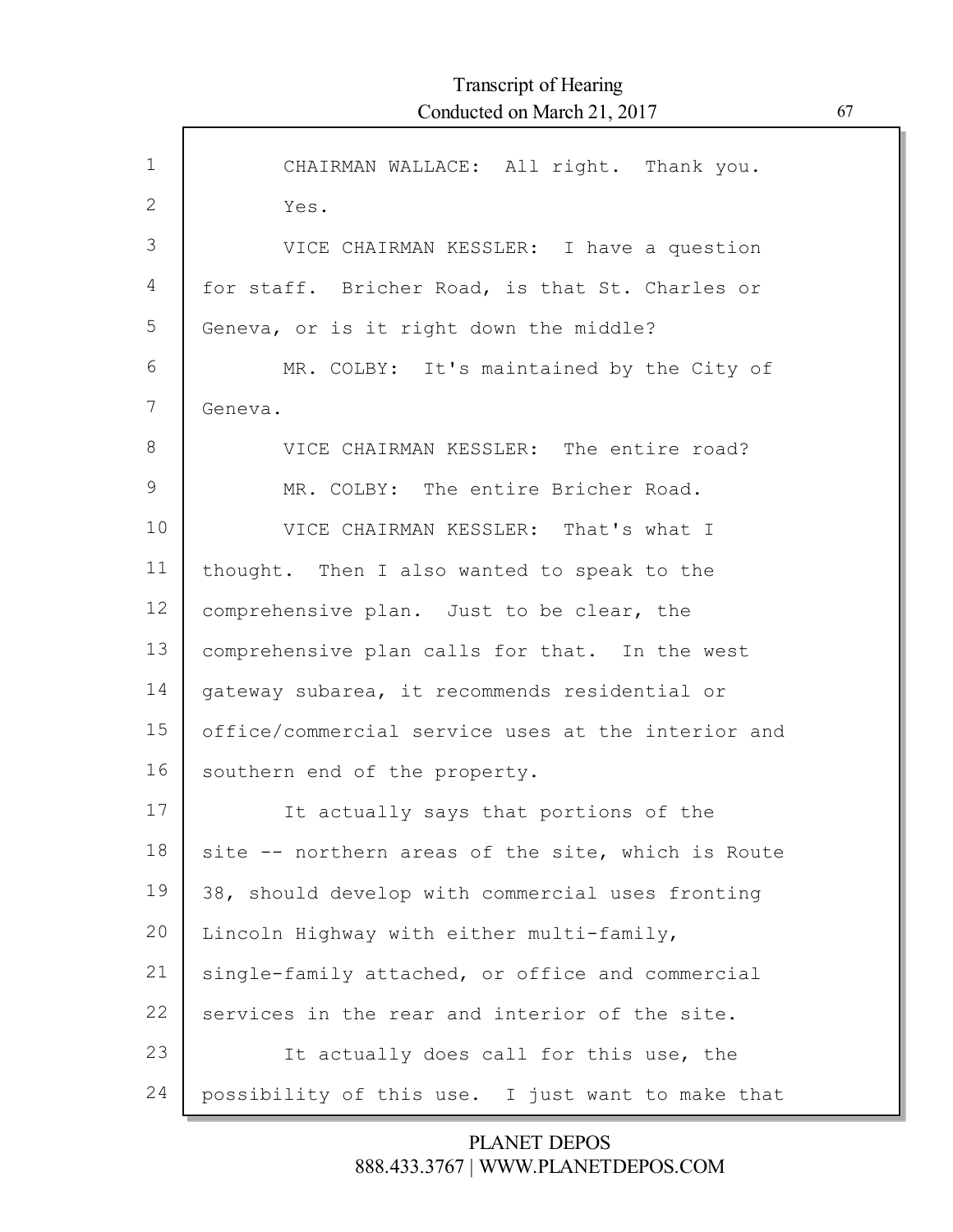CHAIRMAN WALLACE: All right. Thank you.

Yes.

VICE CHAIRMAN KESSLER: I have a question for staff. Bricher Road, is that St. Charles or Geneva, or is it right down the middle?

MR. COLBY: It's maintained by the City of Geneva.

VICE CHAIRMAN KESSLER: The entire road?

MR. COLBY: The entire Bricher Road.

VICE CHAIRMAN KESSLER: That's what I thought. Then I also wanted to speak to the comprehensive plan. Just to be clear, the comprehensive plan calls for that. In the west gateway subarea, it recommends residential or office/commercial service uses at the interior and southern end of the property.

It actually says that portions of the site -- northern areas of the site, which is Route 38, should develop with commercial uses fronting Lincoln Highway with either multi-family, single-family attached, or office and commercial services in the rear and interior of the site.

It actually does call for this use, the possibility of this use. I just want to make that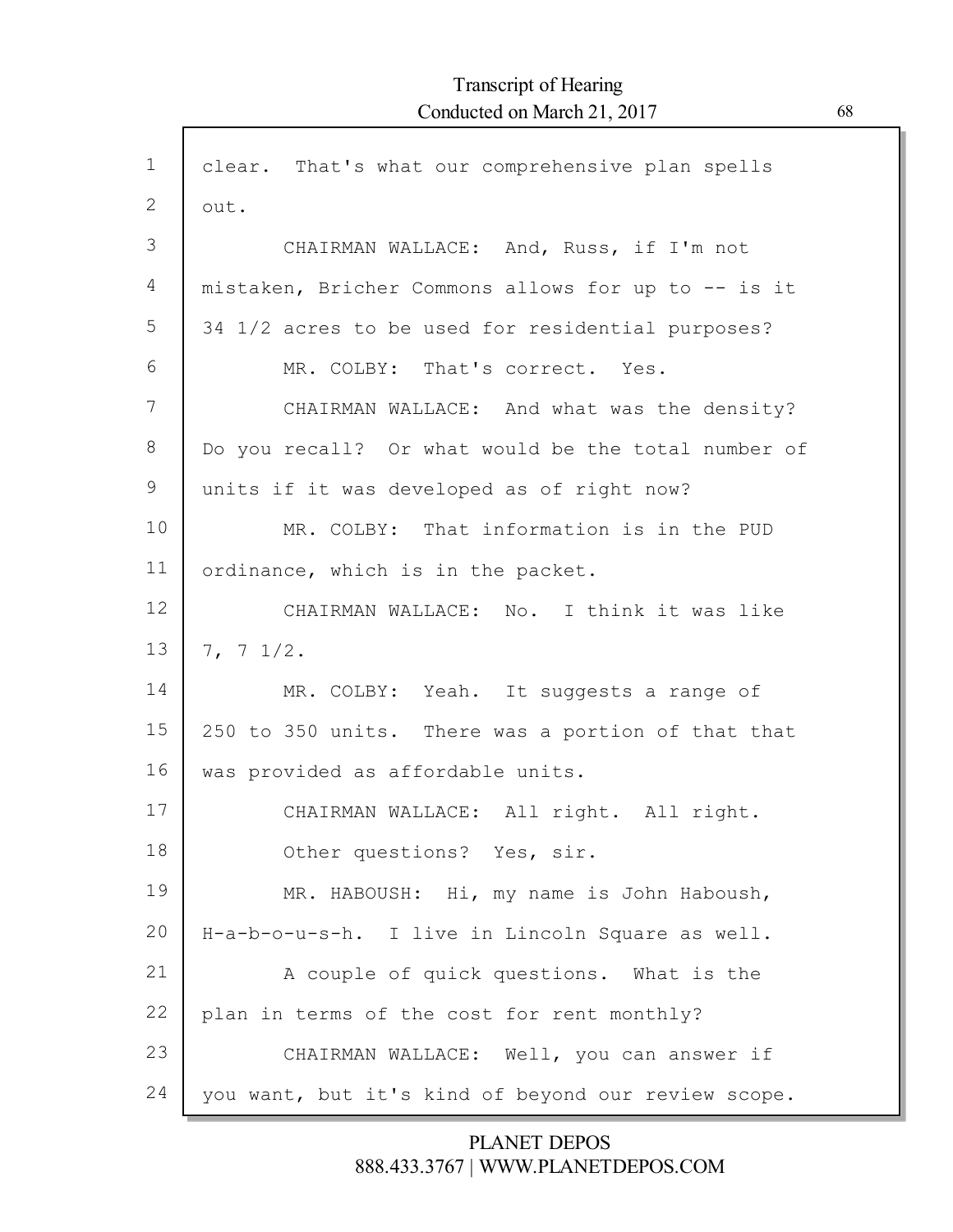clear. That's what our comprehensive plan spells out.

CHAIRMAN WALLACE: And, Russ, if I'm not mistaken, Bricher Commons allows for up to -- is it 34 1/2 acres to be used for residential purposes?

MR. COLBY: That's correct. Yes.

CHAIRMAN WALLACE: And what was the density? Do you recall? Or what would be the total number of units if it was developed as of right now?

MR. COLBY: That information is in the PUD ordinance, which is in the packet.

CHAIRMAN WALLACE: No. I think it was like 7, 7 1/2.

MR. COLBY: Yeah. It suggests a range of 250 to 350 units. There was a portion of that that was provided as affordable units.

CHAIRMAN WALLACE: All right. All right. Other questions? Yes, sir.

MR. HABOUSH: Hi, my name is John Haboush, H-a-b-o-u-s-h. I live in Lincoln Square as well.

A couple of quick questions. What is the plan in terms of the cost for rent monthly?

CHAIRMAN WALLACE: Well, you can answer if you want, but it's kind of beyond our review scope.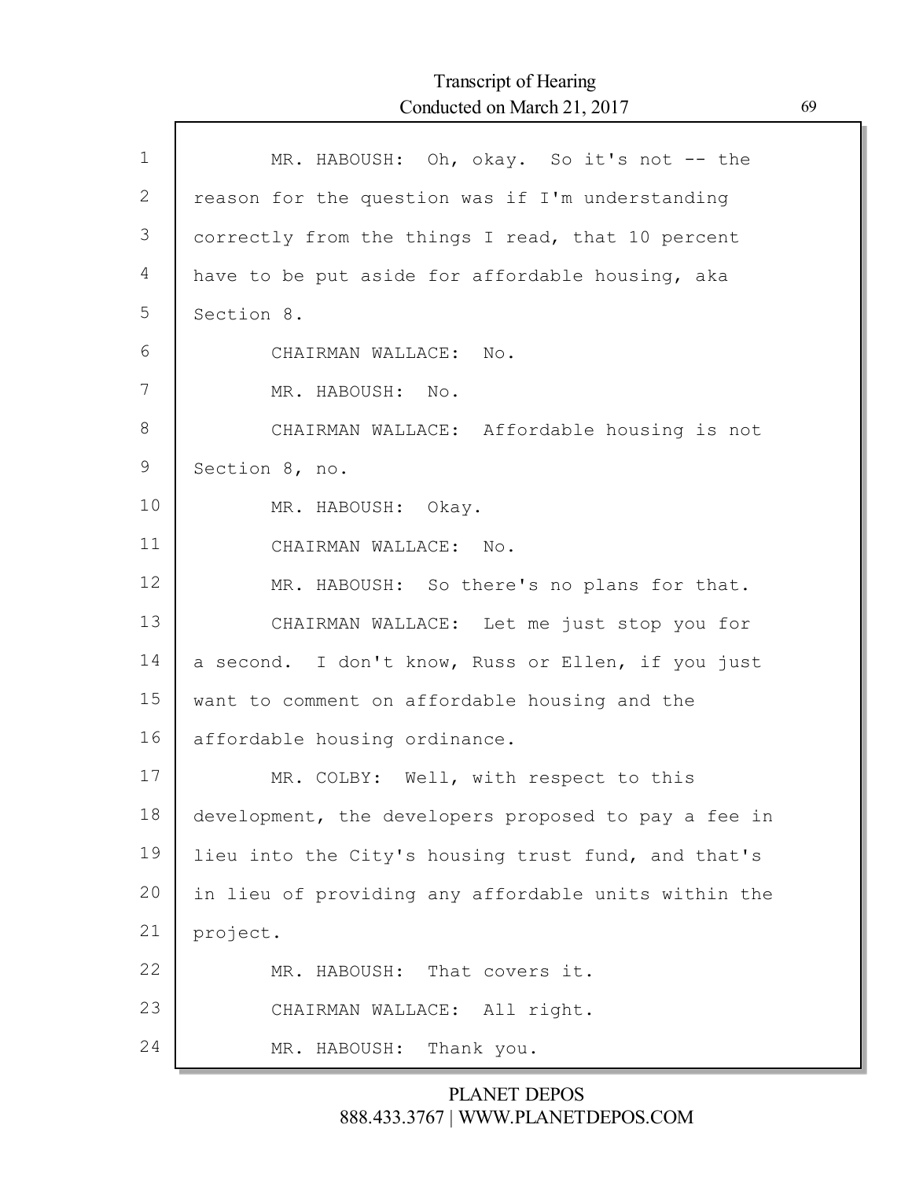MR. HABOUSH: Oh, okay. So it's not -- the reason for the question was if I'm understanding correctly from the things I read, that 10 percent have to be put aside for affordable housing, aka Section 8.

CHAIRMAN WALLACE: No.

MR. HABOUSH: No.

CHAIRMAN WALLACE: Affordable housing is not Section 8, no.

MR. HABOUSH: Okay.

CHAIRMAN WALLACE: No.

MR. HABOUSH: So there's no plans for that.

CHAIRMAN WALLACE: Let me just stop you for a second. I don't know, Russ or Ellen, if you just want to comment on affordable housing and the affordable housing ordinance.

MR. COLBY: Well, with respect to this development, the developers proposed to pay a fee in lieu into the City's housing trust fund, and that's in lieu of providing any affordable units within the project.

MR. HABOUSH: That covers it.

CHAIRMAN WALLACE: All right.

MR. HABOUSH: Thank you.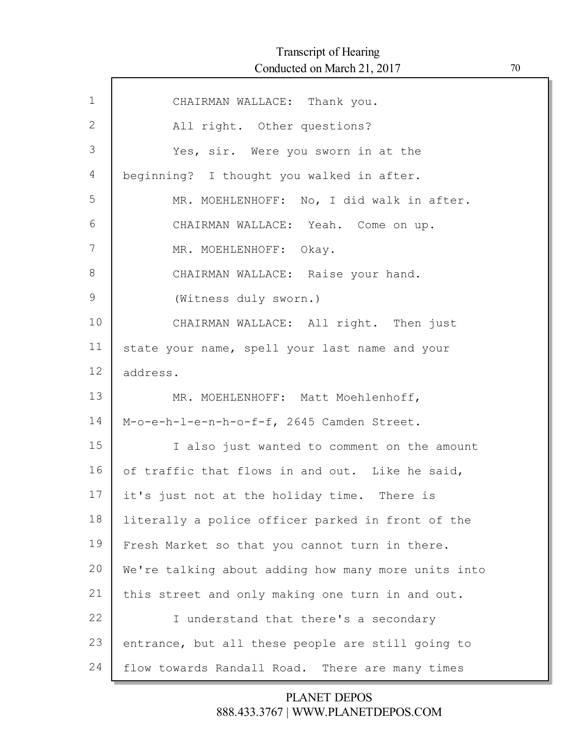CHAIRMAN WALLACE: Thank you.

All right. Other questions?

Yes, sir. Were you sworn in at the beginning? I thought you walked in after.

MR. MOEHLENHOFF: No, I did walk in after.

CHAIRMAN WALLACE: Yeah. Come on up.

MR. MOEHLENHOFF: Okay.

CHAIRMAN WALLACE: Raise your hand.

(Witness duly sworn.)

CHAIRMAN WALLACE: All right. Then just state your name, spell your last name and your address.

MR. MOEHLENHOFF: Matt Moehlenhoff, M-o-e-h-l-e-n-h-o-f-f, 2645 Camden Street.

I also just wanted to comment on the amount of traffic that flows in and out. Like he said, it's just not at the holiday time. There is literally a police officer parked in front of the Fresh Market so that you cannot turn in there. We're talking about adding how many more units into this street and only making one turn in and out.

I understand that there's a secondary entrance, but all these people are still going to flow towards Randall Road. There are many times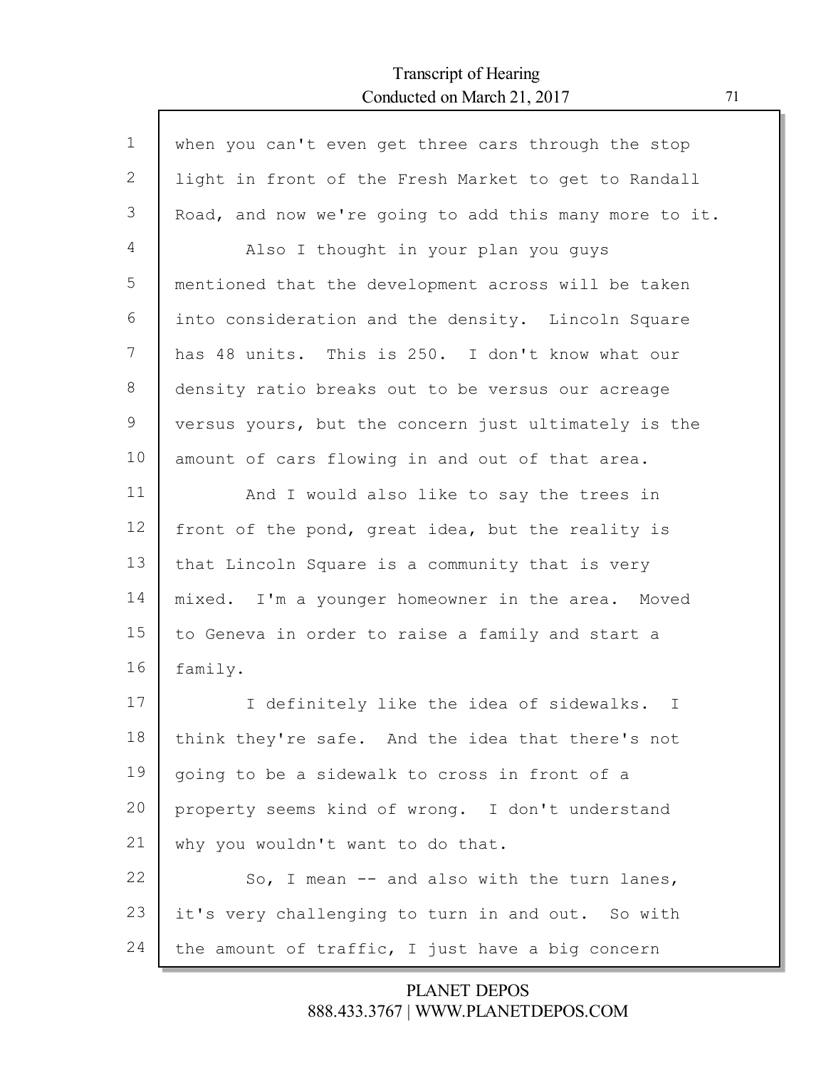when you can't even get three cars through the stop light in front of the Fresh Market to get to Randall Road, and now we're going to add this many more to it.

Also I thought in your plan you guys mentioned that the development across will be taken into consideration and the density. Lincoln Square has 48 units. This is 250. I don't know what our density ratio breaks out to be versus our acreage versus yours, but the concern just ultimately is the amount of cars flowing in and out of that area.

And I would also like to say the trees in front of the pond, great idea, but the reality is that Lincoln Square is a community that is very mixed. I'm a younger homeowner in the area. Moved to Geneva in order to raise a family and start a family.

I definitely like the idea of sidewalks. I think they're safe. And the idea that there's not going to be a sidewalk to cross in front of a property seems kind of wrong. I don't understand why you wouldn't want to do that.

So, I mean -- and also with the turn lanes, it's very challenging to turn in and out. So with the amount of traffic, I just have a big concern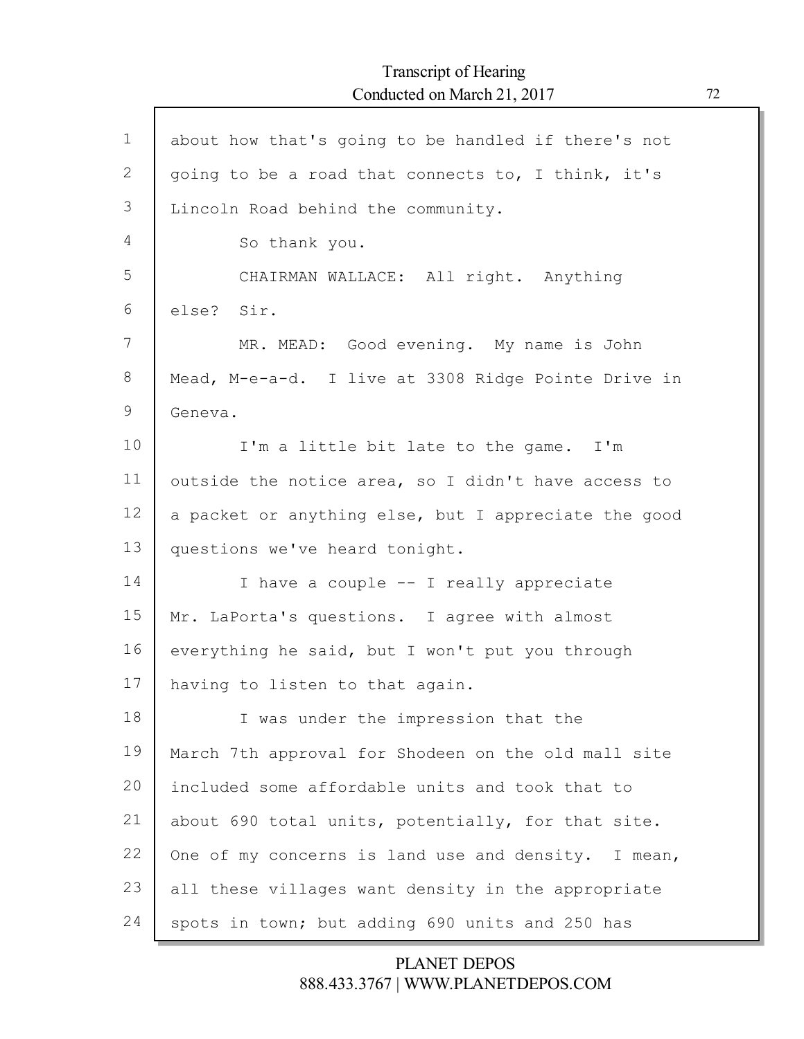about how that's going to be handled if there's not going to be a road that connects to, I think, it's Lincoln Road behind the community.

So thank you.

CHAIRMAN WALLACE: All right. Anything else? Sir.

MR. MEAD: Good evening. My name is John Mead, M-e-a-d. I live at 3308 Ridge Pointe Drive in Geneva.

I'm a little bit late to the game. I'm outside the notice area, so I didn't have access to a packet or anything else, but I appreciate the good questions we've heard tonight.

I have a couple -- I really appreciate Mr. LaPorta's questions. I agree with almost everything he said, but I won't put you through having to listen to that again.

I was under the impression that the March 7th approval for Shodeen on the old mall site included some affordable units and took that to about 690 total units, potentially, for that site. One of my concerns is land use and density. I mean, all these villages want density in the appropriate spots in town; but adding 690 units and 250 has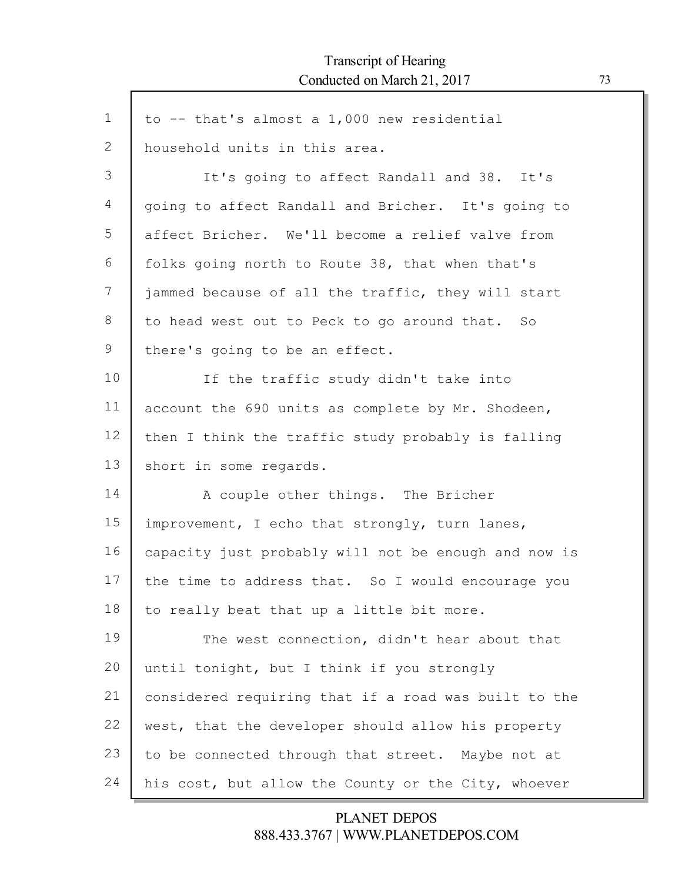to -- that's almost a 1,000 new residential household units in this area.

It's going to affect Randall and 38. It's going to affect Randall and Bricher. It's going to affect Bricher. We'll become a relief valve from folks going north to Route 38, that when that's jammed because of all the traffic, they will start to head west out to Peck to go around that. So there's going to be an effect.

If the traffic study didn't take into account the 690 units as complete by Mr. Shodeen, then I think the traffic study probably is falling short in some regards.

A couple other things. The Bricher improvement, I echo that strongly, turn lanes, capacity just probably will not be enough and now is the time to address that. So I would encourage you to really beat that up a little bit more.

The west connection, didn't hear about that until tonight, but I think if you strongly considered requiring that if a road was built to the west, that the developer should allow his property to be connected through that street. Maybe not at his cost, but allow the County or the City, whoever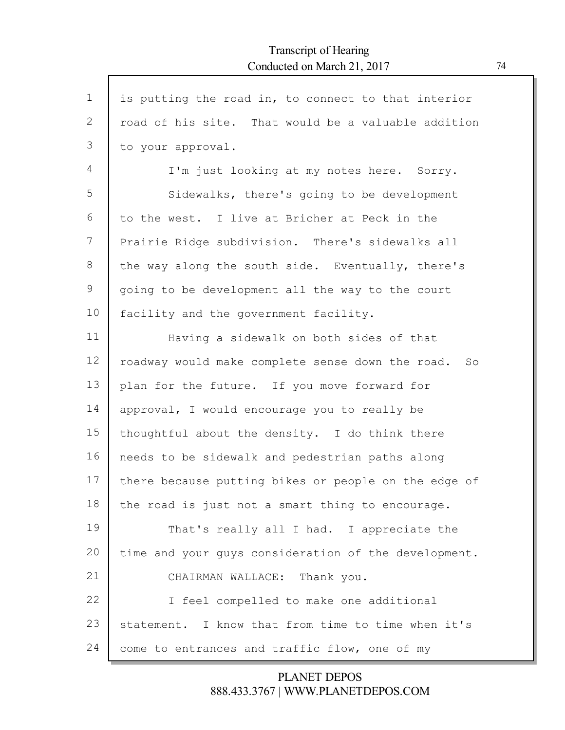is putting the road in, to connect to that interior road of his site. That would be a valuable addition to your approval.

I'm just looking at my notes here. Sorry.

Sidewalks, there's going to be development to the west. I live at Bricher at Peck in the Prairie Ridge subdivision. There's sidewalks all the way along the south side. Eventually, there's going to be development all the way to the court facility and the government facility.

Having a sidewalk on both sides of that roadway would make complete sense down the road. So plan for the future. If you move forward for approval, I would encourage you to really be thoughtful about the density. I do think there needs to be sidewalk and pedestrian paths along there because putting bikes or people on the edge of the road is just not a smart thing to encourage.

That's really all I had. I appreciate the time and your guys consideration of the development.

CHAIRMAN WALLACE: Thank you.

I feel compelled to make one additional statement. I know that from time to time when it's come to entrances and traffic flow, one of my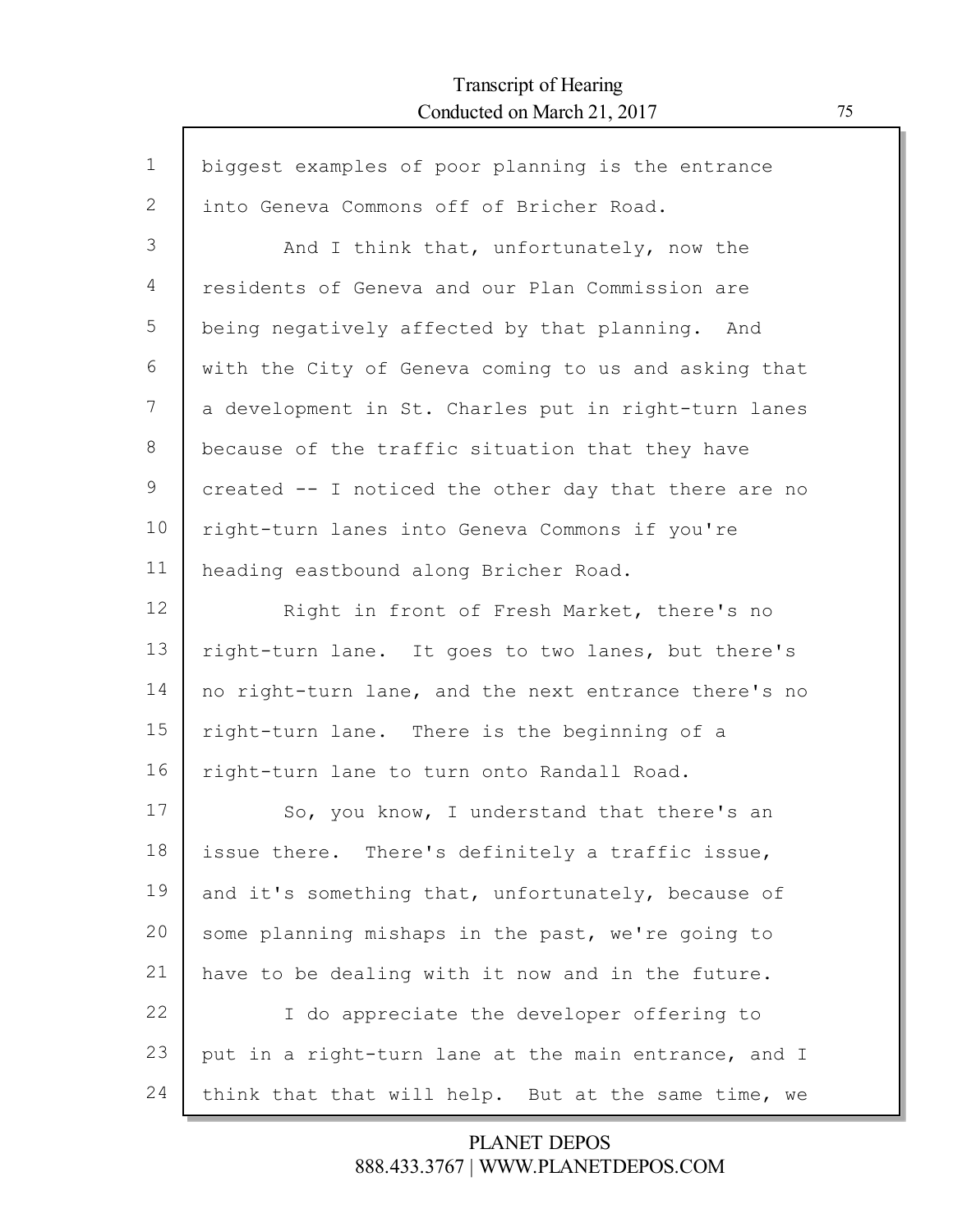biggest examples of poor planning is the entrance into Geneva Commons off of Bricher Road.

And I think that, unfortunately, now the residents of Geneva and our Plan Commission are being negatively affected by that planning. And with the City of Geneva coming to us and asking that a development in St. Charles put in right-turn lanes because of the traffic situation that they have created -- I noticed the other day that there are no right-turn lanes into Geneva Commons if you're heading eastbound along Bricher Road.

Right in front of Fresh Market, there's no right-turn lane. It goes to two lanes, but there's no right-turn lane, and the next entrance there's no right-turn lane. There is the beginning of a right-turn lane to turn onto Randall Road.

So, you know, I understand that there's an issue there. There's definitely a traffic issue, and it's something that, unfortunately, because of some planning mishaps in the past, we're going to have to be dealing with it now and in the future.

I do appreciate the developer offering to put in a right-turn lane at the main entrance, and I think that that will help. But at the same time, we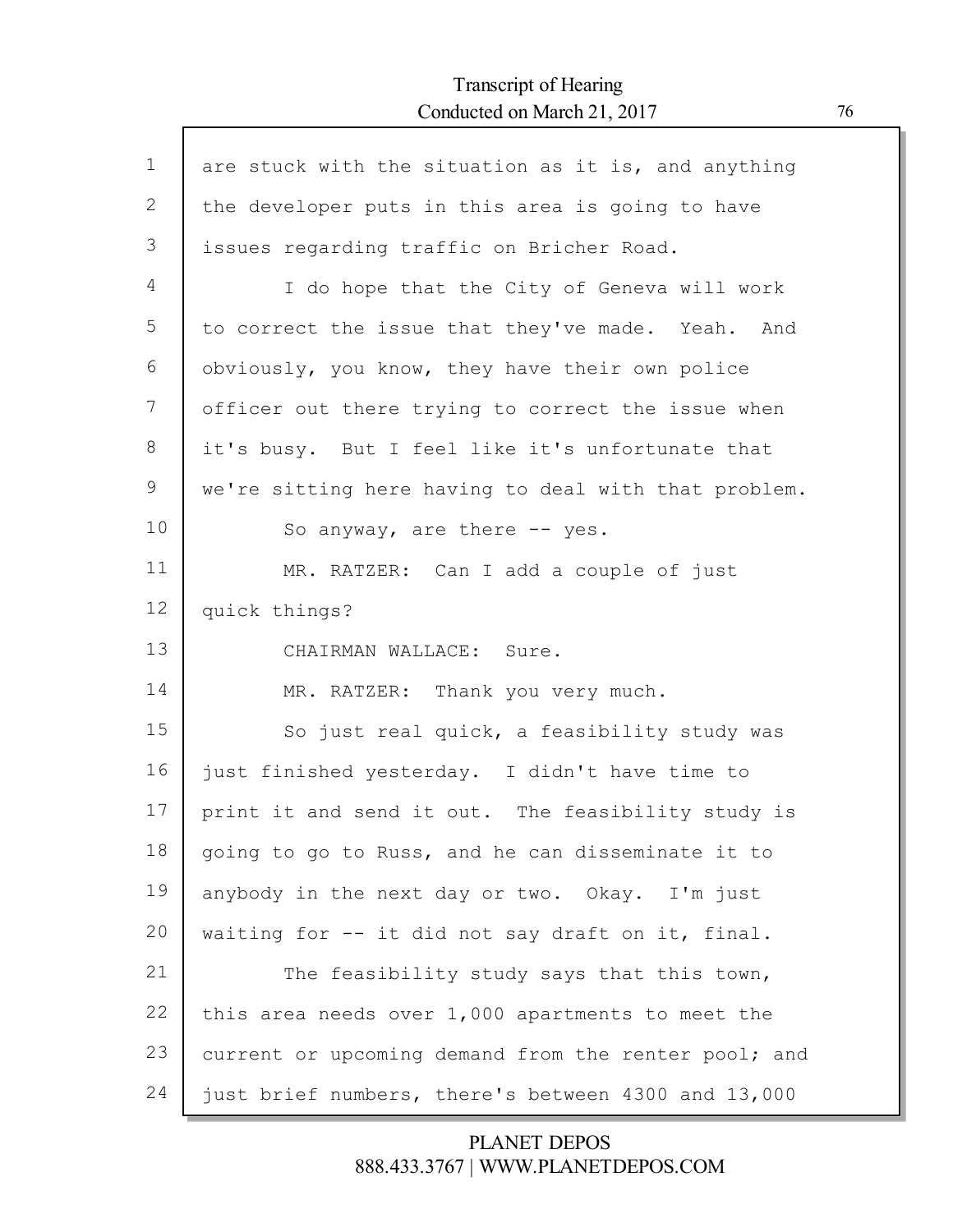are stuck with the situation as it is, and anything the developer puts in this area is going to have issues regarding traffic on Bricher Road.

I do hope that the City of Geneva will work to correct the issue that they've made. Yeah. And obviously, you know, they have their own police officer out there trying to correct the issue when it's busy. But I feel like it's unfortunate that we're sitting here having to deal with that problem.

So anyway, are there -- yes.

MR. RATZER: Can I add a couple of just quick things?

CHAIRMAN WALLACE: Sure.

MR. RATZER: Thank you very much.

So just real quick, a feasibility study was just finished yesterday. I didn't have time to print it and send it out. The feasibility study is going to go to Russ, and he can disseminate it to anybody in the next day or two. Okay. I'm just waiting for -- it did not say draft on it, final.

The feasibility study says that this town, this area needs over 1,000 apartments to meet the current or upcoming demand from the renter pool; and just brief numbers, there's between 4300 and 13,000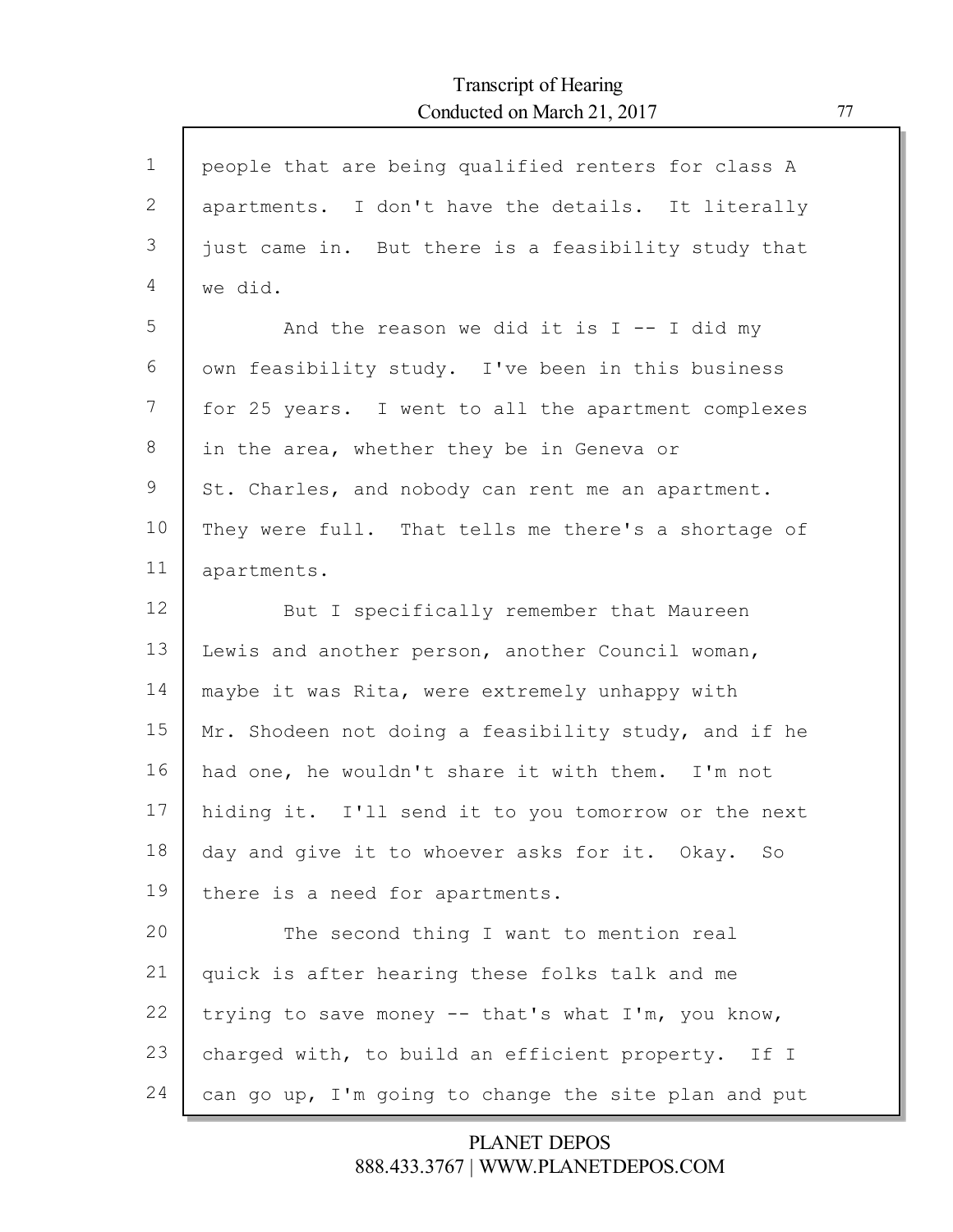people that are being qualified renters for class A apartments. I don't have the details. It literally just came in. But there is a feasibility study that we did.

And the reason we did it is I -- I did my own feasibility study. I've been in this business for 25 years. I went to all the apartment complexes in the area, whether they be in Geneva or St. Charles, and nobody can rent me an apartment. They were full. That tells me there's a shortage of apartments.

But I specifically remember that Maureen Lewis and another person, another Council woman, maybe it was Rita, were extremely unhappy with Mr. Shodeen not doing a feasibility study, and if he had one, he wouldn't share it with them. I'm not hiding it. I'll send it to you tomorrow or the next day and give it to whoever asks for it. Okay. So there is a need for apartments.

The second thing I want to mention real quick is after hearing these folks talk and me trying to save money -- that's what I'm, you know, charged with, to build an efficient property. If I can go up, I'm going to change the site plan and put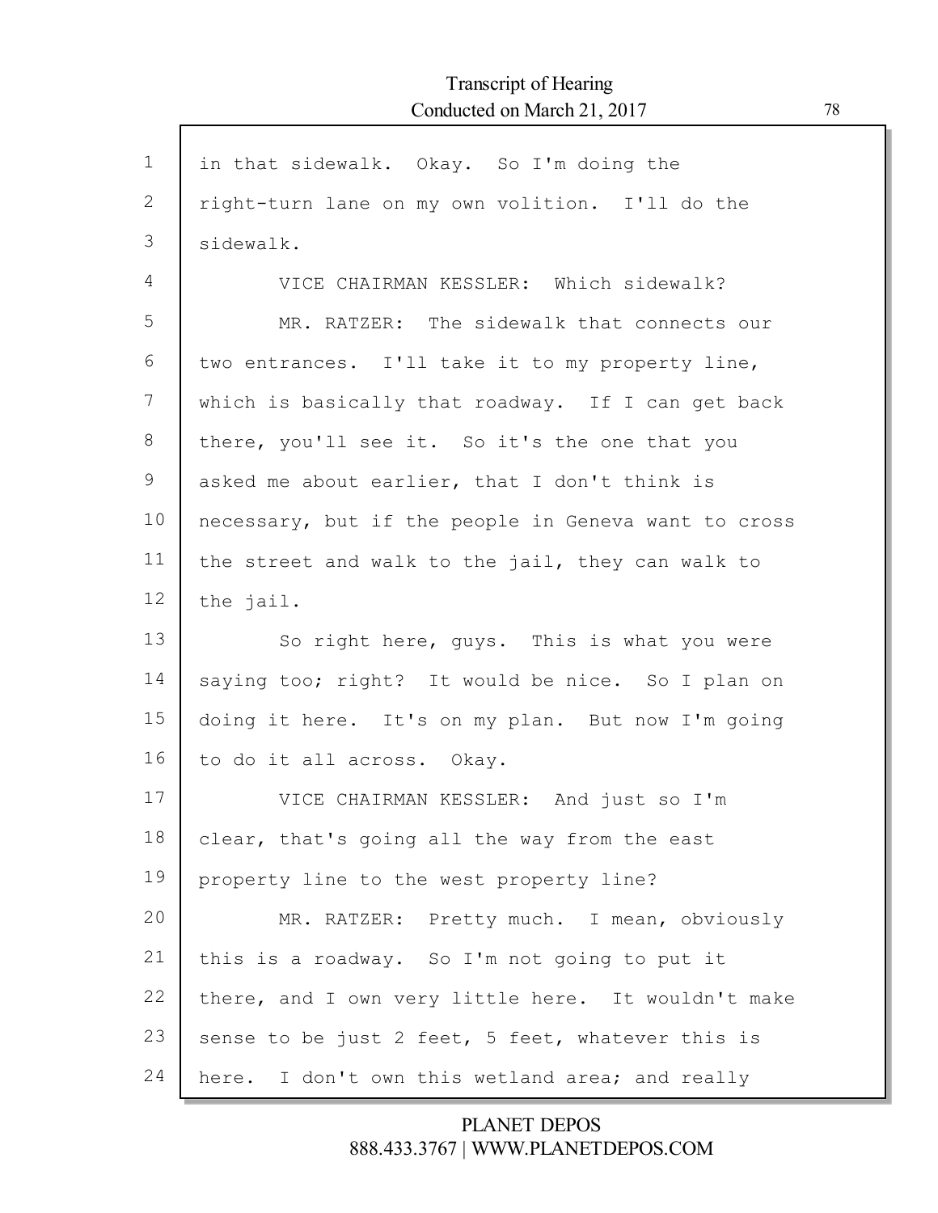in that sidewalk. Okay. So I'm doing the right-turn lane on my own volition. I'll do the sidewalk.

VICE CHAIRMAN KESSLER: Which sidewalk?

MR. RATZER: The sidewalk that connects our two entrances. I'll take it to my property line, which is basically that roadway. If I can get back there, you'll see it. So it's the one that you asked me about earlier, that I don't think is necessary, but if the people in Geneva want to cross the street and walk to the jail, they can walk to the jail.

So right here, guys. This is what you were saying too; right? It would be nice. So I plan on doing it here. It's on my plan. But now I'm going to do it all across. Okay.

VICE CHAIRMAN KESSLER: And just so I'm clear, that's going all the way from the east property line to the west property line?

MR. RATZER: Pretty much. I mean, obviously this is a roadway. So I'm not going to put it there, and I own very little here. It wouldn't make sense to be just 2 feet, 5 feet, whatever this is here. I don't own this wetland area; and really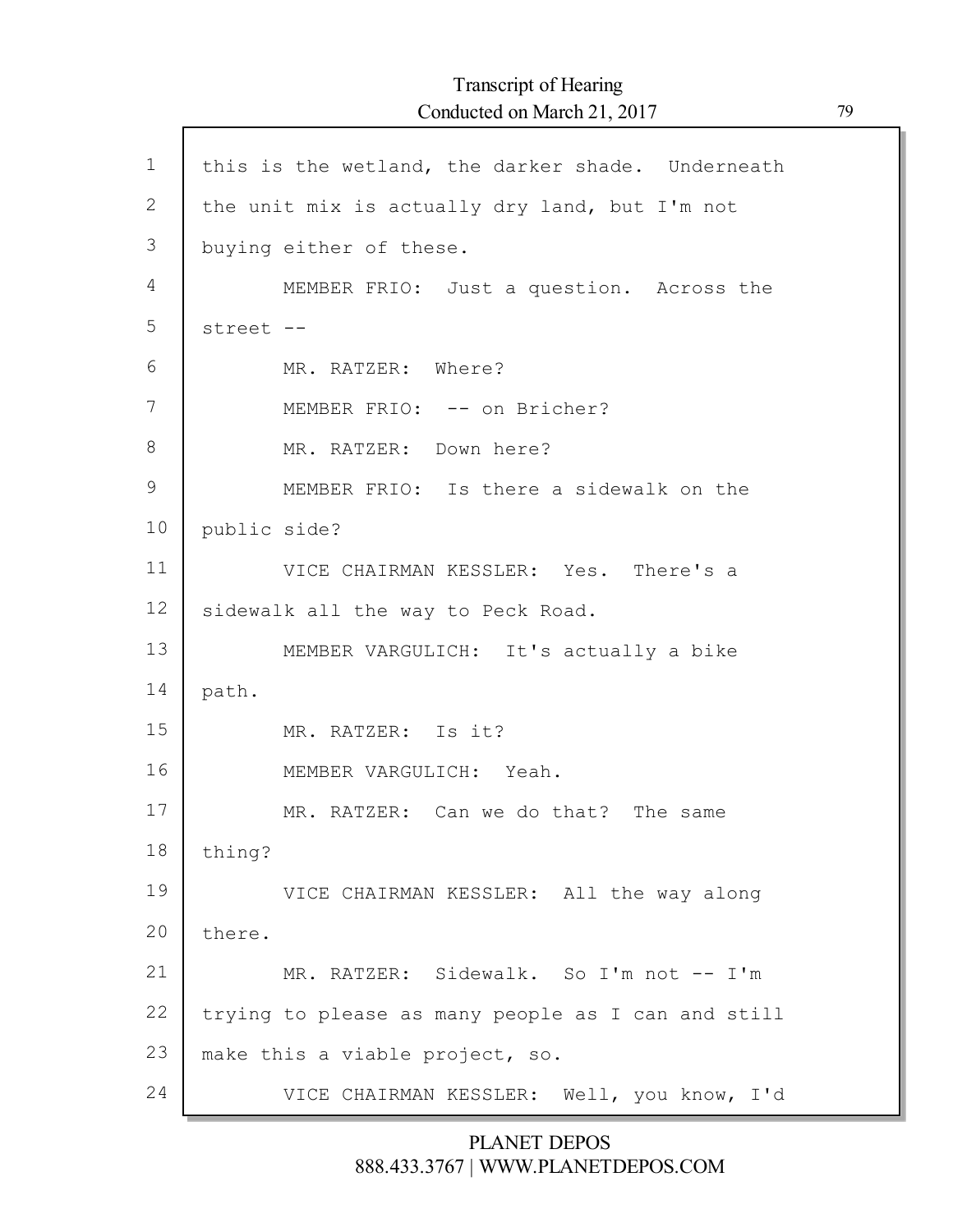this is the wetland, the darker shade. Underneath the unit mix is actually dry land, but I'm not buying either of these.

MEMBER FRIO: Just a question. Across the street --

MR. RATZER: Where?

MEMBER FRIO: -- on Bricher?

MR. RATZER: Down here?

MEMBER FRIO: Is there a sidewalk on the public side?

VICE CHAIRMAN KESSLER: Yes. There's a sidewalk all the way to Peck Road.

MEMBER VARGULICH: It's actually a bike path.

MR. RATZER: Is it?

MEMBER VARGULICH: Yeah.

MR. RATZER: Can we do that? The same thing?

VICE CHAIRMAN KESSLER: All the way along there.

MR. RATZER: Sidewalk. So I'm not -- I'm trying to please as many people as I can and still make this a viable project, so.

VICE CHAIRMAN KESSLER: Well, you know, I'd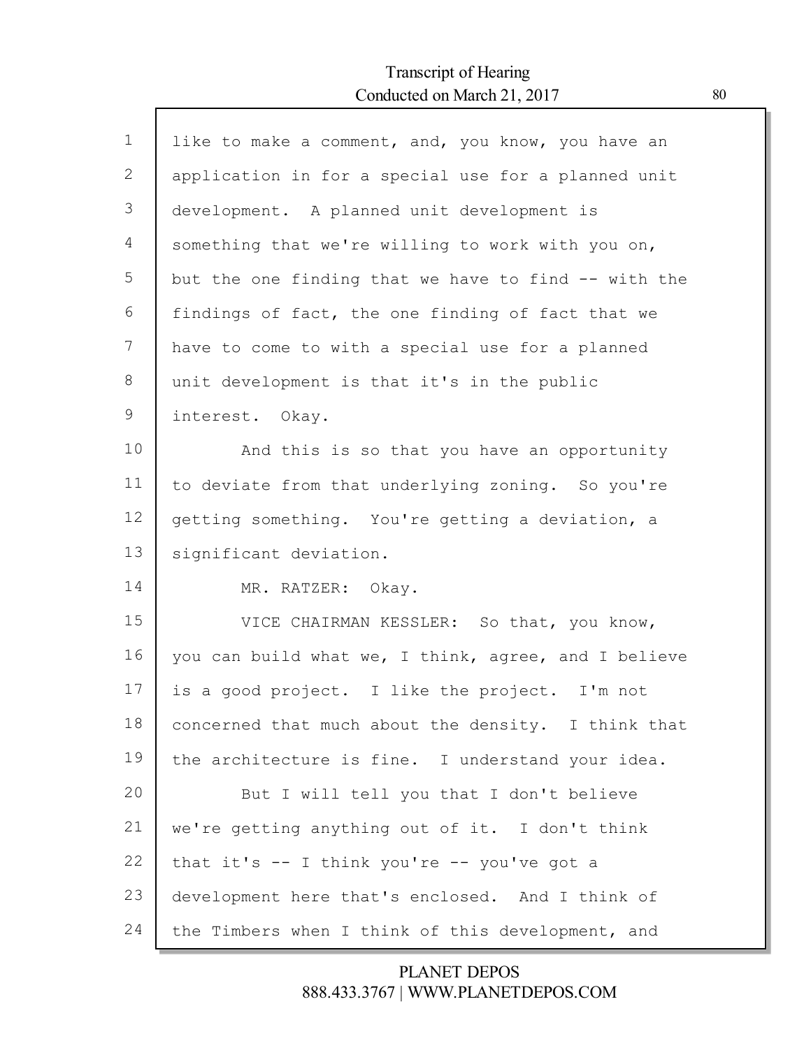like to make a comment, and, you know, you have an application in for a special use for a planned unit development. A planned unit development is something that we're willing to work with you on, but the one finding that we have to find -- with the findings of fact, the one finding of fact that we have to come to with a special use for a planned unit development is that it's in the public interest. Okay.

And this is so that you have an opportunity to deviate from that underlying zoning. So you're getting something. You're getting a deviation, a significant deviation.

MR. RATZER: Okay.

VICE CHAIRMAN KESSLER: So that, you know, you can build what we, I think, agree, and I believe is a good project. I like the project. I'm not concerned that much about the density. I think that the architecture is fine. I understand your idea.

But I will tell you that I don't believe we're getting anything out of it. I don't think that it's -- I think you're -- you've got a development here that's enclosed. And I think of the Timbers when I think of this development, and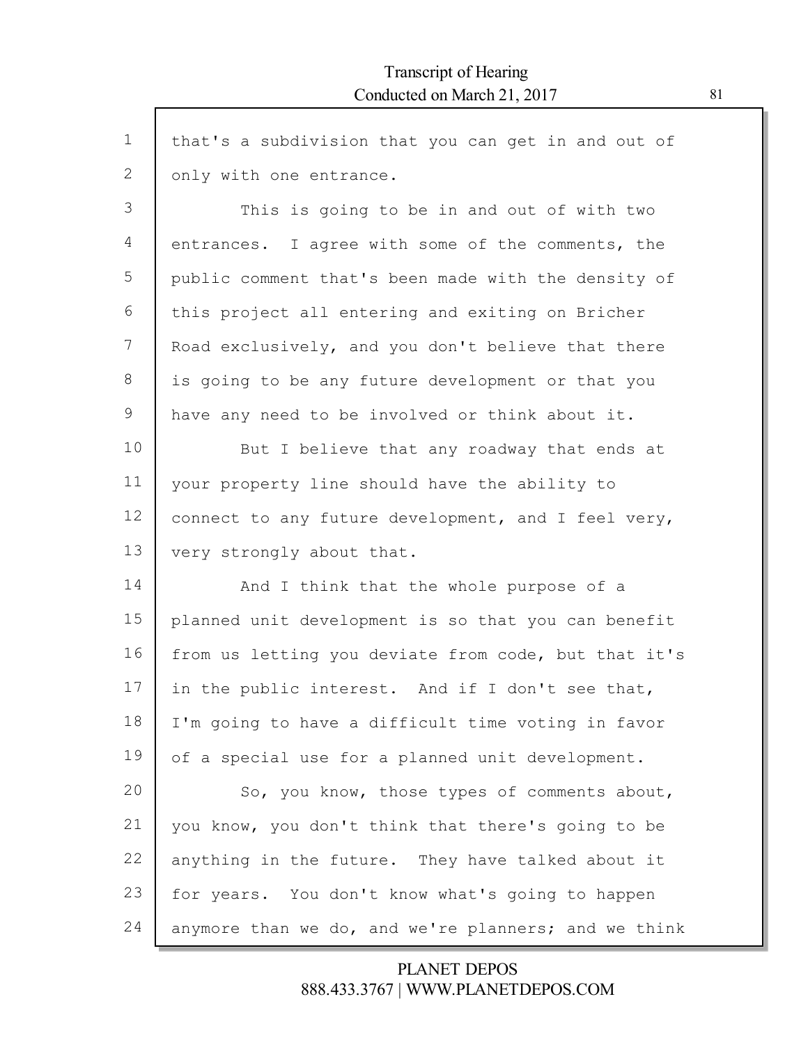that's a subdivision that you can get in and out of only with one entrance.

This is going to be in and out of with two entrances. I agree with some of the comments, the public comment that's been made with the density of this project all entering and exiting on Bricher Road exclusively, and you don't believe that there is going to be any future development or that you have any need to be involved or think about it.

But I believe that any roadway that ends at your property line should have the ability to connect to any future development, and I feel very, very strongly about that.

And I think that the whole purpose of a planned unit development is so that you can benefit from us letting you deviate from code, but that it's in the public interest. And if I don't see that, I'm going to have a difficult time voting in favor of a special use for a planned unit development.

So, you know, those types of comments about, you know, you don't think that there's going to be anything in the future. They have talked about it for years. You don't know what's going to happen anymore than we do, and we're planners; and we think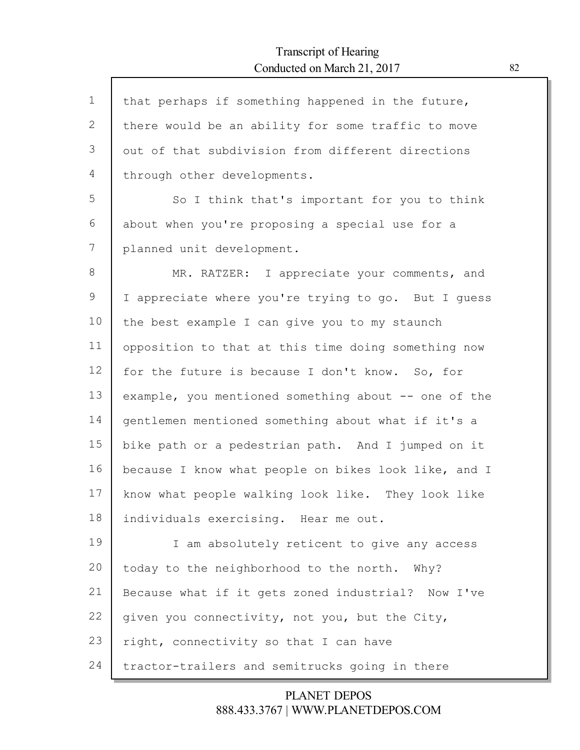that perhaps if something happened in the future, there would be an ability for some traffic to move out of that subdivision from different directions through other developments.

So I think that's important for you to think about when you're proposing a special use for a planned unit development.

MR. RATZER: I appreciate your comments, and I appreciate where you're trying to go. But I guess the best example I can give you to my staunch opposition to that at this time doing something now for the future is because I don't know. So, for example, you mentioned something about -- one of the gentlemen mentioned something about what if it's a bike path or a pedestrian path. And I jumped on it because I know what people on bikes look like, and I know what people walking look like. They look like individuals exercising. Hear me out.

I am absolutely reticent to give any access today to the neighborhood to the north. Why? Because what if it gets zoned industrial? Now I've given you connectivity, not you, but the City, right, connectivity so that I can have tractor-trailers and semitrucks going in there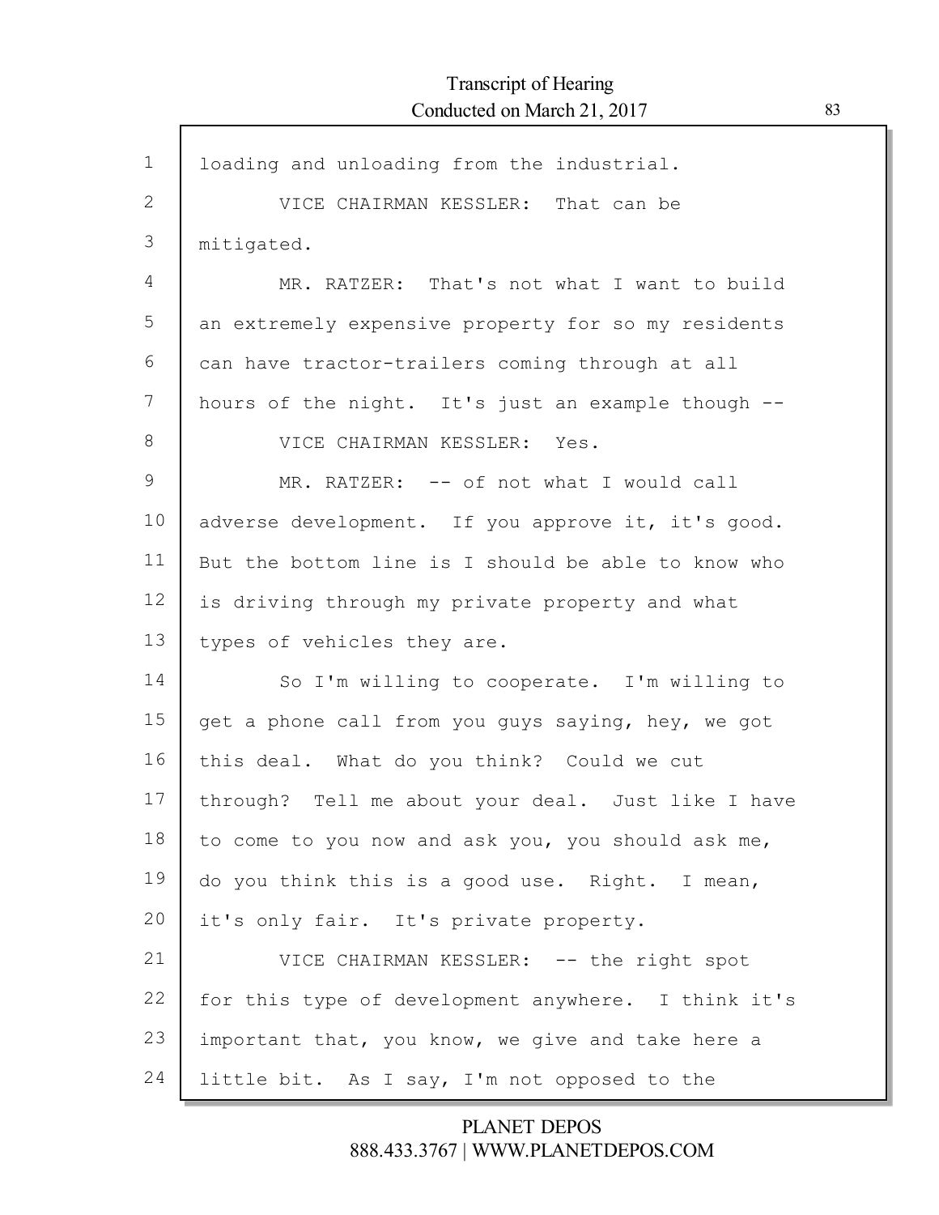loading and unloading from the industrial.

VICE CHAIRMAN KESSLER: That can be mitigated.

MR. RATZER: That's not what I want to build an extremely expensive property for so my residents can have tractor-trailers coming through at all hours of the night. It's just an example though --

VICE CHAIRMAN KESSLER: Yes.

MR. RATZER: -- of not what I would call adverse development. If you approve it, it's good. But the bottom line is I should be able to know who is driving through my private property and what types of vehicles they are.

So I'm willing to cooperate. I'm willing to get a phone call from you guys saying, hey, we got this deal. What do you think? Could we cut through? Tell me about your deal. Just like I have to come to you now and ask you, you should ask me, do you think this is a good use. Right. I mean, it's only fair. It's private property.

VICE CHAIRMAN KESSLER: -- the right spot for this type of development anywhere. I think it's important that, you know, we give and take here a little bit. As I say, I'm not opposed to the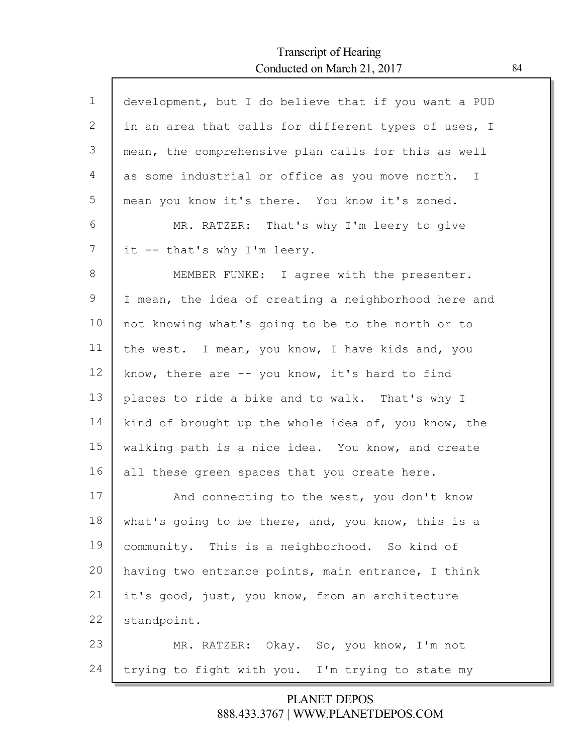development, but I do believe that if you want a PUD in an area that calls for different types of uses, I mean, the comprehensive plan calls for this as well as some industrial or office as you move north. I mean you know it's there. You know it's zoned.

MR. RATZER: That's why I'm leery to give it -- that's why I'm leery.

MEMBER FUNKE: I agree with the presenter. I mean, the idea of creating a neighborhood here and not knowing what's going to be to the north or to the west. I mean, you know, I have kids and, you know, there are -- you know, it's hard to find places to ride a bike and to walk. That's why I kind of brought up the whole idea of, you know, the walking path is a nice idea. You know, and create all these green spaces that you create here.

And connecting to the west, you don't know what's going to be there, and, you know, this is a community. This is a neighborhood. So kind of having two entrance points, main entrance, I think it's good, just, you know, from an architecture standpoint.

MR. RATZER: Okay. So, you know, I'm not trying to fight with you. I'm trying to state my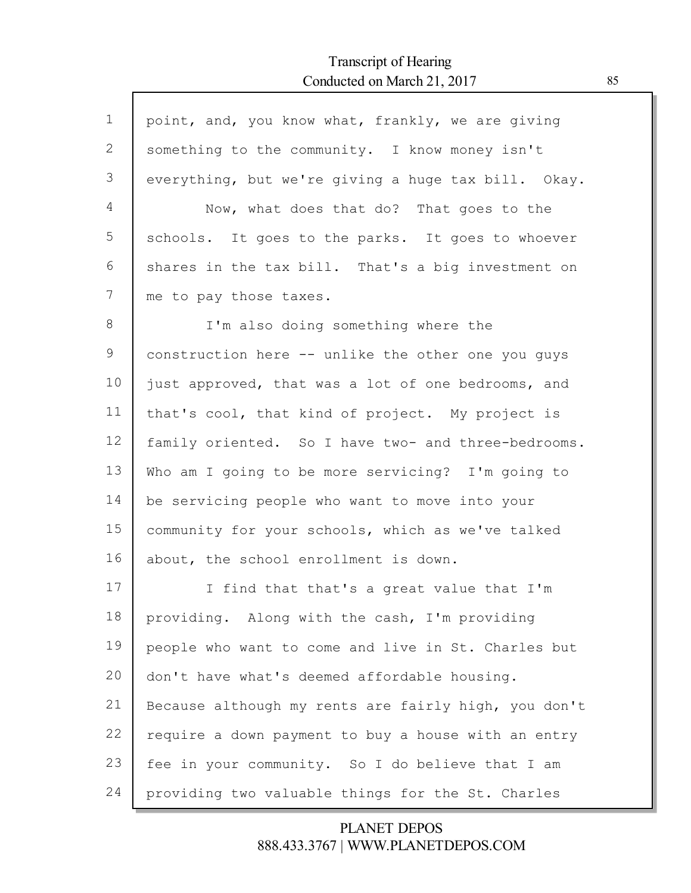point, and, you know what, frankly, we are giving something to the community. I know money isn't everything, but we're giving a huge tax bill. Okay.

Now, what does that do? That goes to the schools. It goes to the parks. It goes to whoever shares in the tax bill. That's a big investment on me to pay those taxes.

I'm also doing something where the construction here -- unlike the other one you guys just approved, that was a lot of one bedrooms, and that's cool, that kind of project. My project is family oriented. So I have two- and three-bedrooms. Who am I going to be more servicing? I'm going to be servicing people who want to move into your community for your schools, which as we've talked about, the school enrollment is down.

I find that that's a great value that I'm providing. Along with the cash, I'm providing people who want to come and live in St. Charles but don't have what's deemed affordable housing. Because although my rents are fairly high, you don't require a down payment to buy a house with an entry fee in your community. So I do believe that I am providing two valuable things for the St. Charles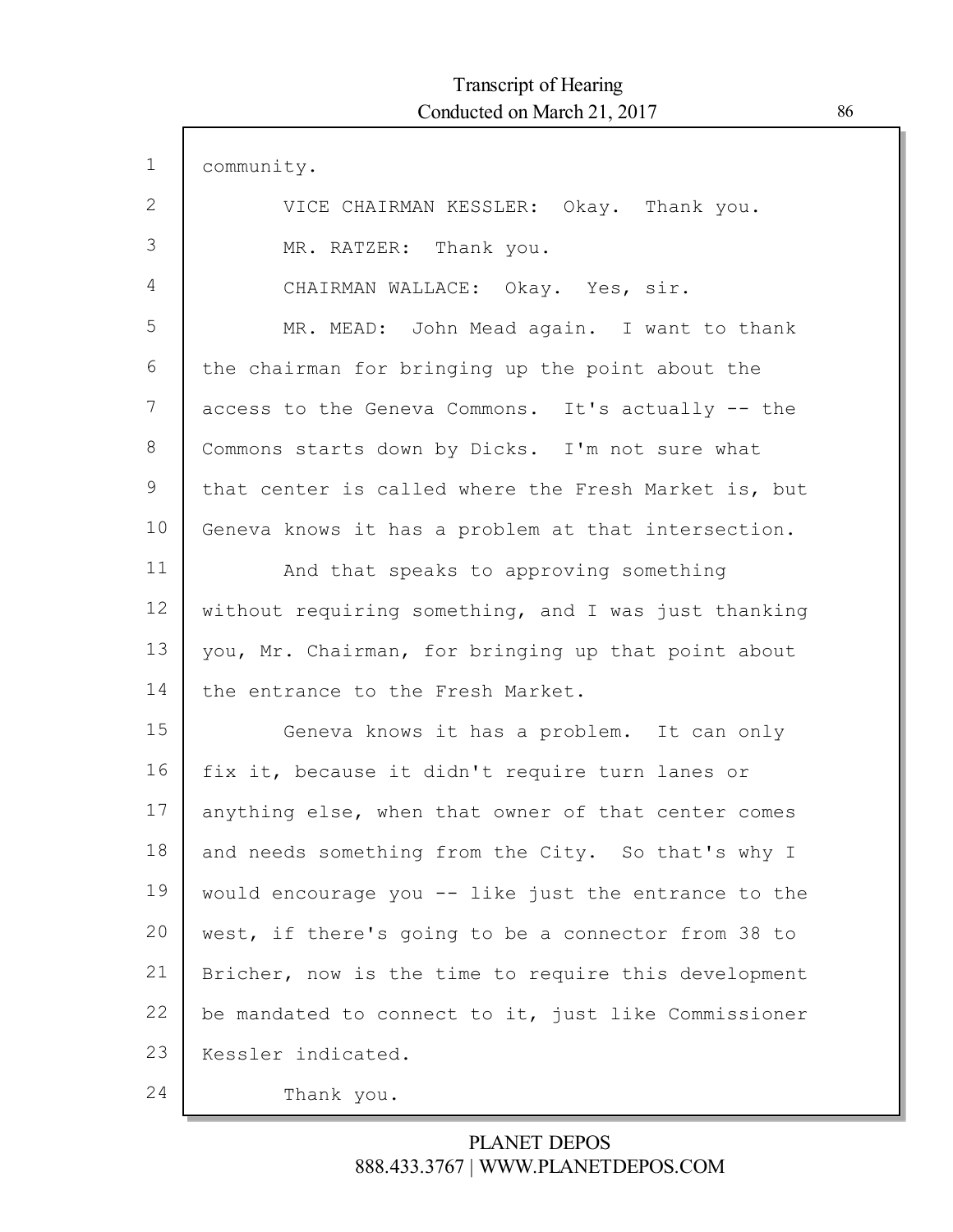community.

VICE CHAIRMAN KESSLER: Okay. Thank you.

MR. RATZER: Thank you.

CHAIRMAN WALLACE: Okay. Yes, sir.

MR. MEAD: John Mead again. I want to thank the chairman for bringing up the point about the access to the Geneva Commons. It's actually -- the Commons starts down by Dicks. I'm not sure what that center is called where the Fresh Market is, but Geneva knows it has a problem at that intersection.

And that speaks to approving something without requiring something, and I was just thanking you, Mr. Chairman, for bringing up that point about the entrance to the Fresh Market.

Geneva knows it has a problem. It can only fix it, because it didn't require turn lanes or anything else, when that owner of that center comes and needs something from the City. So that's why I would encourage you -- like just the entrance to the west, if there's going to be a connector from 38 to Bricher, now is the time to require this development be mandated to connect to it, just like Commissioner Kessler indicated.

Thank you.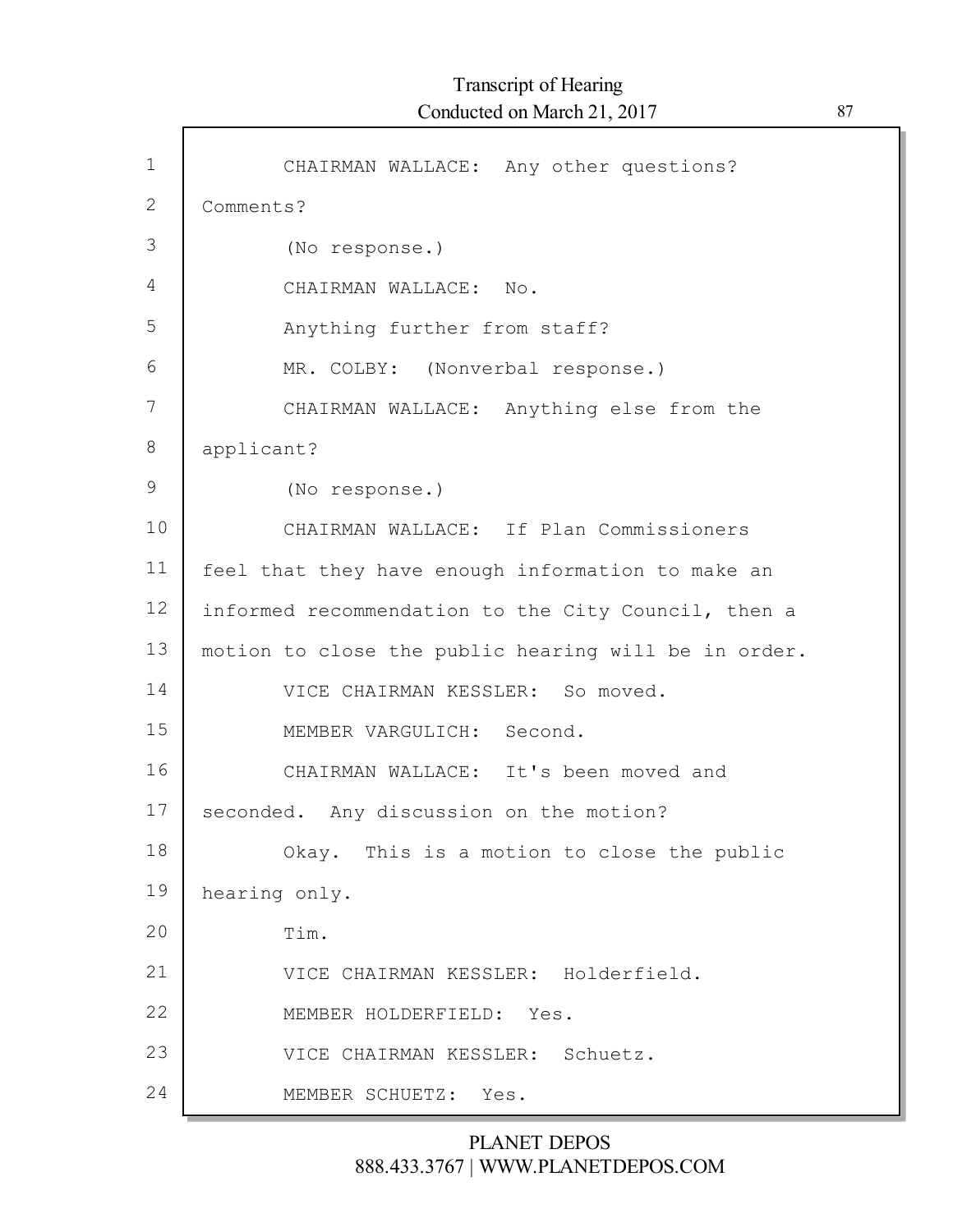CHAIRMAN WALLACE: Any other questions? Comments?

(No response.)

CHAIRMAN WALLACE: No.

Anything further from staff?

MR. COLBY: (Nonverbal response.)

CHAIRMAN WALLACE: Anything else from the applicant?

(No response.)

CHAIRMAN WALLACE: If Plan Commissioners feel that they have enough information to make an informed recommendation to the City Council, then a motion to close the public hearing will be in order.

VICE CHAIRMAN KESSLER: So moved.

MEMBER VARGULICH: Second.

CHAIRMAN WALLACE: It's been moved and seconded. Any discussion on the motion?

Okay. This is a motion to close the public hearing only.

Tim.

VICE CHAIRMAN KESSLER: Holderfield.

MEMBER HOLDERFIELD: Yes.

VICE CHAIRMAN KESSLER: Schuetz.

MEMBER SCHUETZ: Yes.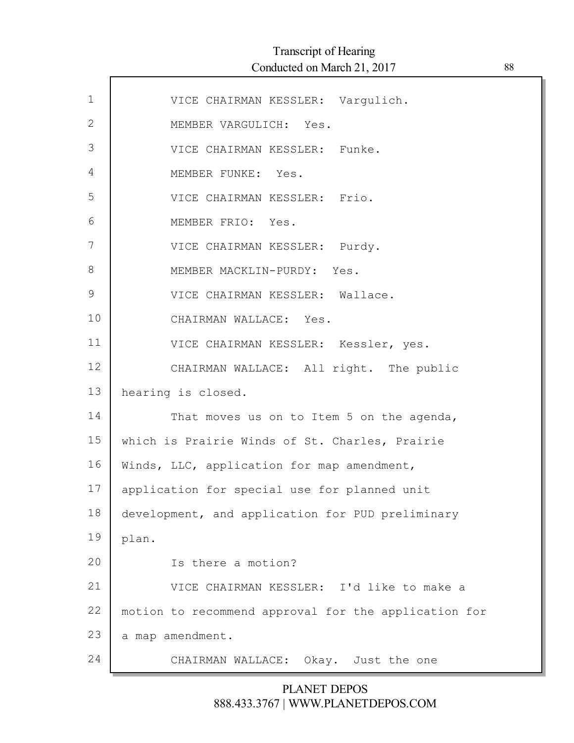VICE CHAIRMAN KESSLER: Vargulich.

MEMBER VARGULICH: Yes.

VICE CHAIRMAN KESSLER: Funke.

MEMBER FUNKE: Yes.

VICE CHAIRMAN KESSLER: Frio.

MEMBER FRIO: Yes.

VICE CHAIRMAN KESSLER: Purdy.

MEMBER MACKLIN-PURDY: Yes.

VICE CHAIRMAN KESSLER: Wallace.

CHAIRMAN WALLACE: Yes.

VICE CHAIRMAN KESSLER: Kessler, yes.

CHAIRMAN WALLACE: All right. The public hearing is closed.

That moves us on to Item 5 on the agenda, which is Prairie Winds of St. Charles, Prairie Winds, LLC, application for map amendment, application for special use for planned unit development, and application for PUD preliminary plan.

Is there a motion?

VICE CHAIRMAN KESSLER: I'd like to make a motion to recommend approval for the application for a map amendment.

CHAIRMAN WALLACE: Okay. Just the one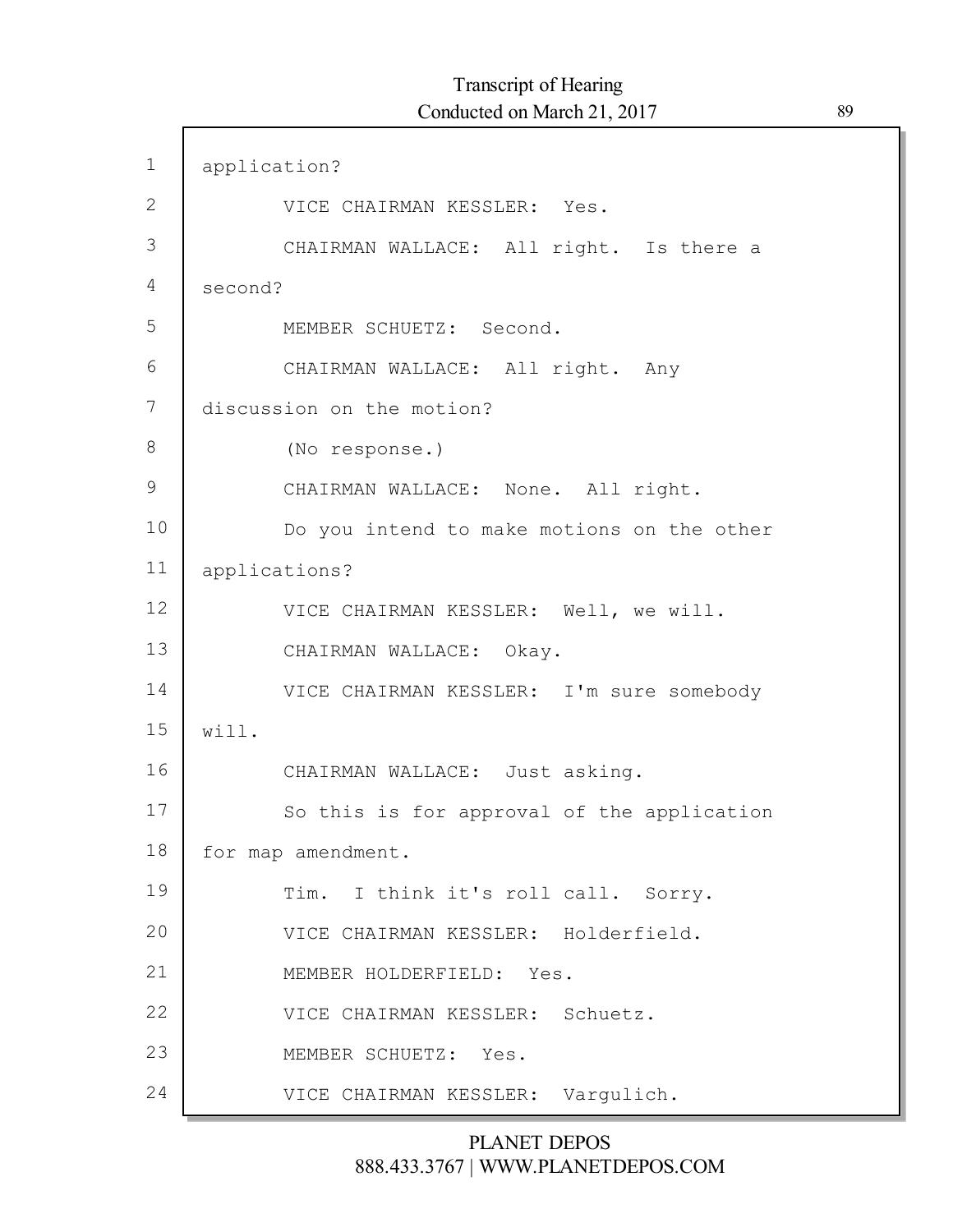application?

VICE CHAIRMAN KESSLER: Yes.

CHAIRMAN WALLACE: All right. Is there a second?

MEMBER SCHUETZ: Second.

CHAIRMAN WALLACE: All right. Any discussion on the motion?

(No response.)

CHAIRMAN WALLACE: None. All right.

Do you intend to make motions on the other applications?

VICE CHAIRMAN KESSLER: Well, we will.

CHAIRMAN WALLACE: Okay.

VICE CHAIRMAN KESSLER: I'm sure somebody will.

CHAIRMAN WALLACE: Just asking.

So this is for approval of the application for map amendment.

Tim. I think it's roll call. Sorry.

VICE CHAIRMAN KESSLER: Holderfield.

MEMBER HOLDERFIELD: Yes.

VICE CHAIRMAN KESSLER: Schuetz.

MEMBER SCHUETZ: Yes.

VICE CHAIRMAN KESSLER: Vargulich.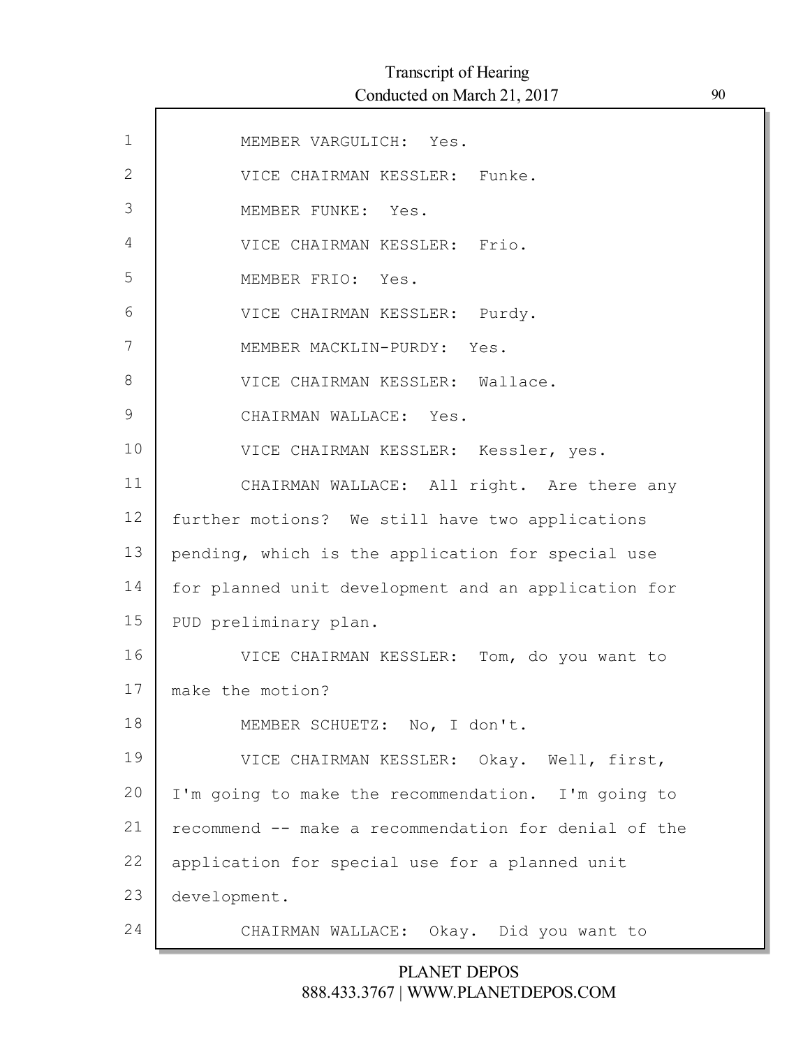MEMBER VARGULICH: Yes.

VICE CHAIRMAN KESSLER: Funke.

MEMBER FUNKE: Yes.

VICE CHAIRMAN KESSLER: Frio.

MEMBER FRIO: Yes.

VICE CHAIRMAN KESSLER: Purdy.

MEMBER MACKLIN-PURDY: Yes.

VICE CHAIRMAN KESSLER: Wallace.

CHAIRMAN WALLACE: Yes.

VICE CHAIRMAN KESSLER: Kessler, yes.

CHAIRMAN WALLACE: All right. Are there any further motions? We still have two applications pending, which is the application for special use for planned unit development and an application for PUD preliminary plan.

VICE CHAIRMAN KESSLER: Tom, do you want to make the motion?

MEMBER SCHUETZ: No, I don't.

VICE CHAIRMAN KESSLER: Okay. Well, first, I'm going to make the recommendation. I'm going to recommend -- make a recommendation for denial of the application for special use for a planned unit development.

CHAIRMAN WALLACE: Okay. Did you want to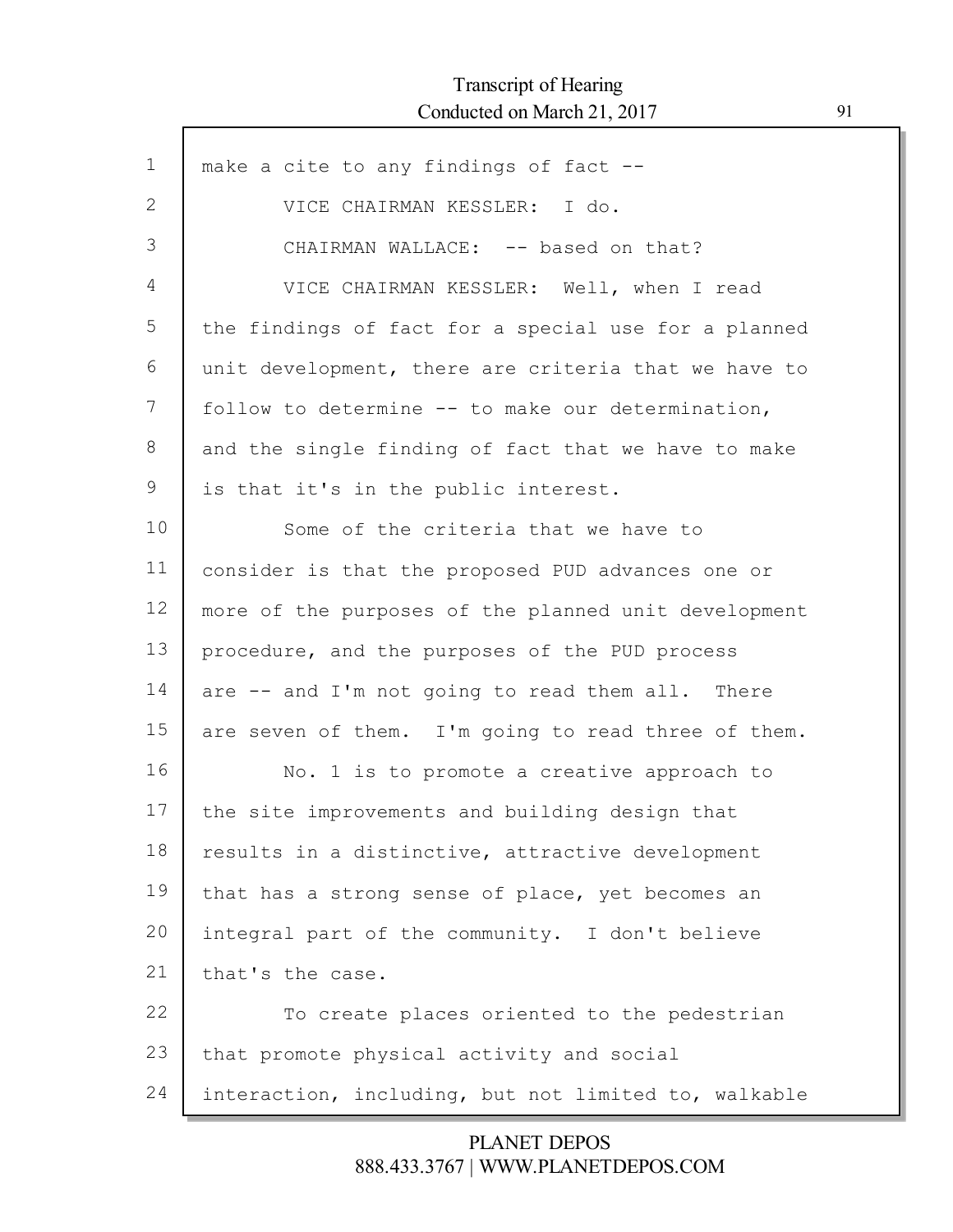make a cite to any findings of fact --

VICE CHAIRMAN KESSLER: I do.

CHAIRMAN WALLACE: -- based on that?

VICE CHAIRMAN KESSLER: Well, when I read the findings of fact for a special use for a planned unit development, there are criteria that we have to follow to determine -- to make our determination, and the single finding of fact that we have to make is that it's in the public interest.

Some of the criteria that we have to consider is that the proposed PUD advances one or more of the purposes of the planned unit development procedure, and the purposes of the PUD process are -- and I'm not going to read them all. There are seven of them. I'm going to read three of them.

No. 1 is to promote a creative approach to the site improvements and building design that results in a distinctive, attractive development that has a strong sense of place, yet becomes an integral part of the community. I don't believe that's the case.

To create places oriented to the pedestrian that promote physical activity and social interaction, including, but not limited to, walkable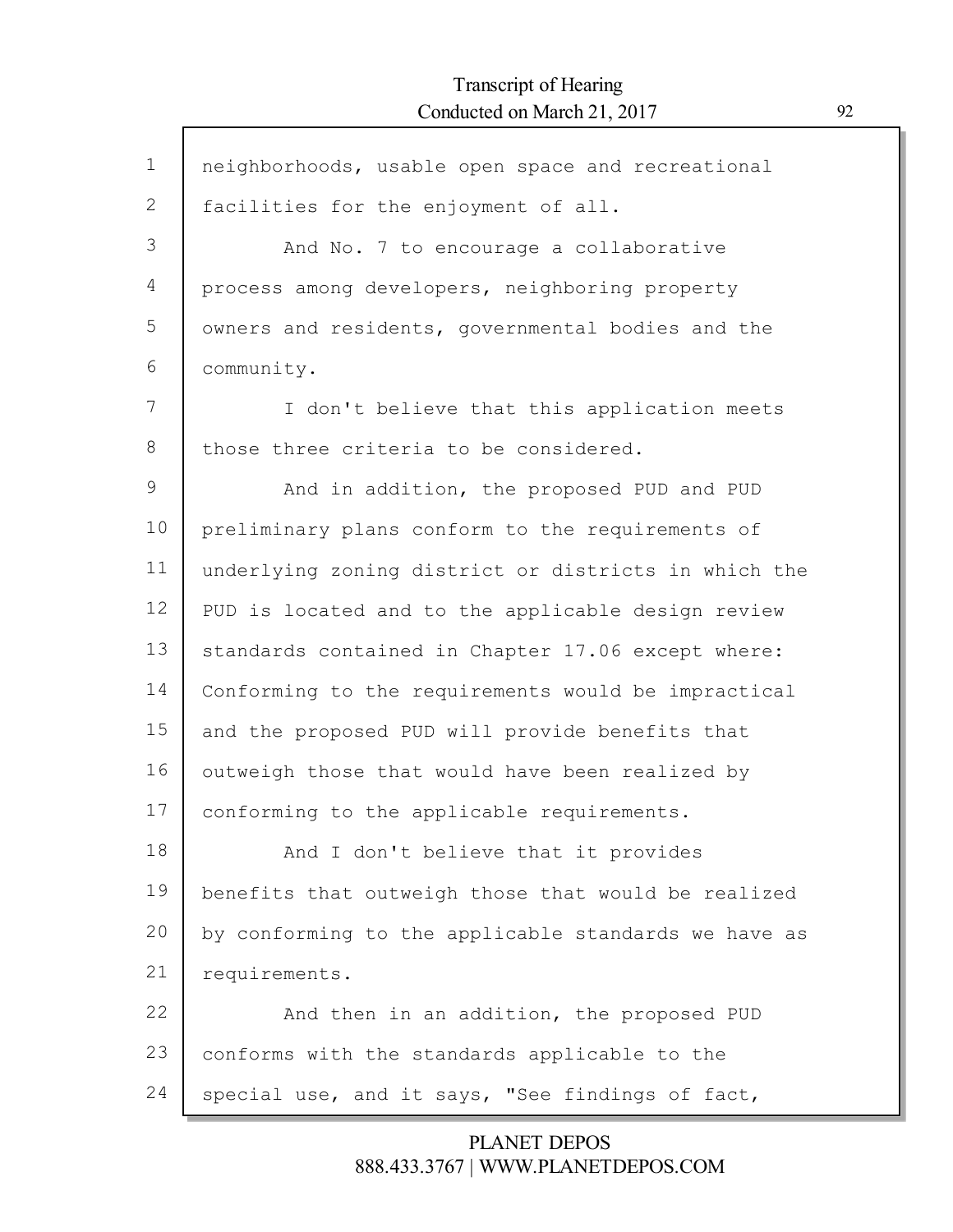neighborhoods, usable open space and recreational facilities for the enjoyment of all.

And No. 7 to encourage a collaborative process among developers, neighboring property owners and residents, governmental bodies and the community.

I don't believe that this application meets those three criteria to be considered.

And in addition, the proposed PUD and PUD preliminary plans conform to the requirements of underlying zoning district or districts in which the PUD is located and to the applicable design review standards contained in Chapter 17.06 except where: Conforming to the requirements would be impractical and the proposed PUD will provide benefits that outweigh those that would have been realized by conforming to the applicable requirements.

And I don't believe that it provides benefits that outweigh those that would be realized by conforming to the applicable standards we have as requirements.

And then in an addition, the proposed PUD conforms with the standards applicable to the special use, and it says, "See findings of fact,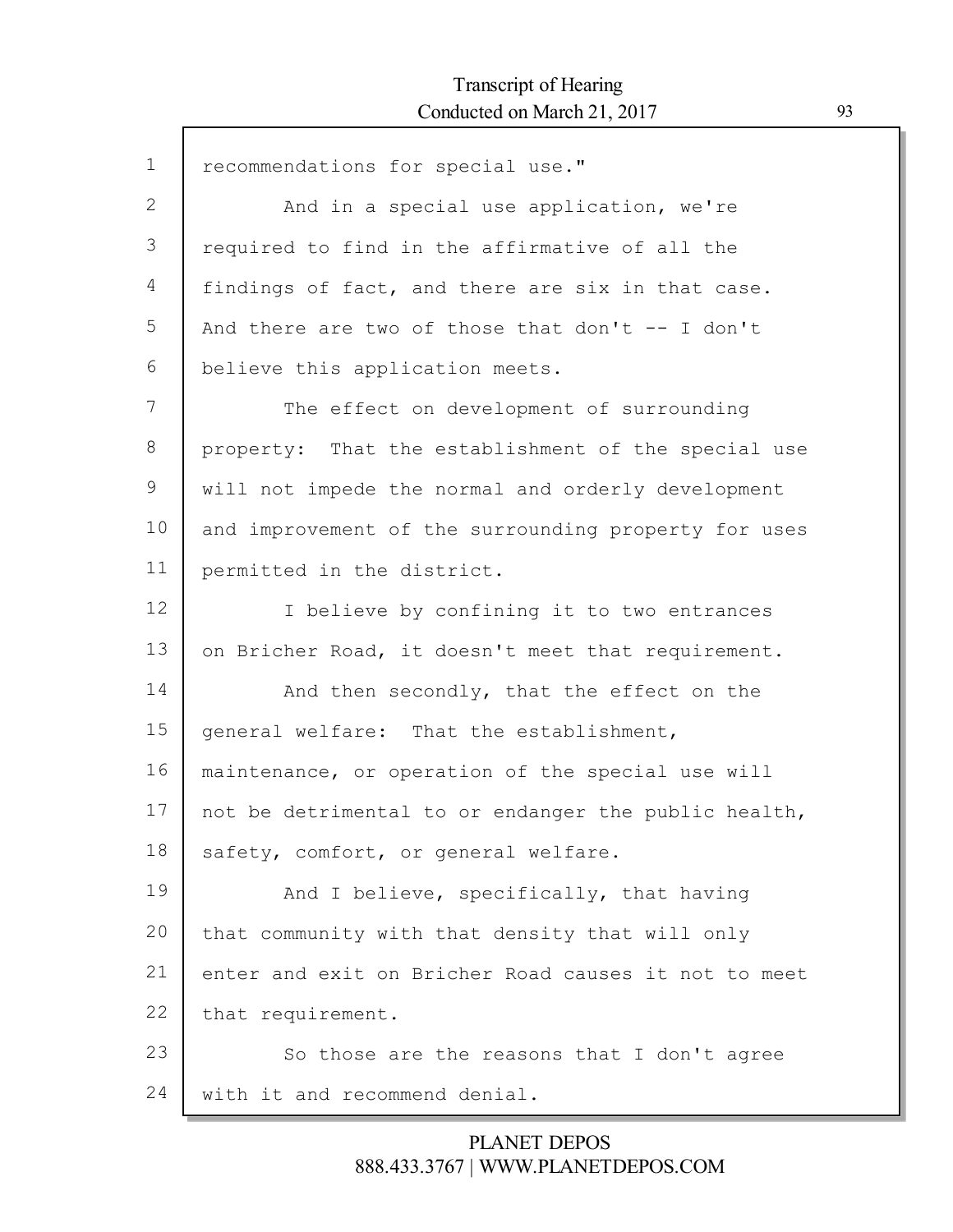recommendations for special use."

And in a special use application, we're required to find in the affirmative of all the findings of fact, and there are six in that case. And there are two of those that don't -- I don't believe this application meets.

The effect on development of surrounding property: That the establishment of the special use will not impede the normal and orderly development and improvement of the surrounding property for uses permitted in the district.

I believe by confining it to two entrances on Bricher Road, it doesn't meet that requirement.

And then secondly, that the effect on the general welfare: That the establishment, maintenance, or operation of the special use will not be detrimental to or endanger the public health, safety, comfort, or general welfare.

And I believe, specifically, that having that community with that density that will only enter and exit on Bricher Road causes it not to meet that requirement.

So those are the reasons that I don't agree with it and recommend denial.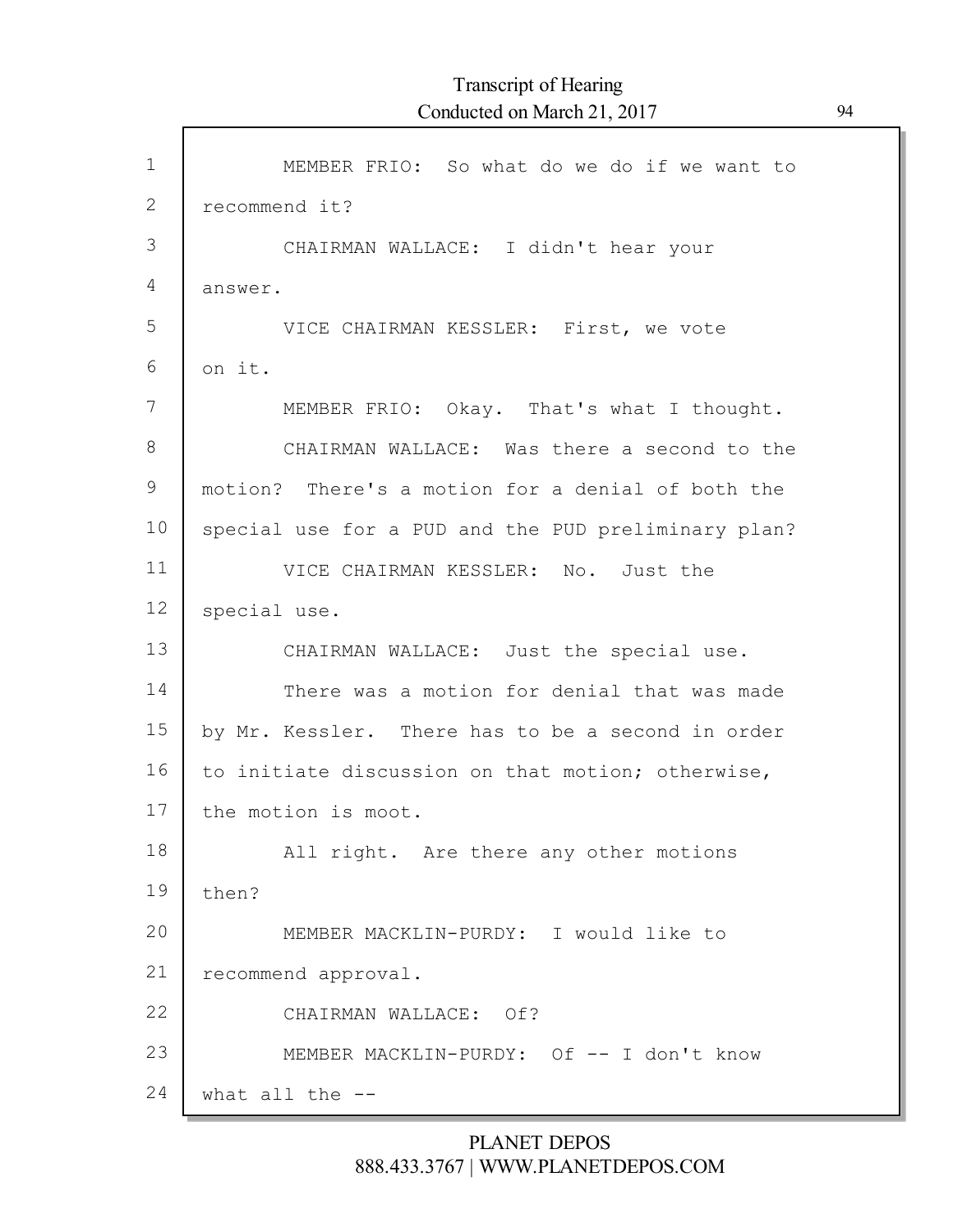MEMBER FRIO: So what do we do if we want to recommend it?

CHAIRMAN WALLACE: I didn't hear your answer.

VICE CHAIRMAN KESSLER: First, we vote on it.

MEMBER FRIO: Okay. That's what I thought.

CHAIRMAN WALLACE: Was there a second to the motion? There's a motion for a denial of both the special use for a PUD and the PUD preliminary plan?

VICE CHAIRMAN KESSLER: No. Just the special use.

CHAIRMAN WALLACE: Just the special use.

There was a motion for denial that was made by Mr. Kessler. There has to be a second in order to initiate discussion on that motion; otherwise, the motion is moot.

All right. Are there any other motions then?

MEMBER MACKLIN-PURDY: I would like to recommend approval.

CHAIRMAN WALLACE: Of?

MEMBER MACKLIN-PURDY: Of -- I don't know what all the --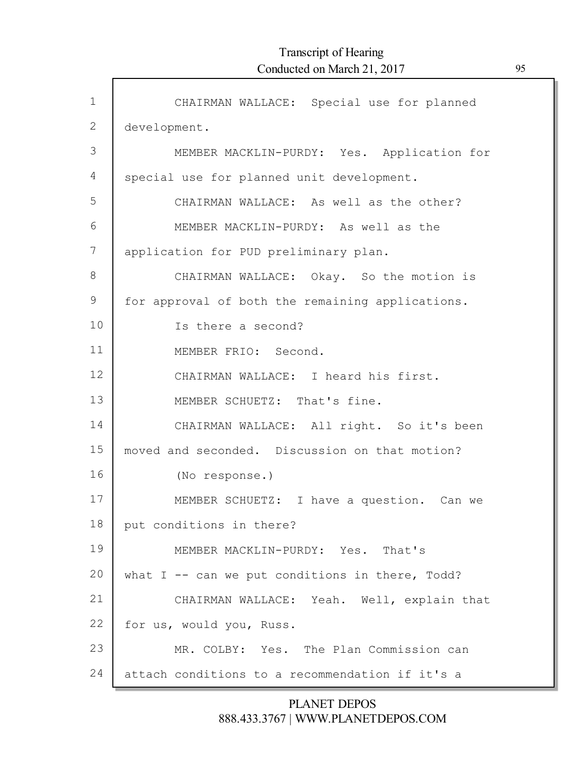CHAIRMAN WALLACE: Special use for planned development.

MEMBER MACKLIN-PURDY: Yes. Application for special use for planned unit development.

CHAIRMAN WALLACE: As well as the other?

MEMBER MACKLIN-PURDY: As well as the application for PUD preliminary plan.

CHAIRMAN WALLACE: Okay. So the motion is for approval of both the remaining applications.

Is there a second?

MEMBER FRIO: Second.

CHAIRMAN WALLACE: I heard his first.

MEMBER SCHUETZ: That's fine.

CHAIRMAN WALLACE: All right. So it's been moved and seconded. Discussion on that motion?

(No response.)

MEMBER SCHUETZ: I have a question. Can we put conditions in there?

MEMBER MACKLIN-PURDY: Yes. That's what I -- can we put conditions in there, Todd?

CHAIRMAN WALLACE: Yeah. Well, explain that for us, would you, Russ.

MR. COLBY: Yes. The Plan Commission can attach conditions to a recommendation if it's a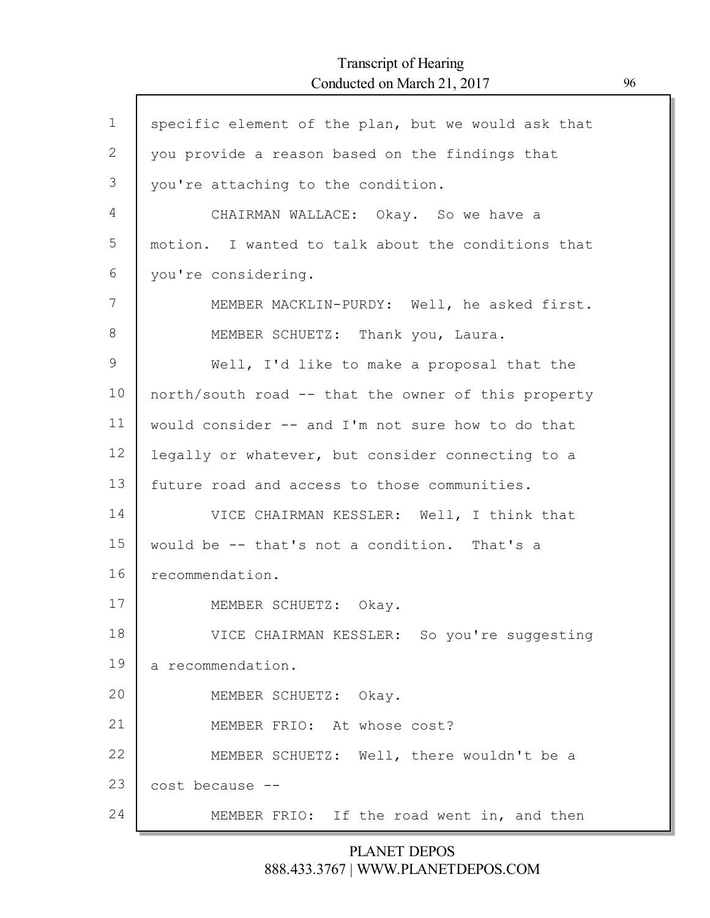specific element of the plan, but we would ask that you provide a reason based on the findings that you're attaching to the condition.

CHAIRMAN WALLACE: Okay. So we have a motion. I wanted to talk about the conditions that you're considering.

MEMBER MACKLIN-PURDY: Well, he asked first.

MEMBER SCHUETZ: Thank you, Laura.

Well, I'd like to make a proposal that the north/south road -- that the owner of this property would consider -- and I'm not sure how to do that legally or whatever, but consider connecting to a future road and access to those communities.

VICE CHAIRMAN KESSLER: Well, I think that would be -- that's not a condition. That's a recommendation.

MEMBER SCHUETZ: Okay.

VICE CHAIRMAN KESSLER: So you're suggesting a recommendation.

MEMBER SCHUETZ: Okay.

MEMBER FRIO: At whose cost?

MEMBER SCHUETZ: Well, there wouldn't be a cost because --

MEMBER FRIO: If the road went in, and then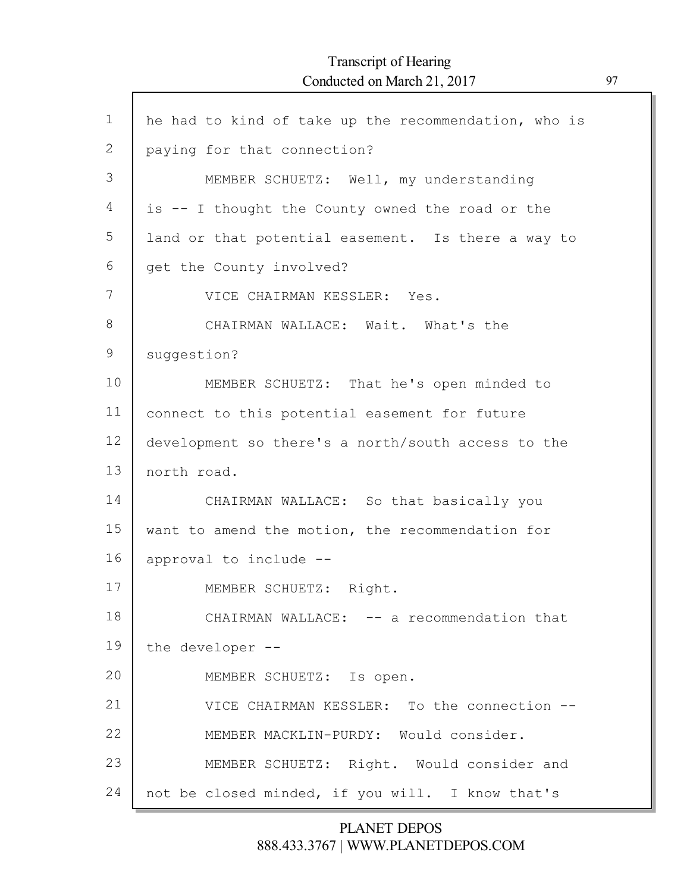he had to kind of take up the recommendation, who is paying for that connection?

MEMBER SCHUETZ: Well, my understanding is -- I thought the County owned the road or the land or that potential easement. Is there a way to get the County involved?

VICE CHAIRMAN KESSLER: Yes.

CHAIRMAN WALLACE: Wait. What's the suggestion?

MEMBER SCHUETZ: That he's open minded to connect to this potential easement for future development so there's a north/south access to the north road.

CHAIRMAN WALLACE: So that basically you want to amend the motion, the recommendation for approval to include --

MEMBER SCHUETZ: Right.

CHAIRMAN WALLACE: -- a recommendation that the developer --

MEMBER SCHUETZ: Is open.

VICE CHAIRMAN KESSLER: To the connection --

MEMBER MACKLIN-PURDY: Would consider.

MEMBER SCHUETZ: Right. Would consider and not be closed minded, if you will. I know that's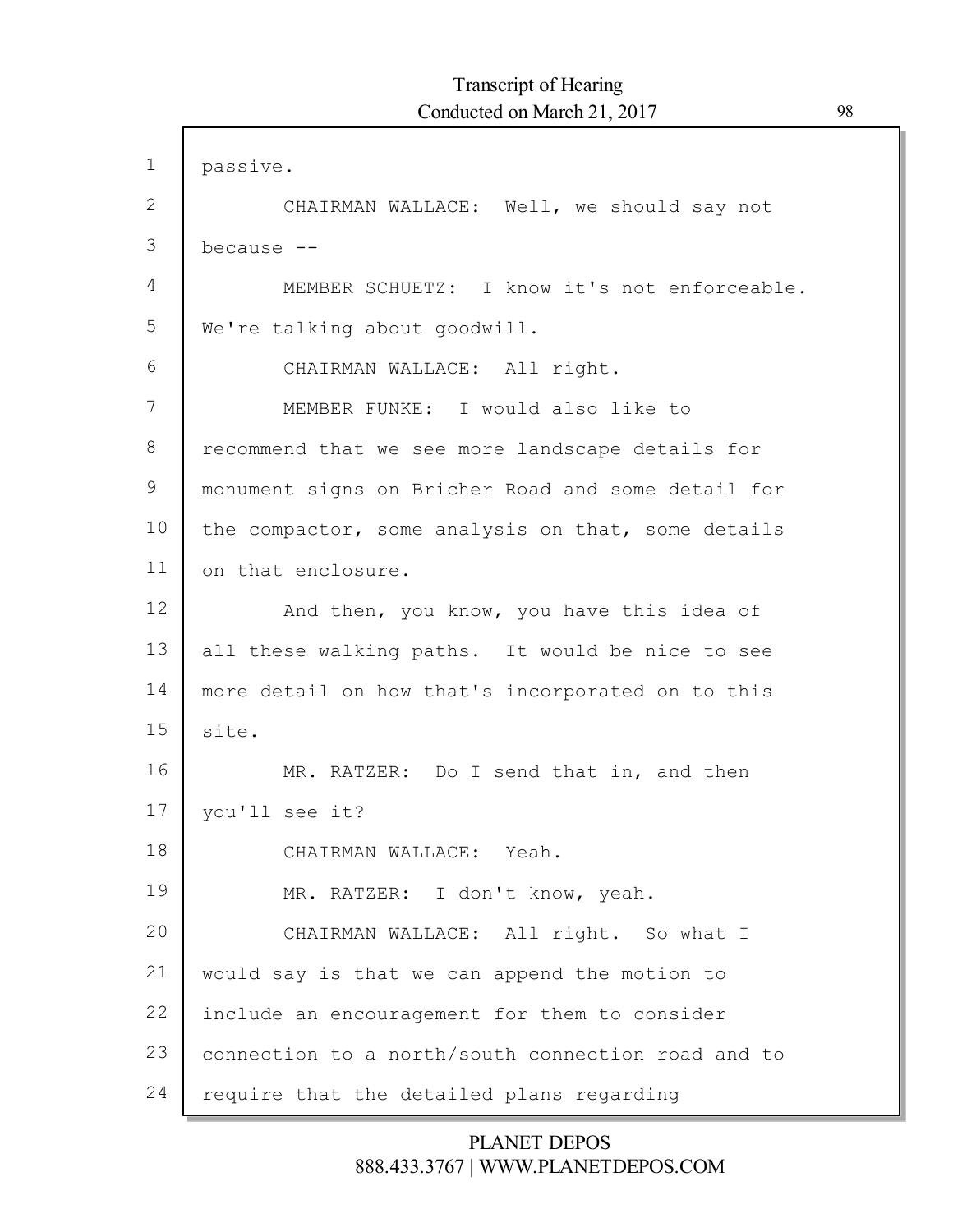passive.

CHAIRMAN WALLACE: Well, we should say not because --

MEMBER SCHUETZ: I know it's not enforceable. We're talking about goodwill.

CHAIRMAN WALLACE: All right.

MEMBER FUNKE: I would also like to recommend that we see more landscape details for monument signs on Bricher Road and some detail for the compactor, some analysis on that, some details on that enclosure.

And then, you know, you have this idea of all these walking paths. It would be nice to see more detail on how that's incorporated on to this site.

MR. RATZER: Do I send that in, and then you'll see it?

CHAIRMAN WALLACE: Yeah.

MR. RATZER: I don't know, yeah.

CHAIRMAN WALLACE: All right. So what I would say is that we can append the motion to include an encouragement for them to consider connection to a north/south connection road and to require that the detailed plans regarding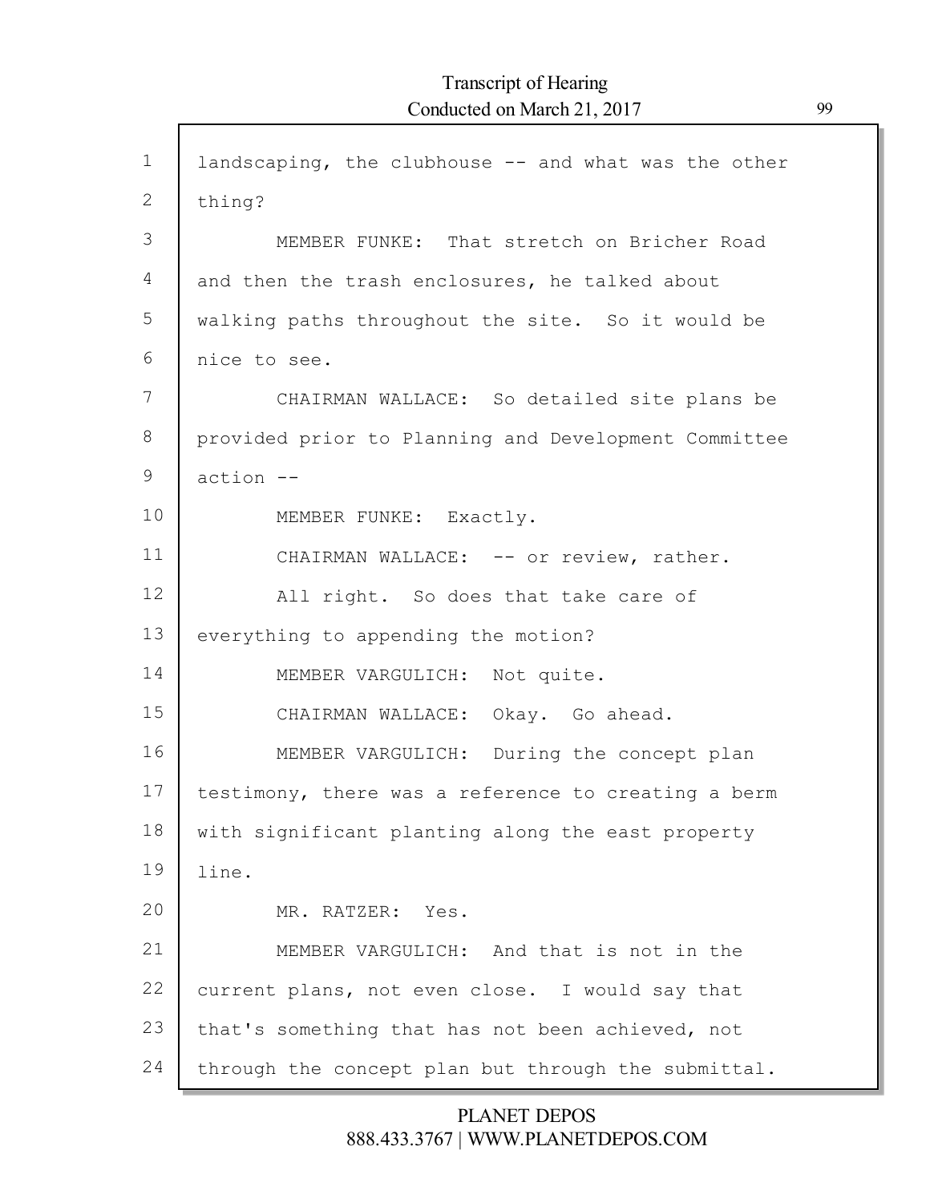landscaping, the clubhouse -- and what was the other thing?

MEMBER FUNKE: That stretch on Bricher Road and then the trash enclosures, he talked about walking paths throughout the site. So it would be nice to see.

CHAIRMAN WALLACE: So detailed site plans be provided prior to Planning and Development Committee action --

MEMBER FUNKE: Exactly.

CHAIRMAN WALLACE: -- or review, rather.

All right. So does that take care of everything to appending the motion?

MEMBER VARGULICH: Not quite.

CHAIRMAN WALLACE: Okay. Go ahead.

MEMBER VARGULICH: During the concept plan testimony, there was a reference to creating a berm with significant planting along the east property line.

MR. RATZER: Yes.

MEMBER VARGULICH: And that is not in the current plans, not even close. I would say that that's something that has not been achieved, not through the concept plan but through the submittal.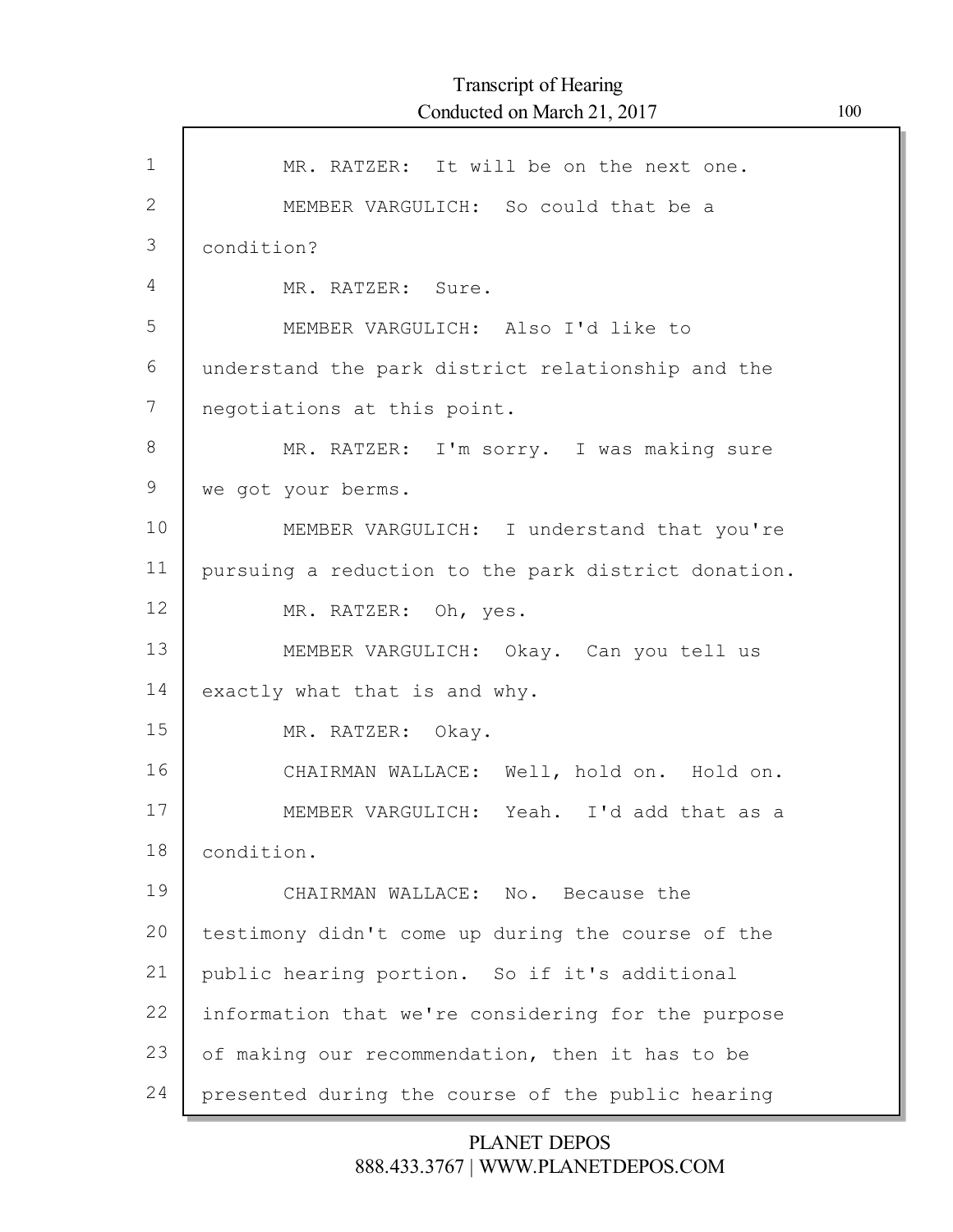MR. RATZER: It will be on the next one.

MEMBER VARGULICH: So could that be a condition?

MR. RATZER: Sure.

MEMBER VARGULICH: Also I'd like to understand the park district relationship and the negotiations at this point.

MR. RATZER: I'm sorry. I was making sure we got your berms.

MEMBER VARGULICH: I understand that you're pursuing a reduction to the park district donation.

MR. RATZER: Oh, yes.

MEMBER VARGULICH: Okay. Can you tell us exactly what that is and why.

MR. RATZER: Okay.

CHAIRMAN WALLACE: Well, hold on. Hold on.

MEMBER VARGULICH: Yeah. I'd add that as a condition.

CHAIRMAN WALLACE: No. Because the testimony didn't come up during the course of the public hearing portion. So if it's additional information that we're considering for the purpose of making our recommendation, then it has to be presented during the course of the public hearing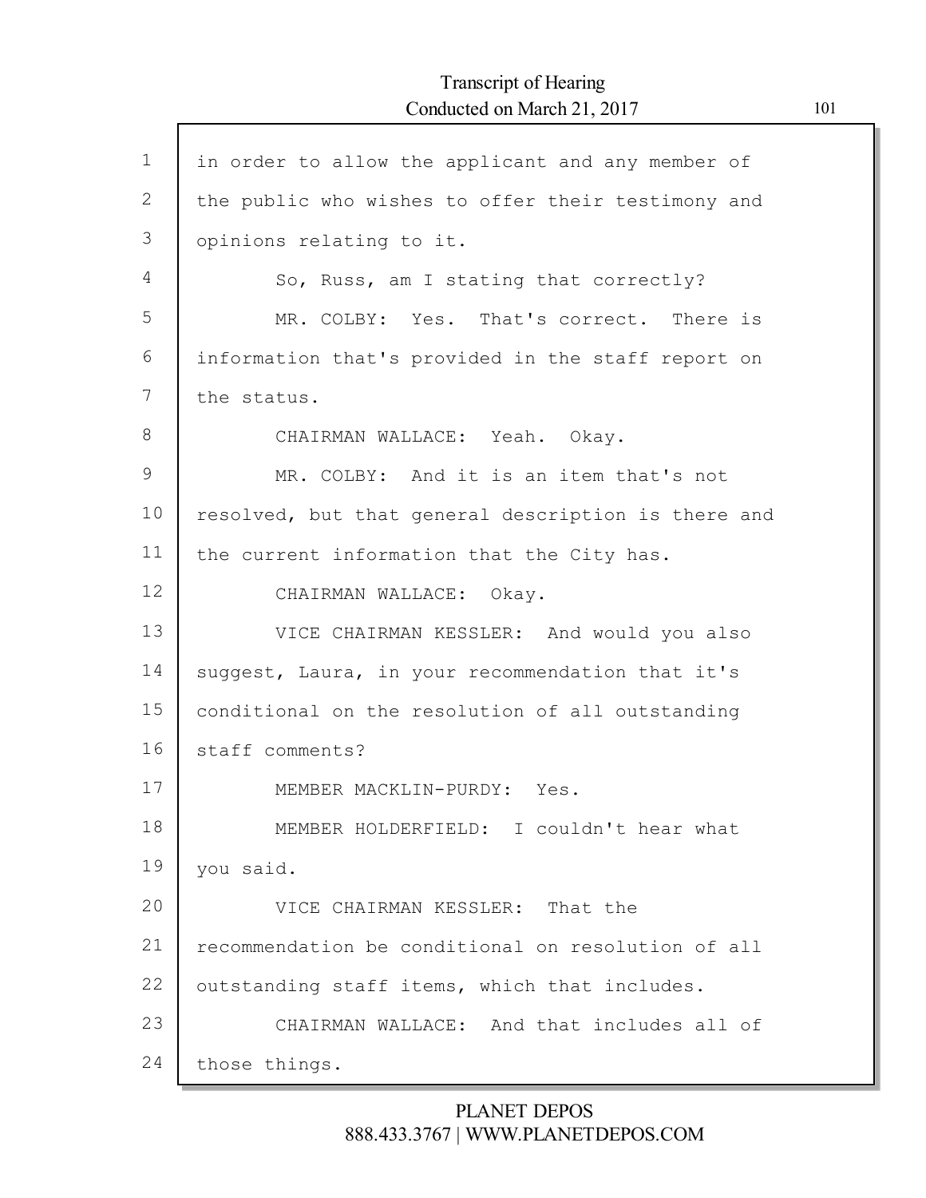in order to allow the applicant and any member of the public who wishes to offer their testimony and opinions relating to it.

So, Russ, am I stating that correctly?

MR. COLBY: Yes. That's correct. There is information that's provided in the staff report on the status.

CHAIRMAN WALLACE: Yeah. Okay.

MR. COLBY: And it is an item that's not resolved, but that general description is there and the current information that the City has.

CHAIRMAN WALLACE: Okay.

VICE CHAIRMAN KESSLER: And would you also suggest, Laura, in your recommendation that it's conditional on the resolution of all outstanding staff comments?

MEMBER MACKLIN-PURDY: Yes.

MEMBER HOLDERFIELD: I couldn't hear what you said.

VICE CHAIRMAN KESSLER: That the recommendation be conditional on resolution of all outstanding staff items, which that includes.

CHAIRMAN WALLACE: And that includes all of those things.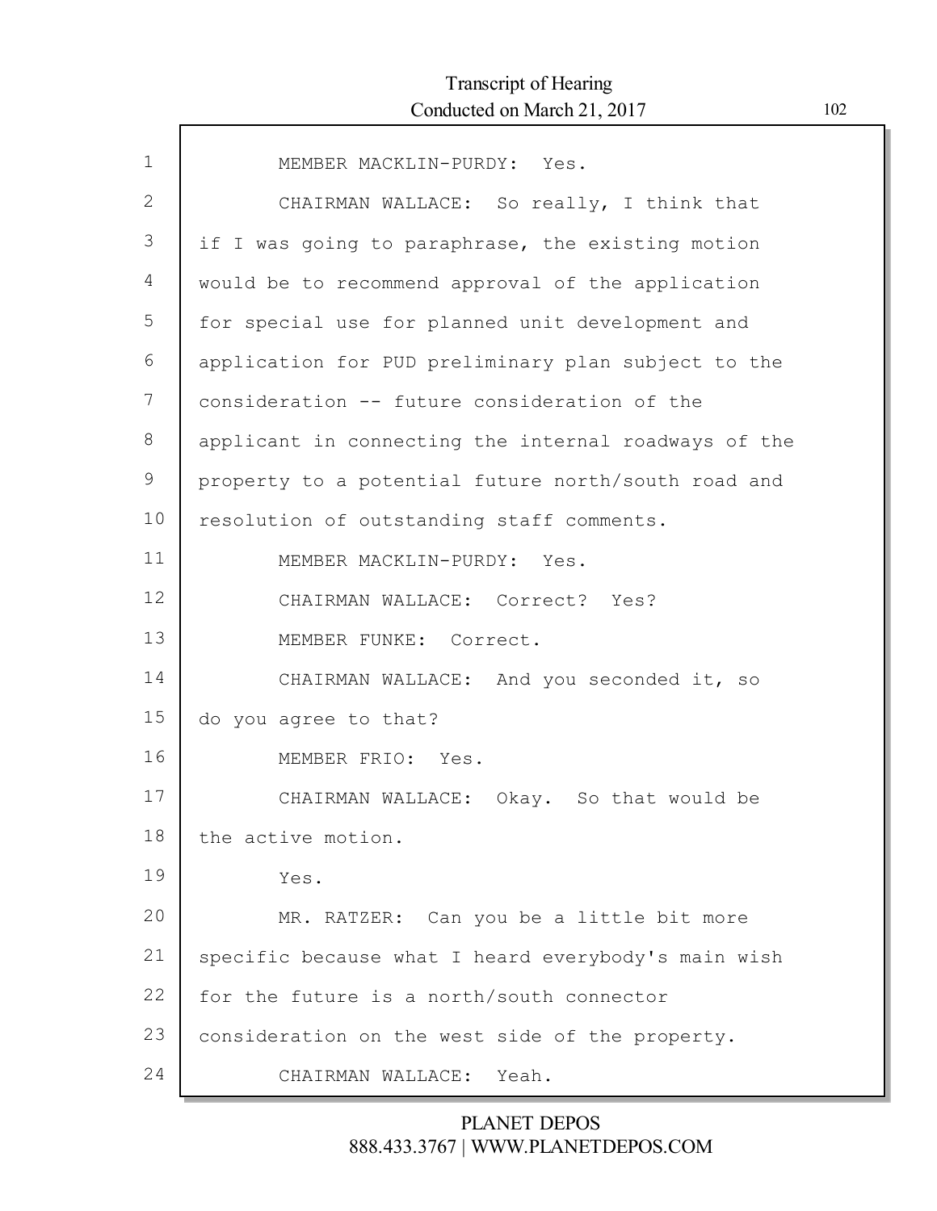1 MEMBER MACKLIN-PURDY: Yes.

2 CHAIRMAN WALLACE: So really, I think that

3 if I was going to paraphrase, the existing motion

4 would be to recommend approval of the application

5 for special use for planned unit development and

6 application for PUD preliminary plan subject to the

7 consideration -- future consideration of the

8 applicant in connecting the internal roadways of the

9 property to a potential future north/south road and

10 resolution of outstanding staff comments.

11 MEMBER MACKLIN-PURDY: Yes.

12 CHAIRMAN WALLACE: Correct? Yes?

13 MEMBER FUNKE: Correct.

14 CHAIRMAN WALLACE: And you seconded it, so

15 do you agree to that?

16 MEMBER FRIO: Yes.

17 CHAIRMAN WALLACE: Okay. So that would be

18 the active motion.

19 Yes.

20 MR. RATZER: Can you be a little bit more

21 specific because what I heard everybody's main wish

22 for the future is a north/south connector

23 consideration on the west side of the property.

24 CHAIRMAN WALLACE: Yeah.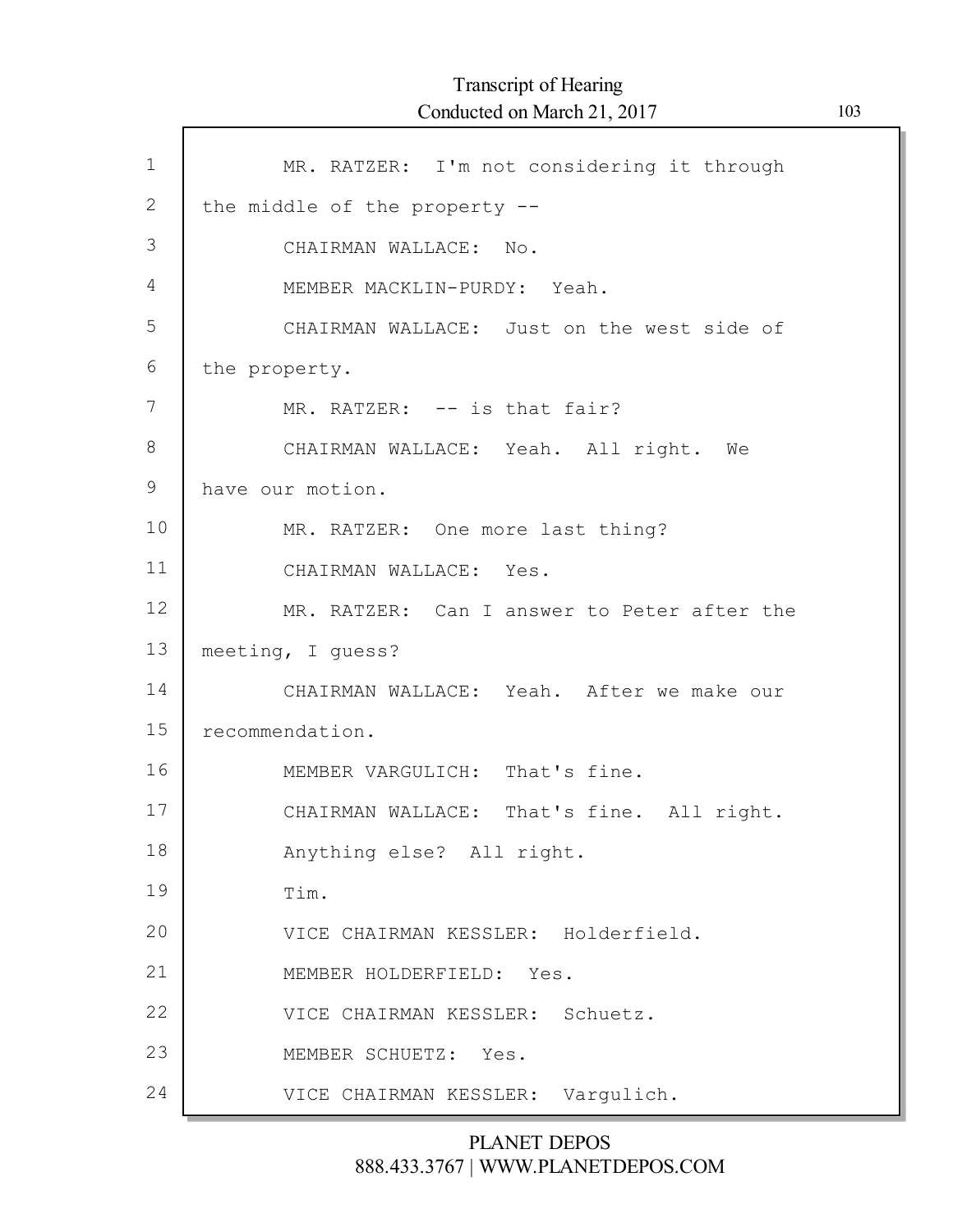1 MR. RATZER: I'm not considering it through
2 the middle of the property --
3 CHAIRMAN WALLACE: No.
4 MEMBER MACKLIN-PURDY: Yeah.
5 CHAIRMAN WALLACE: Just on the west side of
6 the property.
7 MR. RATZER: -- is that fair?
8 CHAIRMAN WALLACE: Yeah. All right. We
9 have our motion.
10 MR. RATZER: One more last thing?
11 CHAIRMAN WALLACE: Yes.
12 MR. RATZER: Can I answer to Peter after the
13 meeting, I guess?
14 CHAIRMAN WALLACE: Yeah. After we make our
15 recommendation.
16 MEMBER VARGULICH: That's fine.
17 CHAIRMAN WALLACE: That's fine. All right.
18 Anything else? All right.
19 Tim.
20 VICE CHAIRMAN KESSLER: Holderfield.
21 MEMBER HOLDERFIELD: Yes.
22 VICE CHAIRMAN KESSLER: Schuetz.
23 MEMBER SCHUETZ: Yes.
24 VICE CHAIRMAN KESSLER: Vargulich.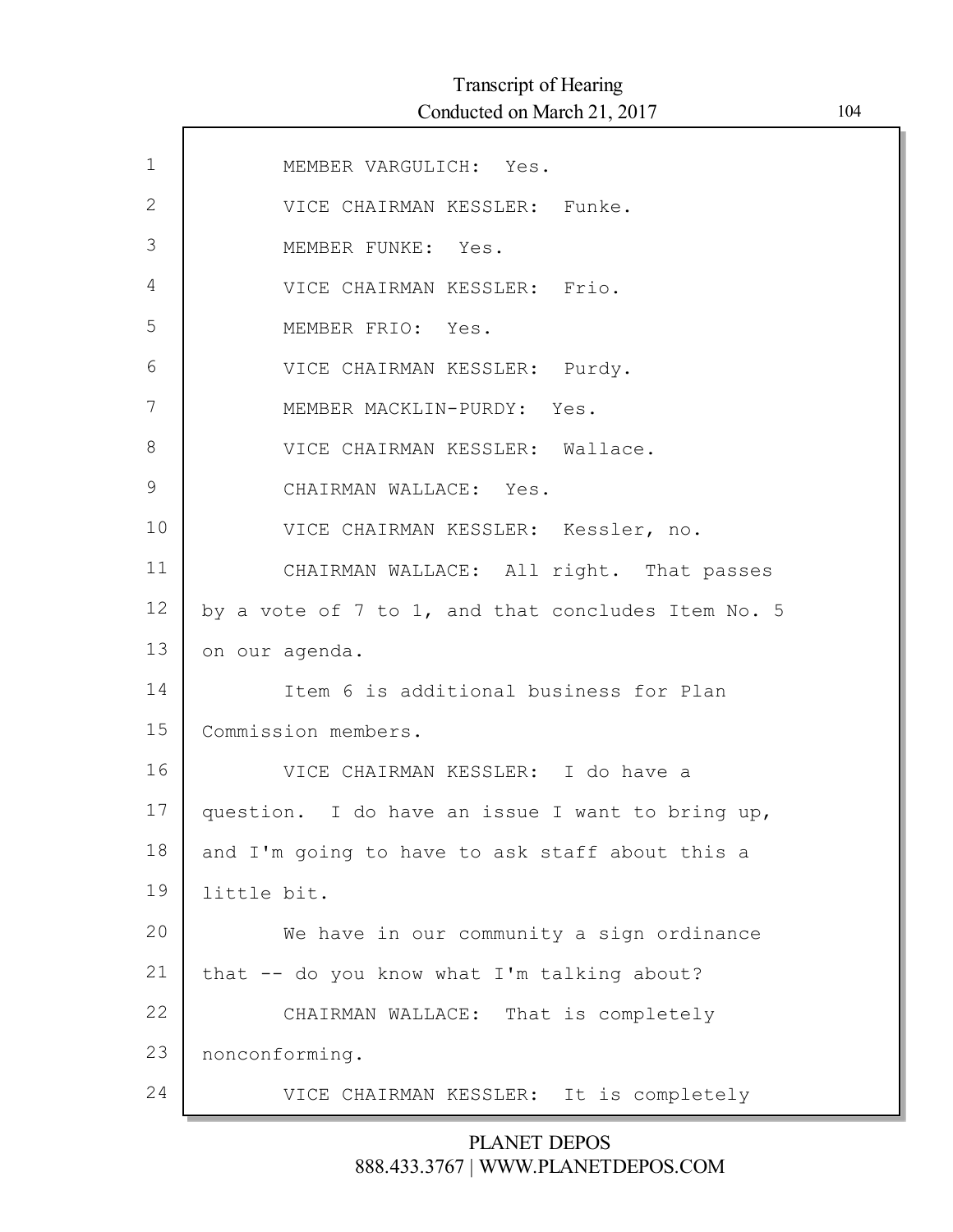MEMBER VARGULICH: Yes.

VICE CHAIRMAN KESSLER: Funke.

MEMBER FUNKE: Yes.

VICE CHAIRMAN KESSLER: Frio.

MEMBER FRIO: Yes.

VICE CHAIRMAN KESSLER: Purdy.

MEMBER MACKLIN-PURDY: Yes.

VICE CHAIRMAN KESSLER: Wallace.

CHAIRMAN WALLACE: Yes.

VICE CHAIRMAN KESSLER: Kessler, no.

CHAIRMAN WALLACE: All right. That passes by a vote of 7 to 1, and that concludes Item No. 5 on our agenda.

Item 6 is additional business for Plan Commission members.

VICE CHAIRMAN KESSLER: I do have a question. I do have an issue I want to bring up, and I'm going to have to ask staff about this a little bit.

We have in our community a sign ordinance that -- do you know what I'm talking about?

CHAIRMAN WALLACE: That is completely nonconforming.

VICE CHAIRMAN KESSLER: It is completely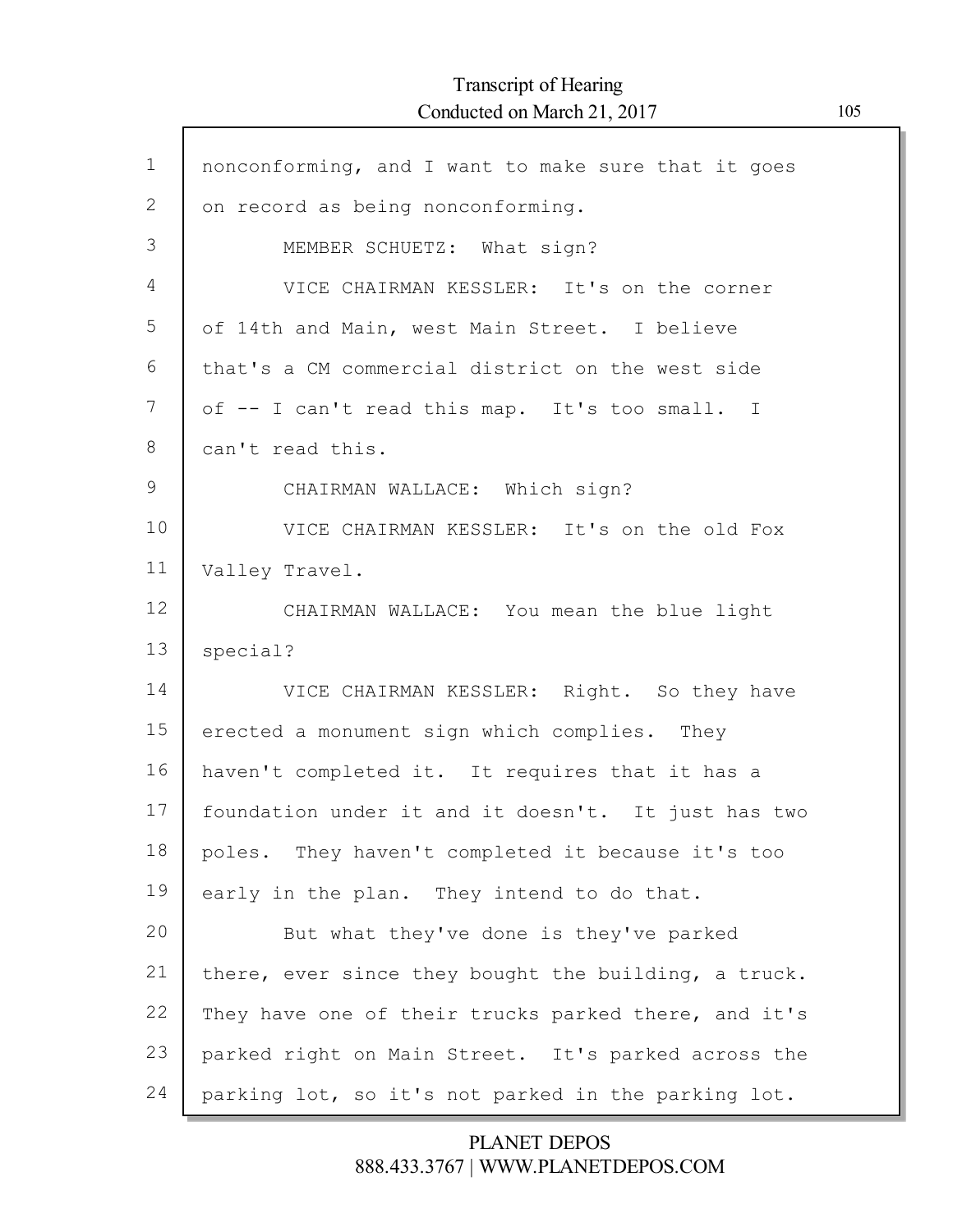nonconforming, and I want to make sure that it goes on record as being nonconforming.

MEMBER SCHUETZ: What sign?

VICE CHAIRMAN KESSLER: It's on the corner of 14th and Main, west Main Street. I believe that's a CM commercial district on the west side of -- I can't read this map. It's too small. I can't read this.

CHAIRMAN WALLACE: Which sign?

VICE CHAIRMAN KESSLER: It's on the old Fox Valley Travel.

CHAIRMAN WALLACE: You mean the blue light special?

VICE CHAIRMAN KESSLER: Right. So they have erected a monument sign which complies. They haven't completed it. It requires that it has a foundation under it and it doesn't. It just has two poles. They haven't completed it because it's too early in the plan. They intend to do that.

But what they've done is they've parked there, ever since they bought the building, a truck. They have one of their trucks parked there, and it's parked right on Main Street. It's parked across the parking lot, so it's not parked in the parking lot.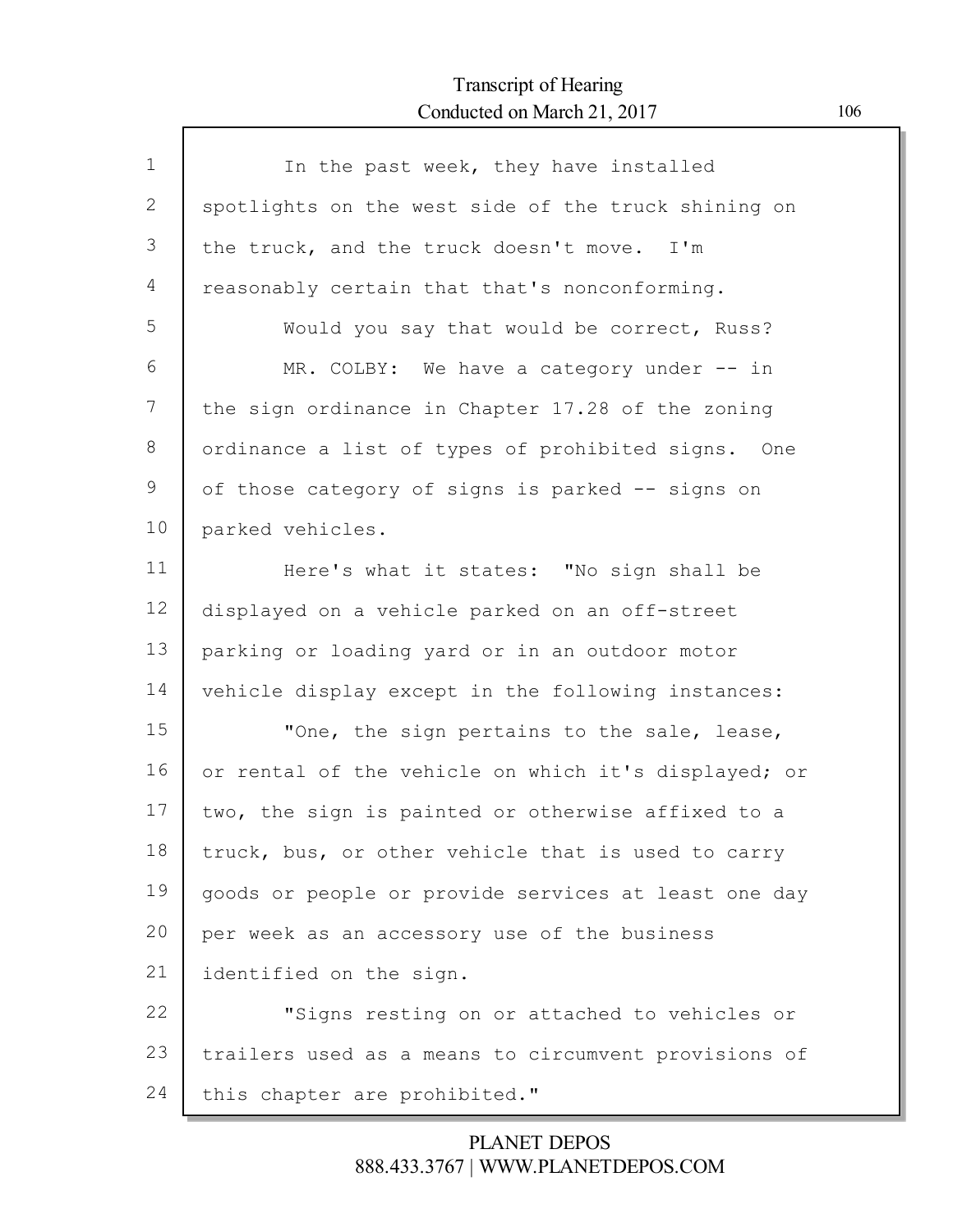In the past week, they have installed spotlights on the west side of the truck shining on the truck, and the truck doesn't move. I'm reasonably certain that that's nonconforming.

Would you say that would be correct, Russ?

MR. COLBY: We have a category under -- in the sign ordinance in Chapter 17.28 of the zoning ordinance a list of types of prohibited signs. One of those category of signs is parked -- signs on parked vehicles.

Here's what it states: "No sign shall be displayed on a vehicle parked on an off-street parking or loading yard or in an outdoor motor vehicle display except in the following instances:

"One, the sign pertains to the sale, lease, or rental of the vehicle on which it's displayed; or two, the sign is painted or otherwise affixed to a truck, bus, or other vehicle that is used to carry goods or people or provide services at least one day per week as an accessory use of the business identified on the sign.

"Signs resting on or attached to vehicles or trailers used as a means to circumvent provisions of this chapter are prohibited."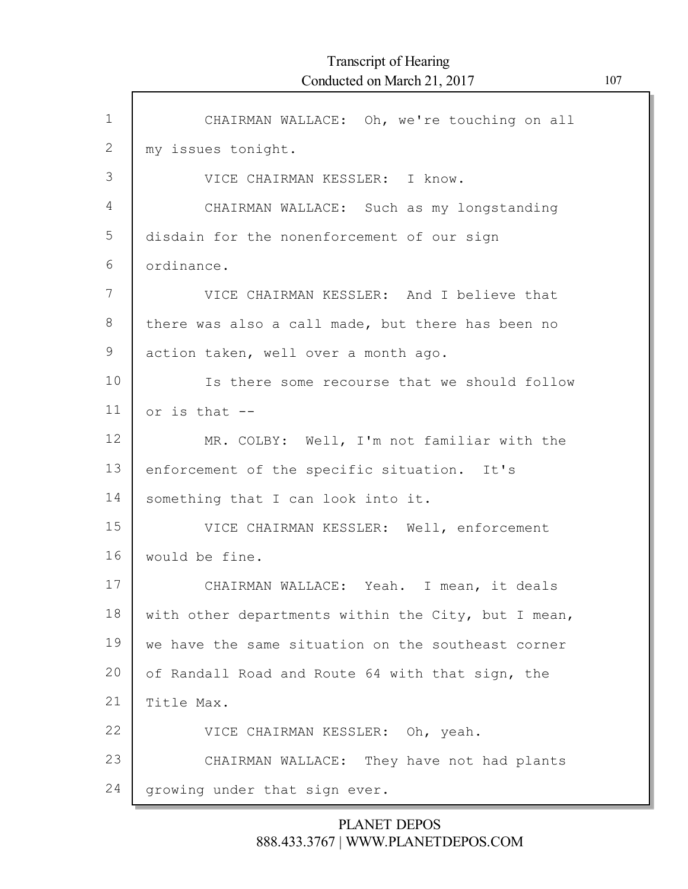CHAIRMAN WALLACE: Oh, we're touching on all my issues tonight.

VICE CHAIRMAN KESSLER: I know.

CHAIRMAN WALLACE: Such as my longstanding disdain for the nonenforcement of our sign ordinance.

VICE CHAIRMAN KESSLER: And I believe that there was also a call made, but there has been no action taken, well over a month ago.

Is there some recourse that we should follow or is that --

MR. COLBY: Well, I'm not familiar with the enforcement of the specific situation. It's something that I can look into it.

VICE CHAIRMAN KESSLER: Well, enforcement would be fine.

CHAIRMAN WALLACE: Yeah. I mean, it deals with other departments within the City, but I mean, we have the same situation on the southeast corner of Randall Road and Route 64 with that sign, the Title Max.

VICE CHAIRMAN KESSLER: Oh, yeah.

CHAIRMAN WALLACE: They have not had plants growing under that sign ever.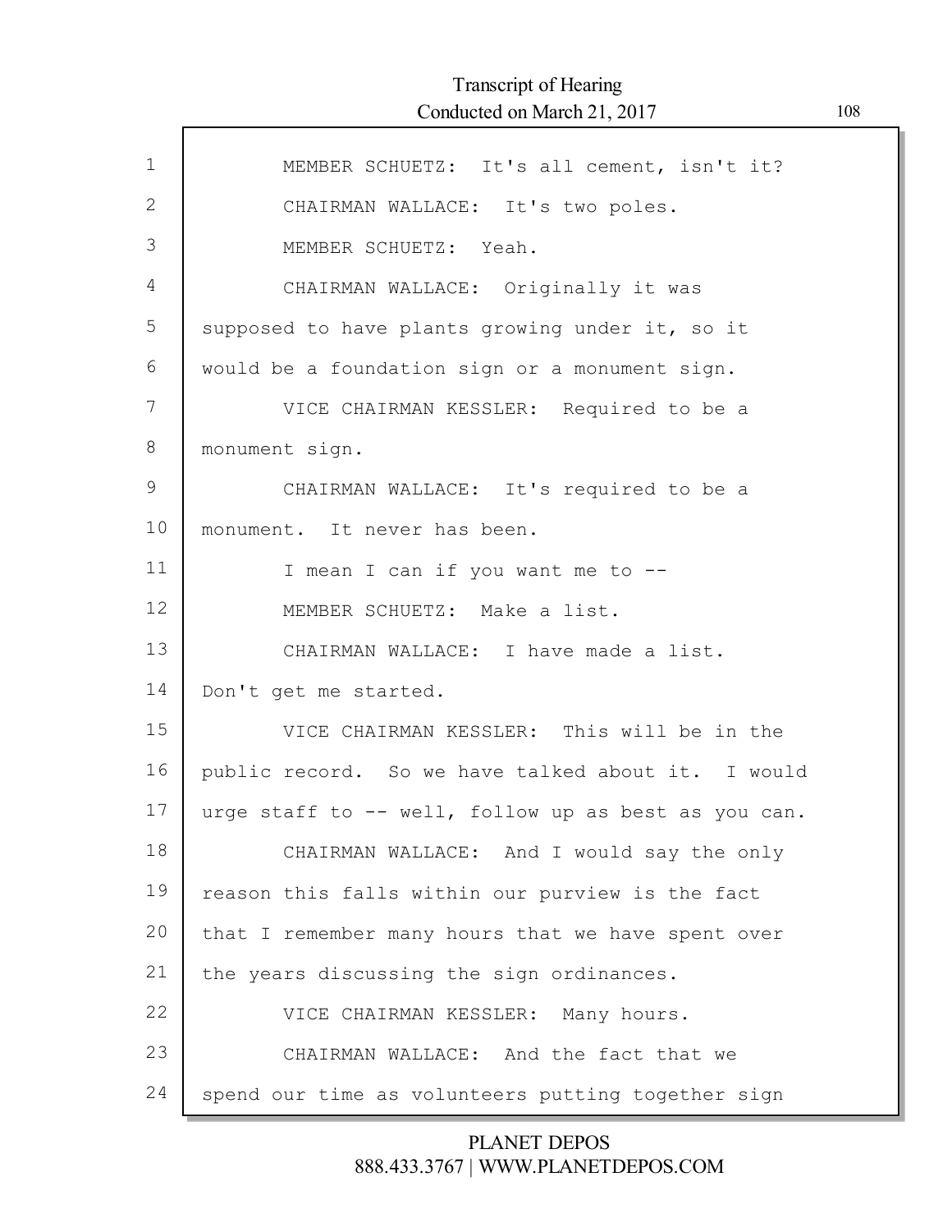MEMBER SCHUETZ: It's all cement, isn't it?

CHAIRMAN WALLACE: It's two poles.

MEMBER SCHUETZ: Yeah.

CHAIRMAN WALLACE: Originally it was supposed to have plants growing under it, so it would be a foundation sign or a monument sign.

VICE CHAIRMAN KESSLER: Required to be a monument sign.

CHAIRMAN WALLACE: It's required to be a monument. It never has been.

I mean I can if you want me to --

MEMBER SCHUETZ: Make a list.

CHAIRMAN WALLACE: I have made a list. Don't get me started.

VICE CHAIRMAN KESSLER: This will be in the public record. So we have talked about it. I would urge staff to -- well, follow up as best as you can.

CHAIRMAN WALLACE: And I would say the only reason this falls within our purview is the fact that I remember many hours that we have spent over the years discussing the sign ordinances.

VICE CHAIRMAN KESSLER: Many hours.

CHAIRMAN WALLACE: And the fact that we spend our time as volunteers putting together sign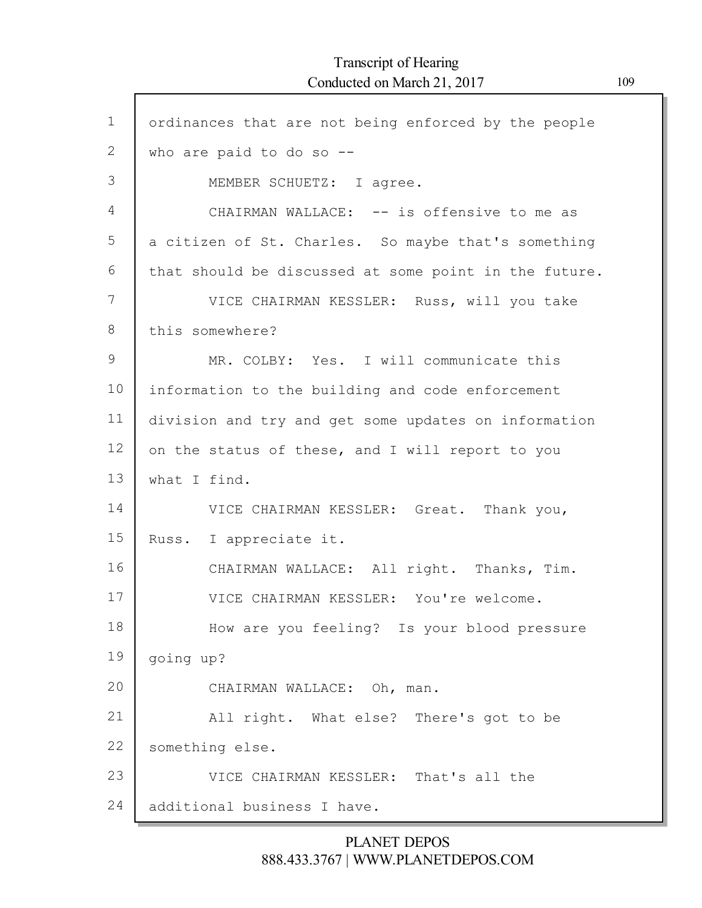ordinances that are not being enforced by the people who are paid to do so --

MEMBER SCHUETZ: I agree.

CHAIRMAN WALLACE: -- is offensive to me as a citizen of St. Charles. So maybe that's something that should be discussed at some point in the future.

VICE CHAIRMAN KESSLER: Russ, will you take this somewhere?

MR. COLBY: Yes. I will communicate this information to the building and code enforcement division and try and get some updates on information on the status of these, and I will report to you what I find.

VICE CHAIRMAN KESSLER: Great. Thank you, Russ. I appreciate it.

CHAIRMAN WALLACE: All right. Thanks, Tim.

VICE CHAIRMAN KESSLER: You're welcome.

How are you feeling? Is your blood pressure going up?

CHAIRMAN WALLACE: Oh, man.

All right. What else? There's got to be something else.

VICE CHAIRMAN KESSLER: That's all the additional business I have.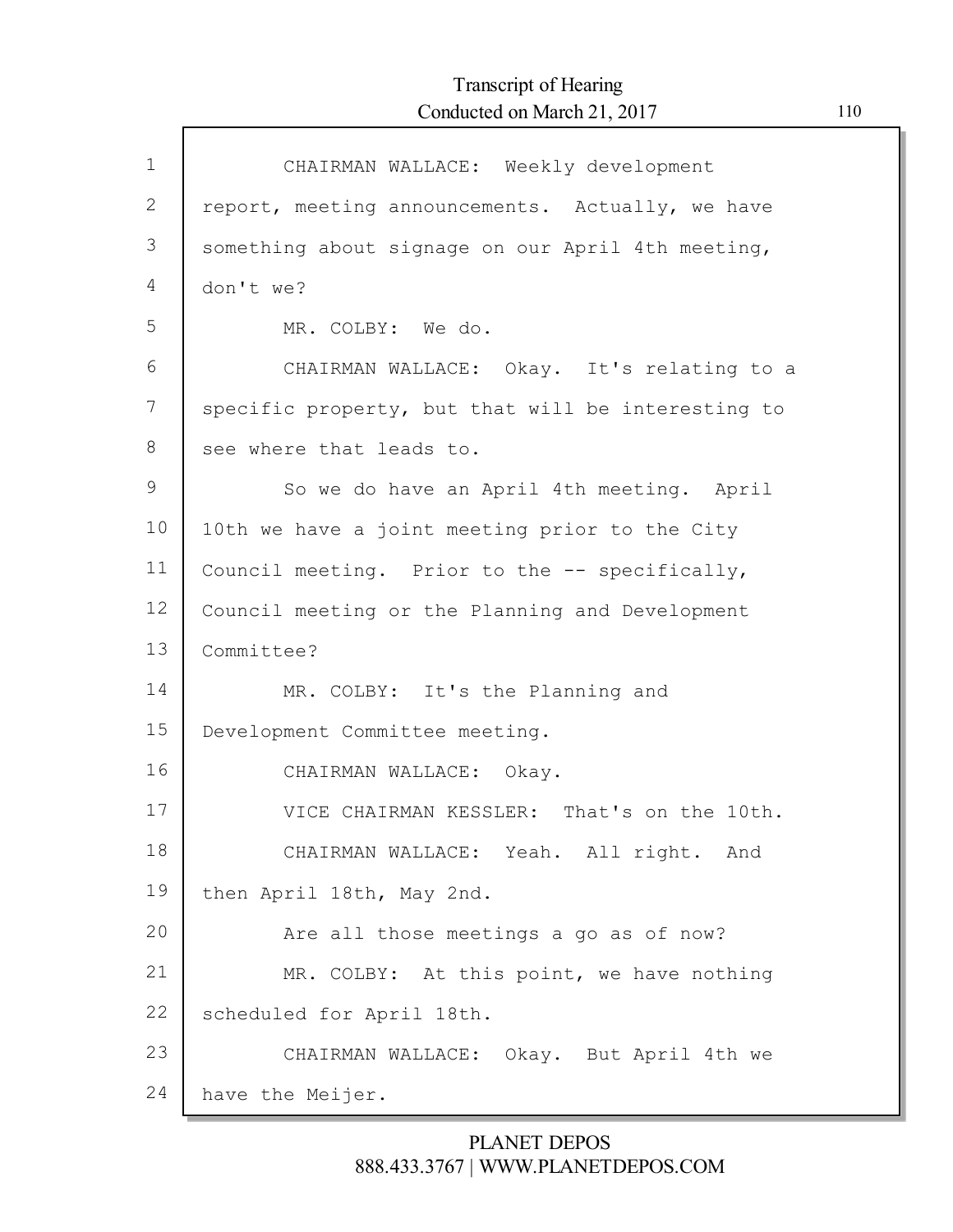CHAIRMAN WALLACE: Weekly development report, meeting announcements. Actually, we have something about signage on our April 4th meeting, don't we?

MR. COLBY: We do.

CHAIRMAN WALLACE: Okay. It's relating to a specific property, but that will be interesting to see where that leads to.

So we do have an April 4th meeting. April 10th we have a joint meeting prior to the City Council meeting. Prior to the -- specifically, Council meeting or the Planning and Development Committee?

MR. COLBY: It's the Planning and Development Committee meeting.

CHAIRMAN WALLACE: Okay.

VICE CHAIRMAN KESSLER: That's on the 10th.

CHAIRMAN WALLACE: Yeah. All right. And then April 18th, May 2nd.

Are all those meetings a go as of now?

MR. COLBY: At this point, we have nothing scheduled for April 18th.

CHAIRMAN WALLACE: Okay. But April 4th we have the Meijer.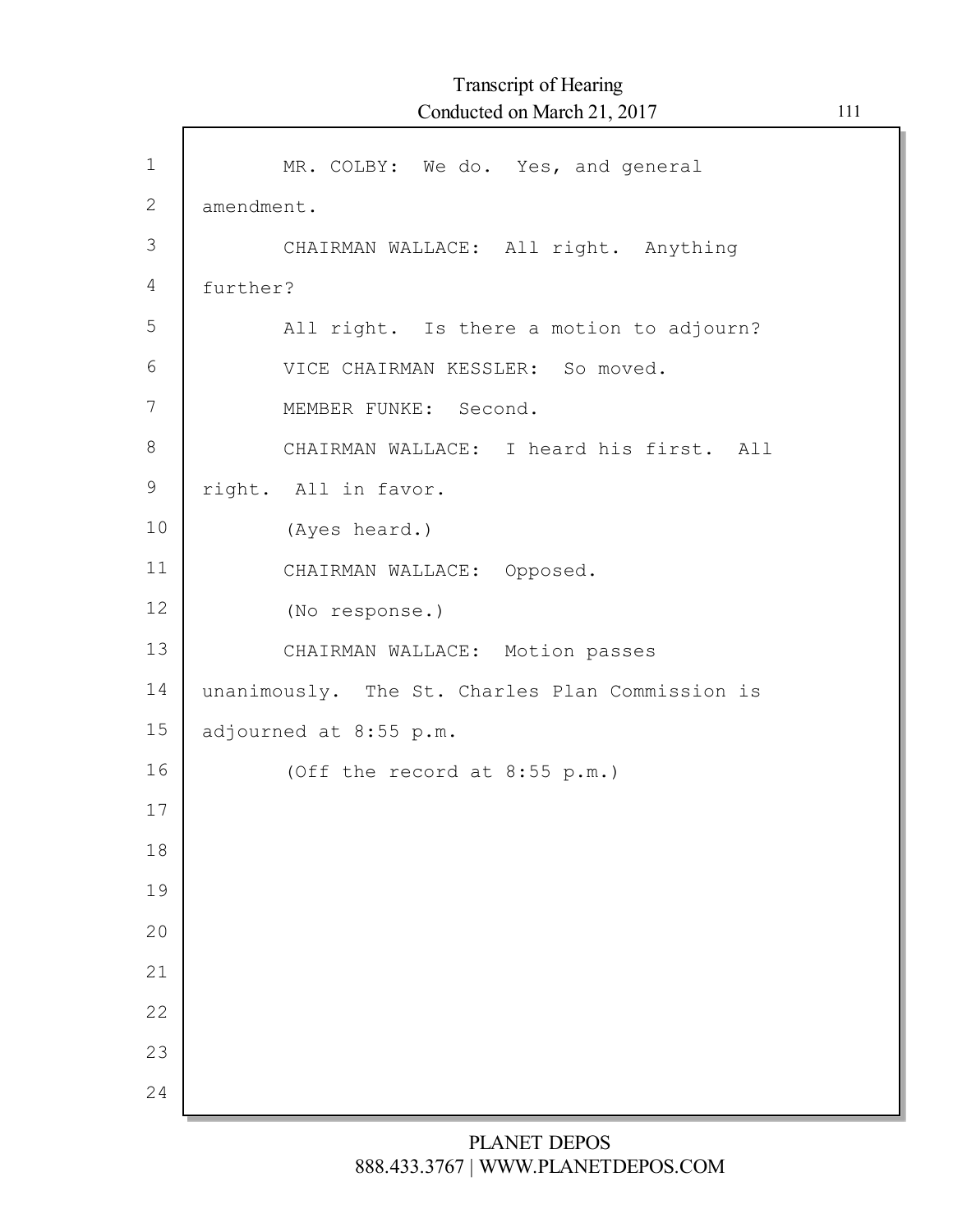MR. COLBY: We do. Yes, and general amendment.

CHAIRMAN WALLACE: All right. Anything further?

All right. Is there a motion to adjourn?

VICE CHAIRMAN KESSLER: So moved.

MEMBER FUNKE: Second.

CHAIRMAN WALLACE: I heard his first. All right. All in favor.

(Ayes heard.)

CHAIRMAN WALLACE: Opposed.

(No response.)

CHAIRMAN WALLACE: Motion passes unanimously. The St. Charles Plan Commission is adjourned at 8:55 p.m.

(Off the record at 8:55 p.m.)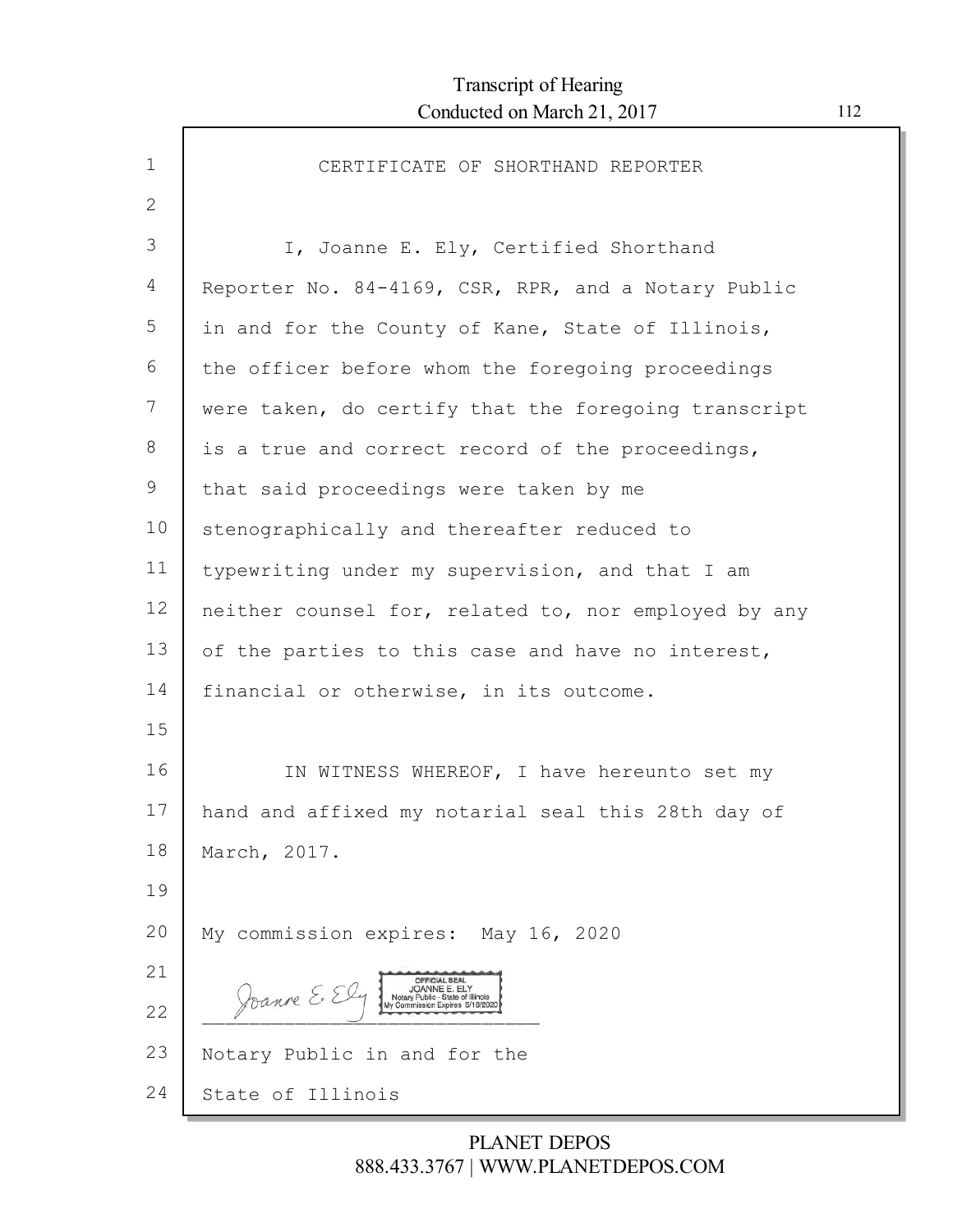# CERTIFICATE OF SHORTHAND REPORTER

I, Joanne E. Ely, Certified Shorthand Reporter No. 84-4169, CSR, RPR, and a Notary Public in and for the County of Kane, State of Illinois, the officer before whom the foregoing proceedings were taken, do certify that the foregoing transcript is a true and correct record of the proceedings, that said proceedings were taken by me stenographically and thereafter reduced to typewriting under my supervision, and that I am neither counsel for, related to, nor employed by any of the parties to this case and have no interest, financial or otherwise, in its outcome.

IN WITNESS WHEREOF, I have hereunto set my hand and affixed my notarial seal this 28th day of March, 2017.

My commission expires: May 16, 2020

Joanne E. Ely

OFFICIAL SEAL
JOANNE E. ELY
Notary Public - State of Illinois
My Commission Expires 5/16/2020

_______________________________

Notary Public in and for the
State of Illinois